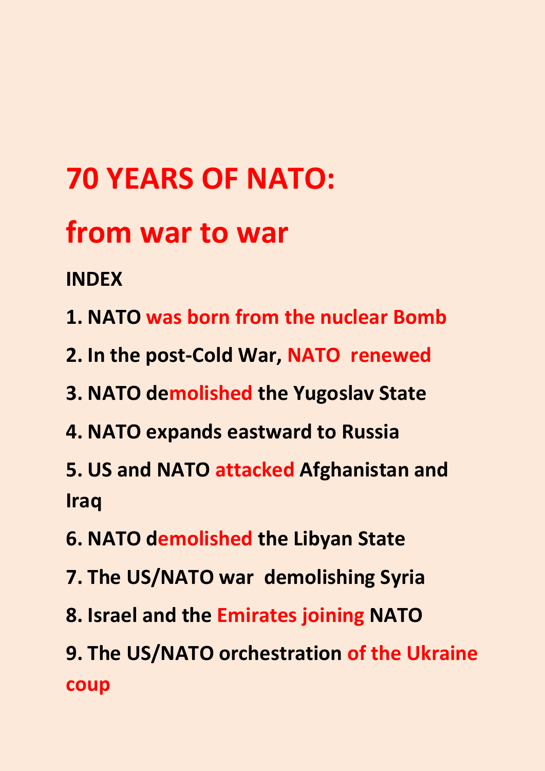# 70 YEARS OF NATO:

# from war to war

**INDEX**

**1. NATO was born from the nuclear Bomb**

**2. In the post-Cold War, NATO renewed**

**3. NATO demolished the Yugoslav State**

**4. NATO expands eastward to Russia**

**5. US and NATO attacked Afghanistan and Iraq**

**6. NATO demolished the Libyan State**

**7. The US/NATO war demolishing Syria**

**8. Israel and the Emirates joining NATO**

**9. The US/NATO orchestration of the Ukraine coup**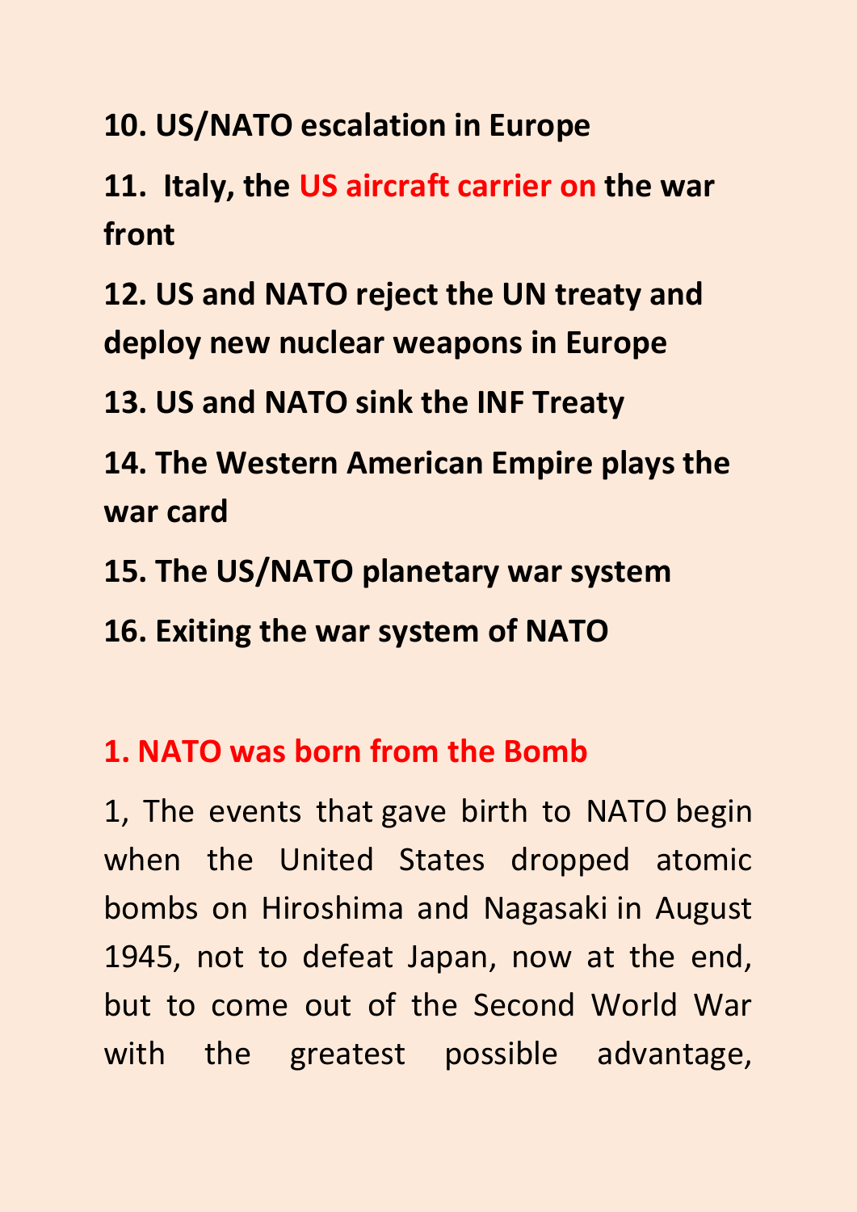**10. US/NATO escalation in Europe**

**11. Italy, the US aircraft carrier on the war front**

**12. US and NATO reject the UN treaty and deploy new nuclear weapons in Europe**

**13. US and NATO sink the INF Treaty**

**14. The Western American Empire plays the war card**

**15. The US/NATO planetary war system**

**16. Exiting the war system of NATO**

## 1. NATO was born from the Bomb

1, The events that gave birth to NATO begin when the United States dropped atomic bombs on Hiroshima and Nagasaki in August 1945, not to defeat Japan, now at the end, but to come out of the Second World War with the greatest possible advantage,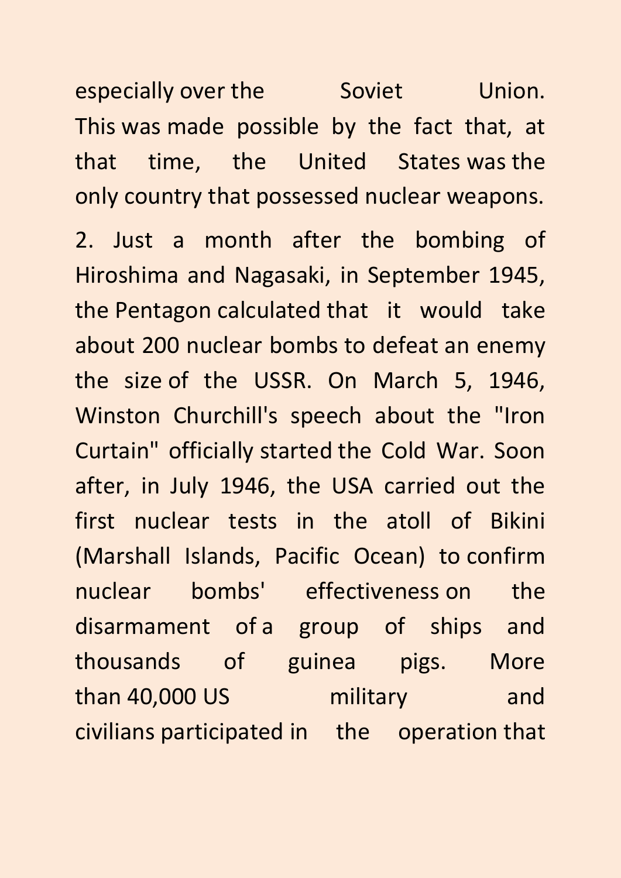especially over the Soviet Union. This was made possible by the fact that, at that time, the United States was the only country that possessed nuclear weapons.

2. Just a month after the bombing of Hiroshima and Nagasaki, in September 1945, the Pentagon calculated that it would take about 200 nuclear bombs to defeat an enemy the size of the USSR. On March 5, 1946, Winston Churchill's speech about the "Iron Curtain" officially started the Cold War. Soon after, in July 1946, the USA carried out the first nuclear tests in the atoll of Bikini (Marshall Islands, Pacific Ocean) to confirm nuclear bombs' effectiveness on the disarmament of a group of ships and thousands of guinea pigs. More than 40,000 US military and civilians participated in the operation that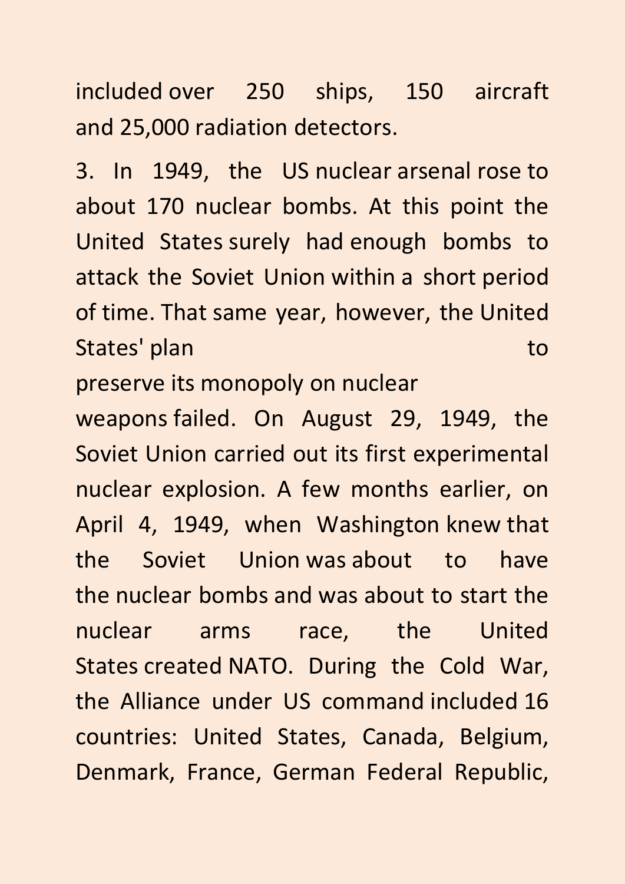included over 250 ships, 150 aircraft and 25,000 radiation detectors.

3. In 1949, the US nuclear arsenal rose to about 170 nuclear bombs. At this point the United States surely had enough bombs to attack the Soviet Union within a short period of time. That same year, however, the United States' plan to preserve its monopoly on nuclear weapons failed. On August 29, 1949, the Soviet Union carried out its first experimental nuclear explosion. A few months earlier, on April 4, 1949, when Washington knew that the Soviet Union was about to have the nuclear bombs and was about to start the nuclear arms race, the United States created NATO. During the Cold War, the Alliance under US command included 16 countries: United States, Canada, Belgium, Denmark, France, German Federal Republic,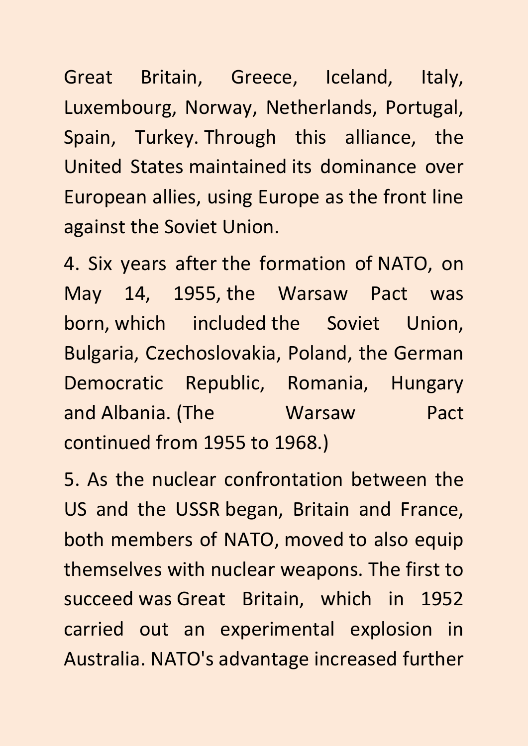Great Britain, Greece, Iceland, Italy, Luxembourg, Norway, Netherlands, Portugal, Spain, Turkey. Through this alliance, the United States maintained its dominance over European allies, using Europe as the front line against the Soviet Union.

4. Six years after the formation of NATO, on May 14, 1955, the Warsaw Pact was born, which included the Soviet Union, Bulgaria, Czechoslovakia, Poland, the German Democratic Republic, Romania, Hungary and Albania. (The Warsaw Pact continued from 1955 to 1968.)

5. As the nuclear confrontation between the US and the USSR began, Britain and France, both members of NATO, moved to also equip themselves with nuclear weapons. The first to succeed was Great Britain, which in 1952 carried out an experimental explosion in Australia. NATO's advantage increased further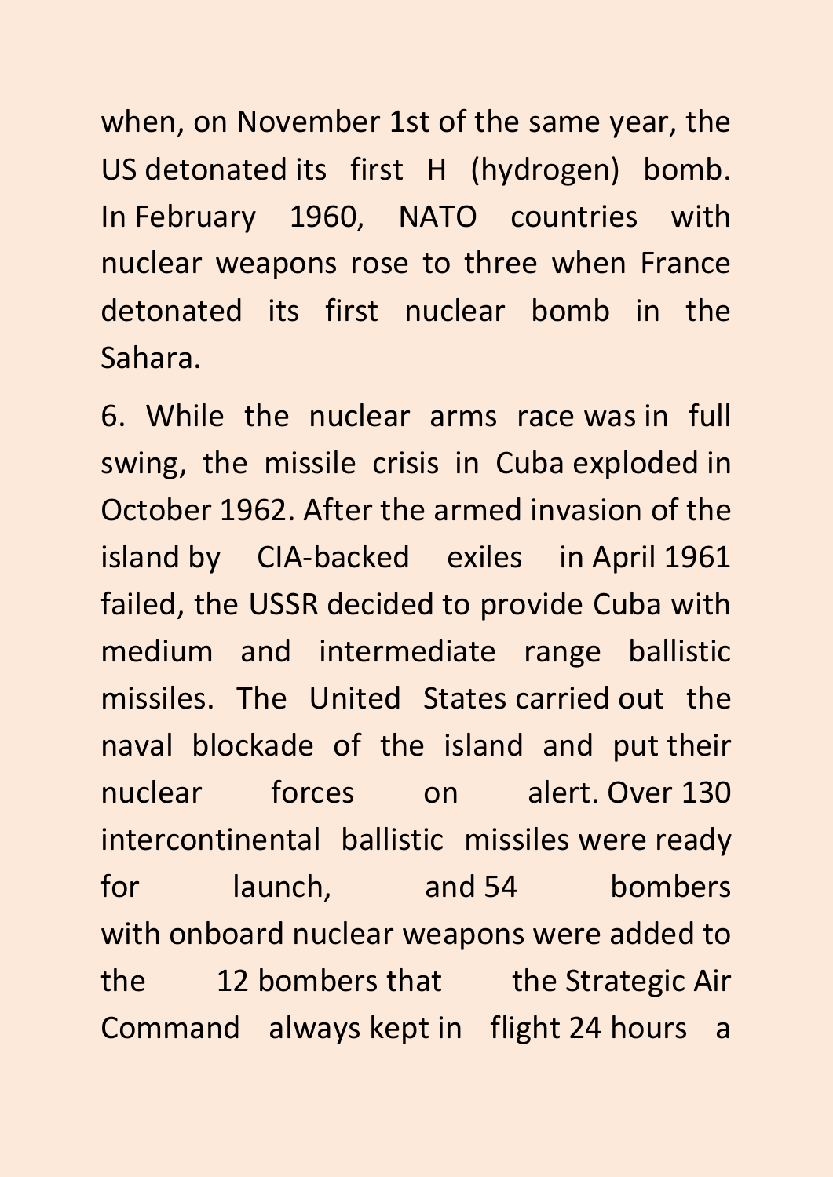when, on November 1st of the same year, the US detonated its first H (hydrogen) bomb. In February 1960, NATO countries with nuclear weapons rose to three when France detonated its first nuclear bomb in the Sahara.

6. While the nuclear arms race was in full swing, the missile crisis in Cuba exploded in October 1962. After the armed invasion of the island by CIA-backed exiles in April 1961 failed, the USSR decided to provide Cuba with medium and intermediate range ballistic missiles. The United States carried out the naval blockade of the island and put their nuclear forces on alert. Over 130 intercontinental ballistic missiles were ready for launch, and 54 bombers with onboard nuclear weapons were added to the 12 bombers that the Strategic Air Command always kept in flight 24 hours a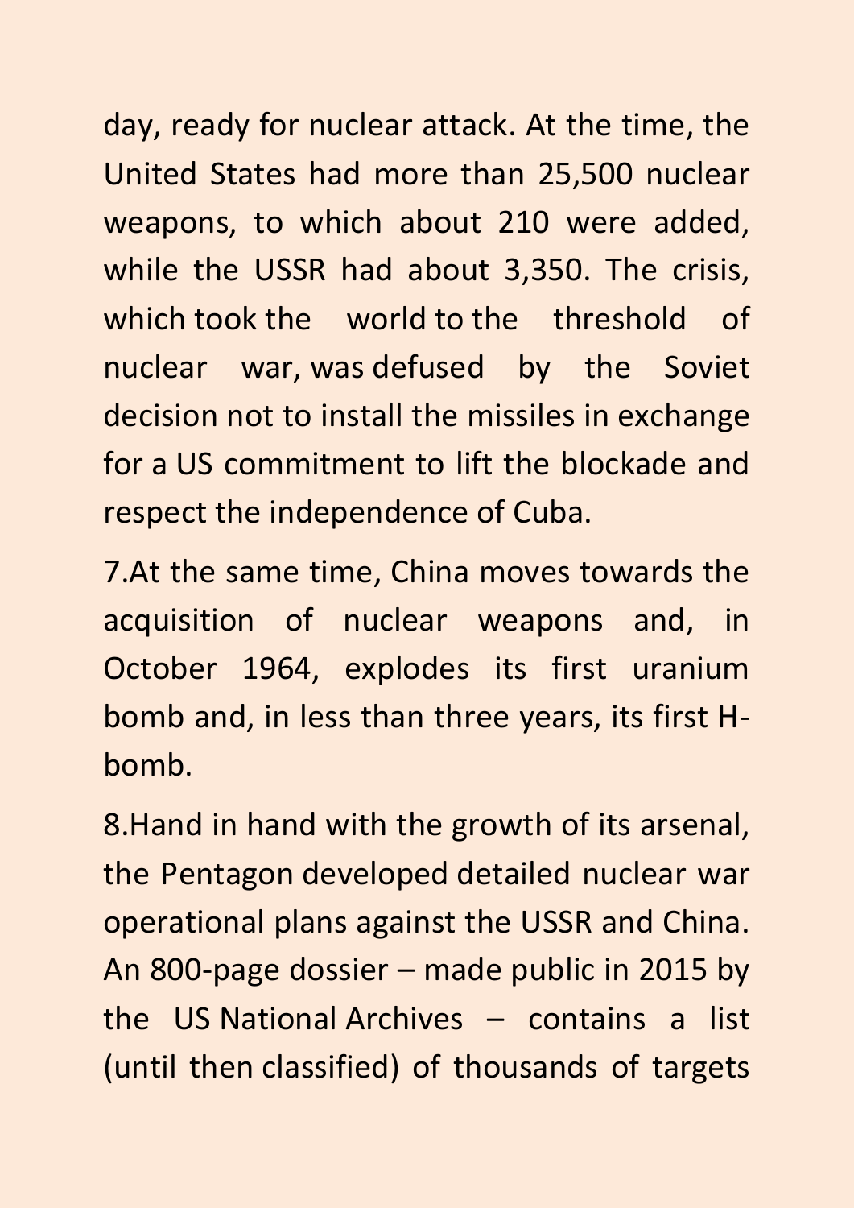day, ready for nuclear attack. At the time, the United States had more than 25,500 nuclear weapons, to which about 210 were added, while the USSR had about 3,350. The crisis, which took the world to the threshold of nuclear war, was defused by the Soviet decision not to install the missiles in exchange for a US commitment to lift the blockade and respect the independence of Cuba.

7.At the same time, China moves towards the acquisition of nuclear weapons and, in October 1964, explodes its first uranium bomb and, in less than three years, its first H-bomb.

8.Hand in hand with the growth of its arsenal, the Pentagon developed detailed nuclear war operational plans against the USSR and China. An 800-page dossier – made public in 2015 by the US National Archives – contains a list (until then classified) of thousands of targets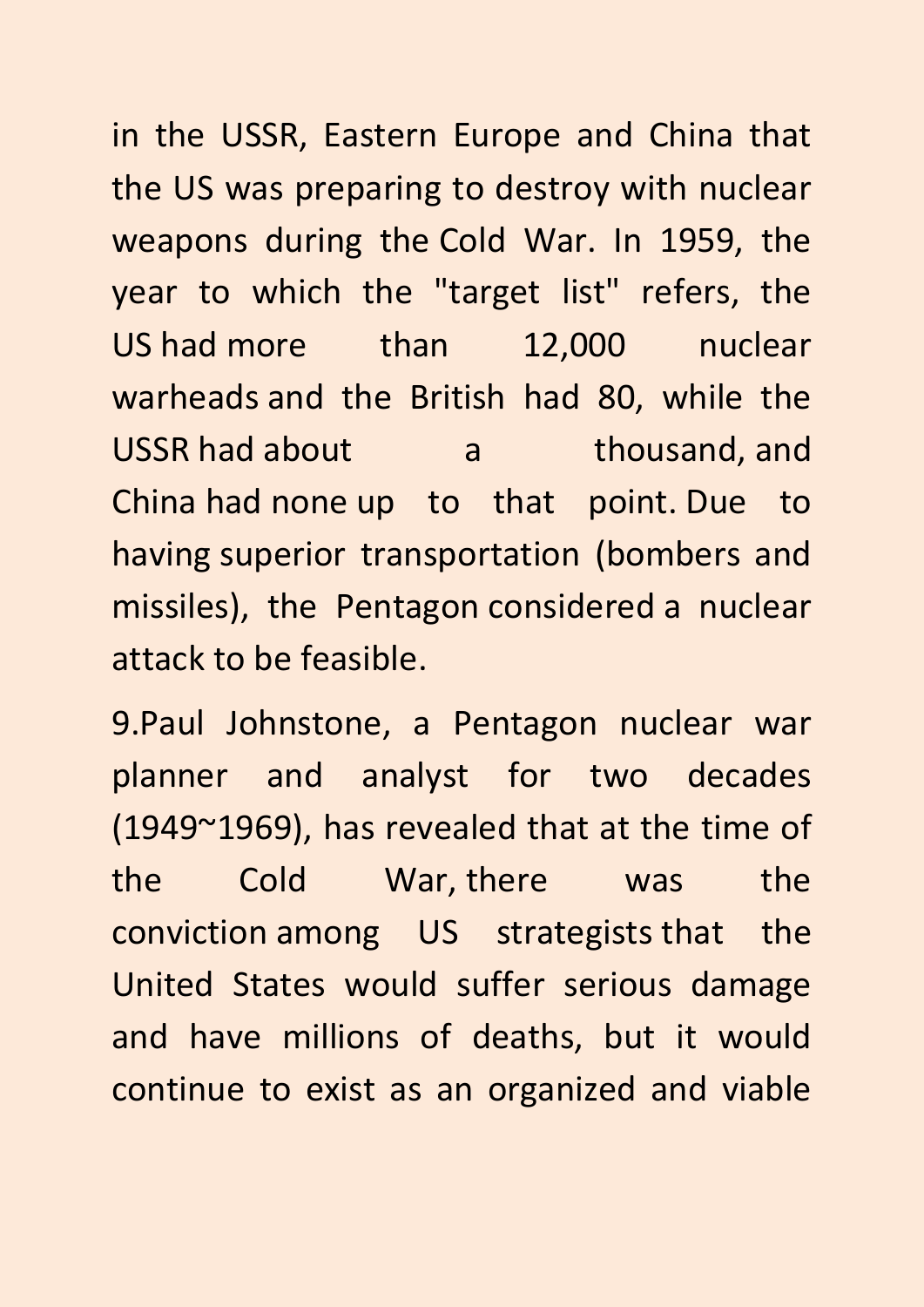in the USSR, Eastern Europe and China that the US was preparing to destroy with nuclear weapons during the Cold War. In 1959, the year to which the "target list" refers, the US had more than 12,000 nuclear warheads and the British had 80, while the USSR had about a thousand, and China had none up to that point. Due to having superior transportation (bombers and missiles), the Pentagon considered a nuclear attack to be feasible.

9.Paul Johnstone, a Pentagon nuclear war planner and analyst for two decades (1949~1969), has revealed that at the time of the Cold War, there was the conviction among US strategists that the United States would suffer serious damage and have millions of deaths, but it would continue to exist as an organized and viable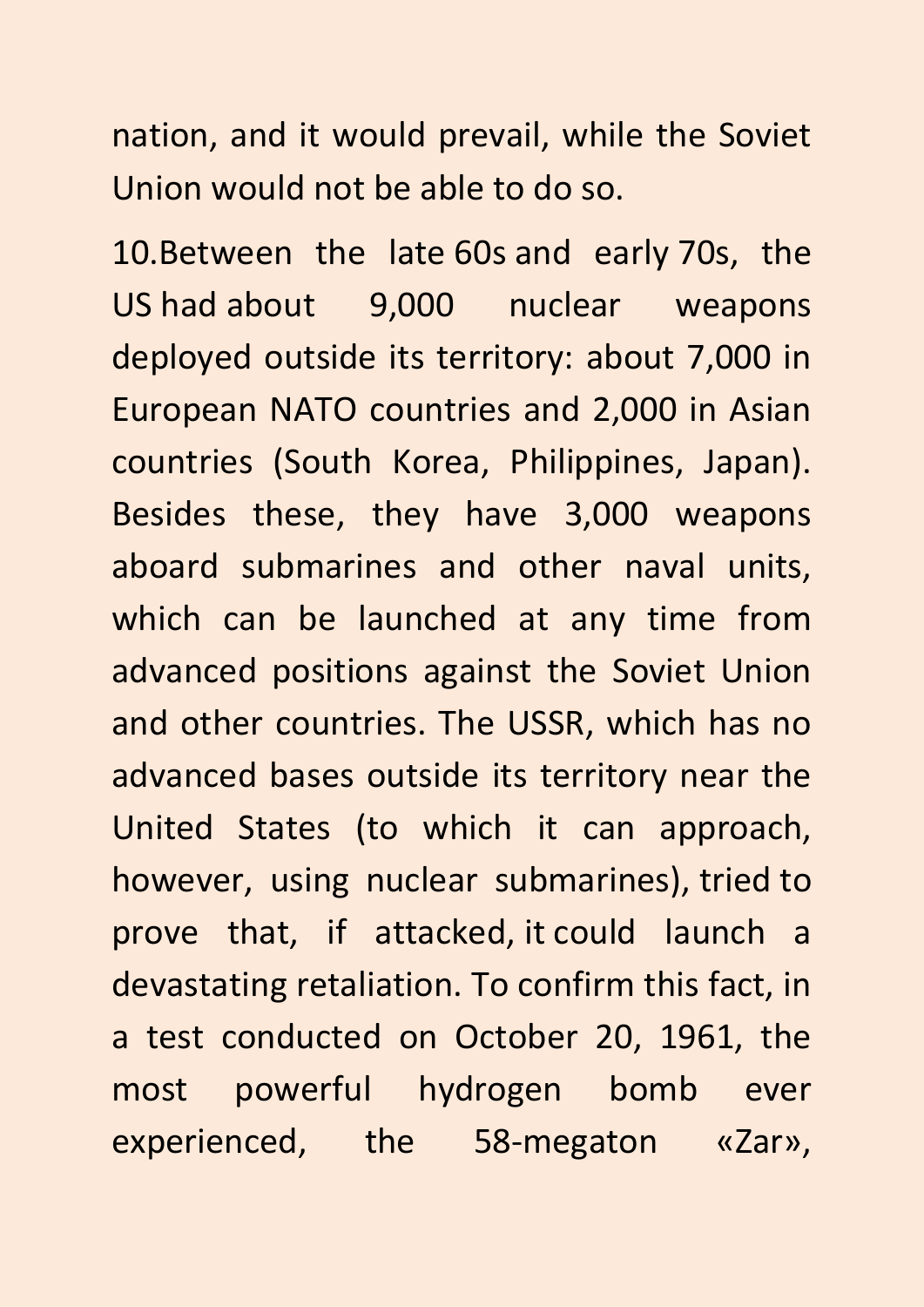nation, and it would prevail, while the Soviet Union would not be able to do so.

10.Between the late 60s and early 70s, the US had about 9,000 nuclear weapons deployed outside its territory: about 7,000 in European NATO countries and 2,000 in Asian countries (South Korea, Philippines, Japan). Besides these, they have 3,000 weapons aboard submarines and other naval units, which can be launched at any time from advanced positions against the Soviet Union and other countries. The USSR, which has no advanced bases outside its territory near the United States (to which it can approach, however, using nuclear submarines), tried to prove that, if attacked, it could launch a devastating retaliation. To confirm this fact, in a test conducted on October 20, 1961, the most powerful hydrogen bomb ever experienced, the 58-megaton «Zar»,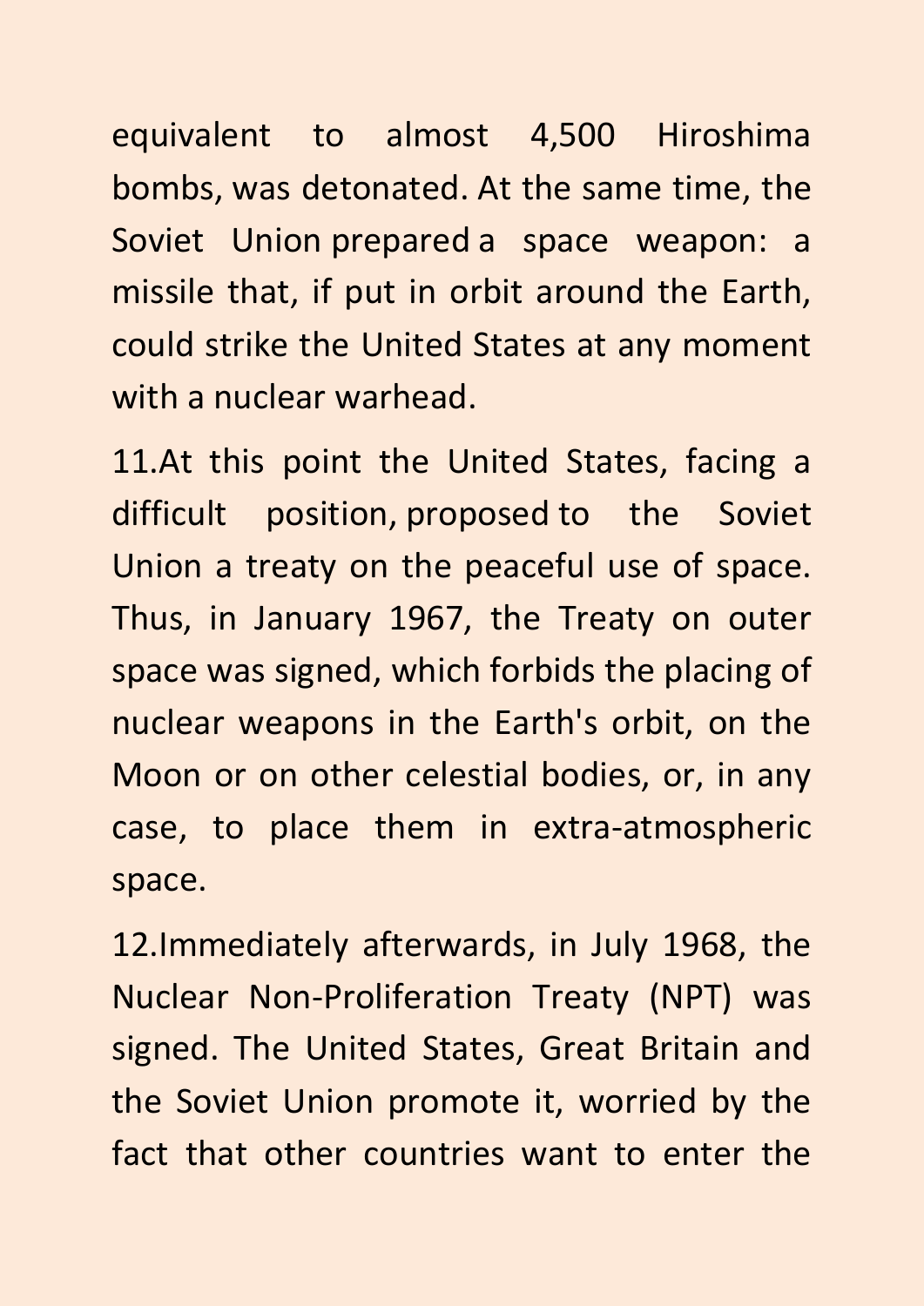equivalent to almost 4,500 Hiroshima bombs, was detonated. At the same time, the Soviet Union prepared a space weapon: a missile that, if put in orbit around the Earth, could strike the United States at any moment with a nuclear warhead.

11.At this point the United States, facing a difficult position, proposed to the Soviet Union a treaty on the peaceful use of space. Thus, in January 1967, the Treaty on outer space was signed, which forbids the placing of nuclear weapons in the Earth's orbit, on the Moon or on other celestial bodies, or, in any case, to place them in extra-atmospheric space.

12.Immediately afterwards, in July 1968, the Nuclear Non-Proliferation Treaty (NPT) was signed. The United States, Great Britain and the Soviet Union promote it, worried by the fact that other countries want to enter the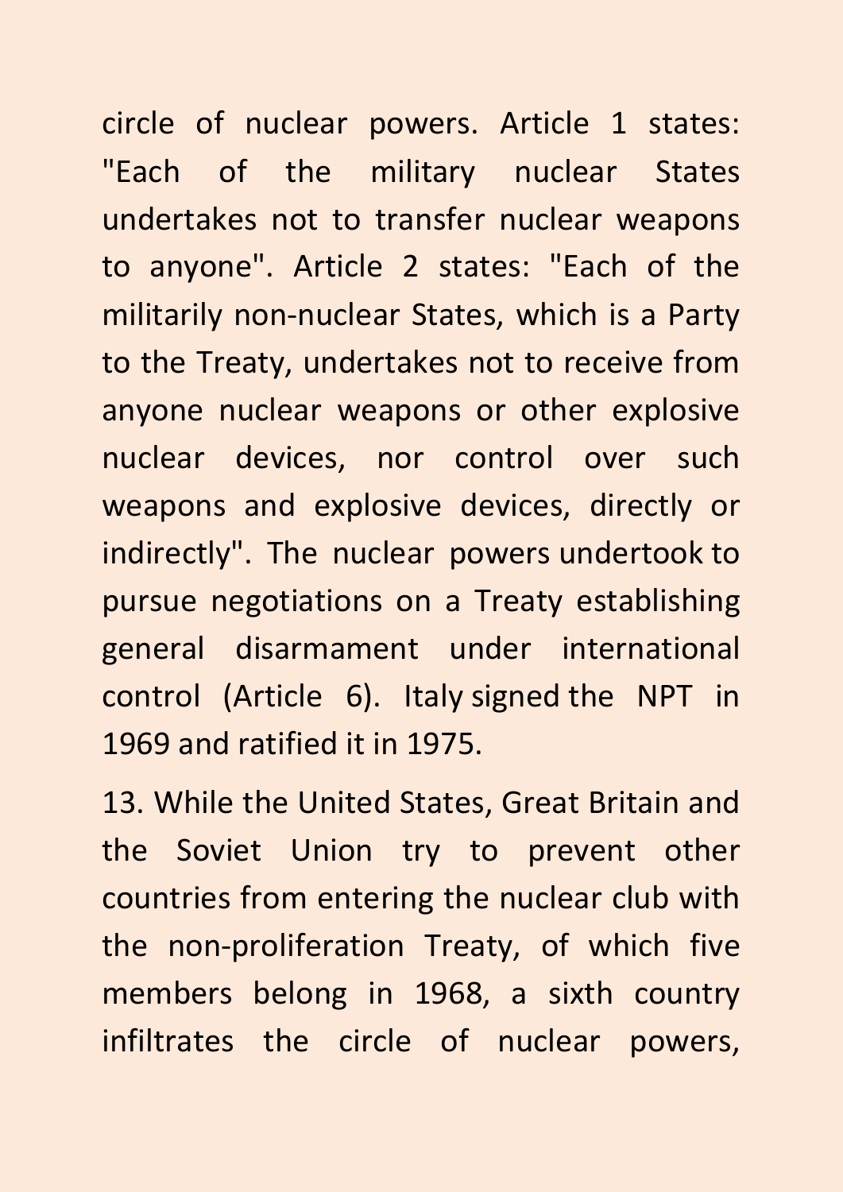circle of nuclear powers. Article 1 states: "Each of the military nuclear States undertakes not to transfer nuclear weapons to anyone". Article 2 states: "Each of the militarily non-nuclear States, which is a Party to the Treaty, undertakes not to receive from anyone nuclear weapons or other explosive nuclear devices, nor control over such weapons and explosive devices, directly or indirectly". The nuclear powers undertook to pursue negotiations on a Treaty establishing general disarmament under international control (Article 6). Italy signed the NPT in 1969 and ratified it in 1975.

13. While the United States, Great Britain and the Soviet Union try to prevent other countries from entering the nuclear club with the non-proliferation Treaty, of which five members belong in 1968, a sixth country infiltrates the circle of nuclear powers,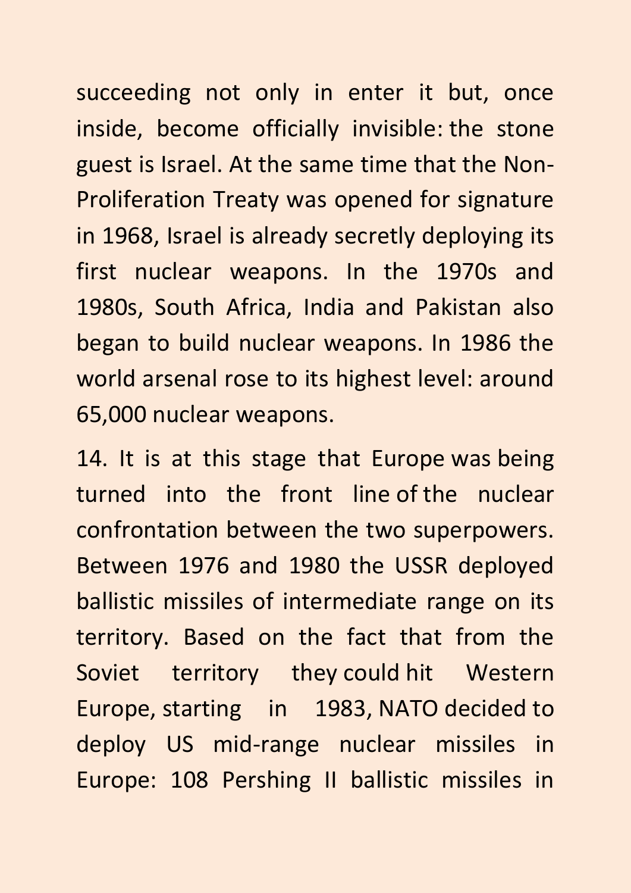succeeding not only in enter it but, once inside, become officially invisible: the stone guest is Israel. At the same time that the Non-Proliferation Treaty was opened for signature in 1968, Israel is already secretly deploying its first nuclear weapons. In the 1970s and 1980s, South Africa, India and Pakistan also began to build nuclear weapons. In 1986 the world arsenal rose to its highest level: around 65,000 nuclear weapons.

14. It is at this stage that Europe was being turned into the front line of the nuclear confrontation between the two superpowers. Between 1976 and 1980 the USSR deployed ballistic missiles of intermediate range on its territory. Based on the fact that from the Soviet territory they could hit Western Europe, starting in 1983, NATO decided to deploy US mid-range nuclear missiles in Europe: 108 Pershing II ballistic missiles in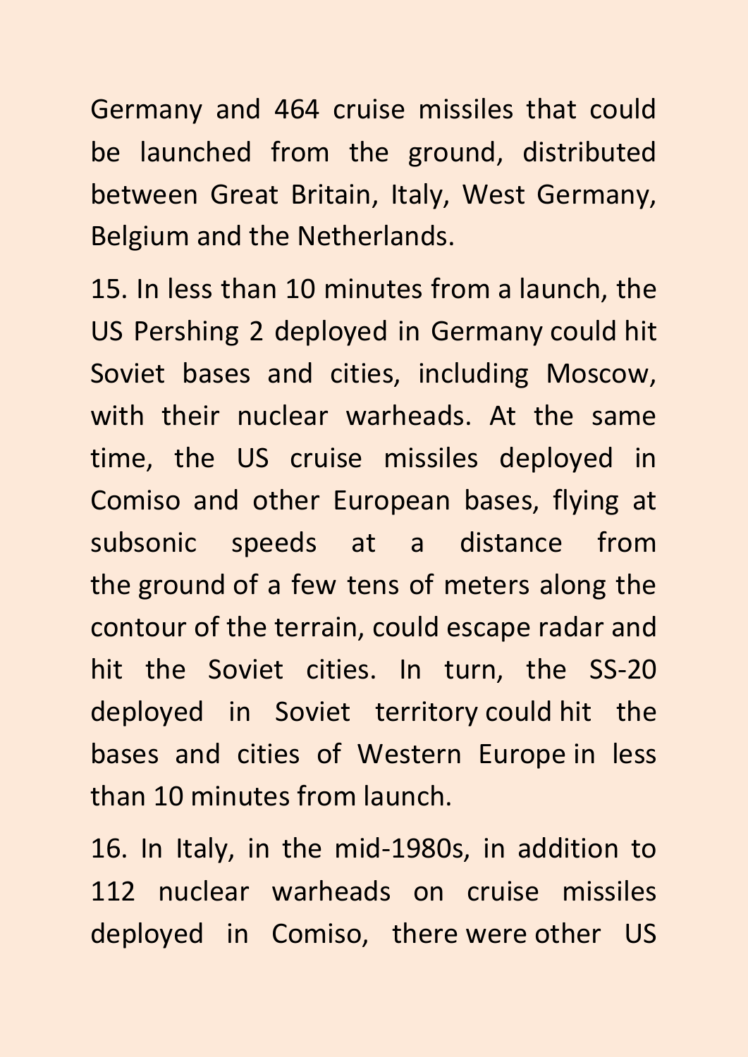Germany and 464 cruise missiles that could be launched from the ground, distributed between Great Britain, Italy, West Germany, Belgium and the Netherlands.

15. In less than 10 minutes from a launch, the US Pershing 2 deployed in Germany could hit Soviet bases and cities, including Moscow, with their nuclear warheads. At the same time, the US cruise missiles deployed in Comiso and other European bases, flying at subsonic speeds at a distance from the ground of a few tens of meters along the contour of the terrain, could escape radar and hit the Soviet cities. In turn, the SS-20 deployed in Soviet territory could hit the bases and cities of Western Europe in less than 10 minutes from launch.

16. In Italy, in the mid-1980s, in addition to 112 nuclear warheads on cruise missiles deployed in Comiso, there were other US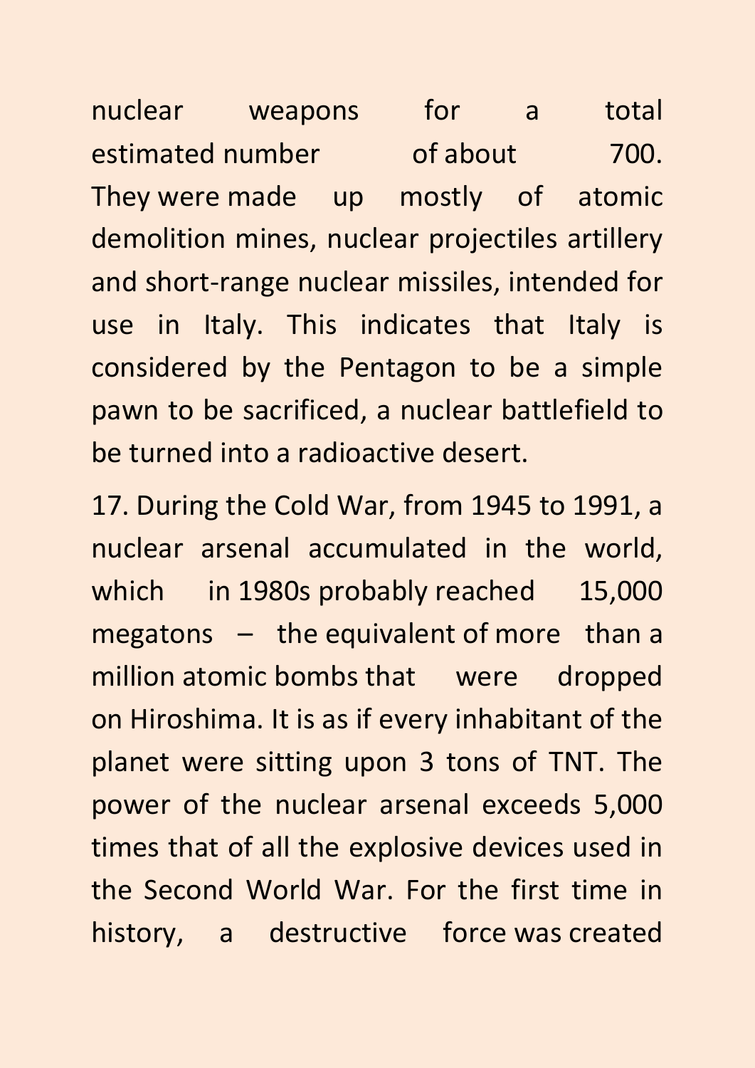nuclear weapons for a total estimated number of about 700. They were made up mostly of atomic demolition mines, nuclear projectiles artillery and short-range nuclear missiles, intended for use in Italy. This indicates that Italy is considered by the Pentagon to be a simple pawn to be sacrificed, a nuclear battlefield to be turned into a radioactive desert.

17. During the Cold War, from 1945 to 1991, a nuclear arsenal accumulated in the world, which in 1980s probably reached 15,000 megatons – the equivalent of more than a million atomic bombs that were dropped on Hiroshima. It is as if every inhabitant of the planet were sitting upon 3 tons of TNT. The power of the nuclear arsenal exceeds 5,000 times that of all the explosive devices used in the Second World War. For the first time in history, a destructive force was created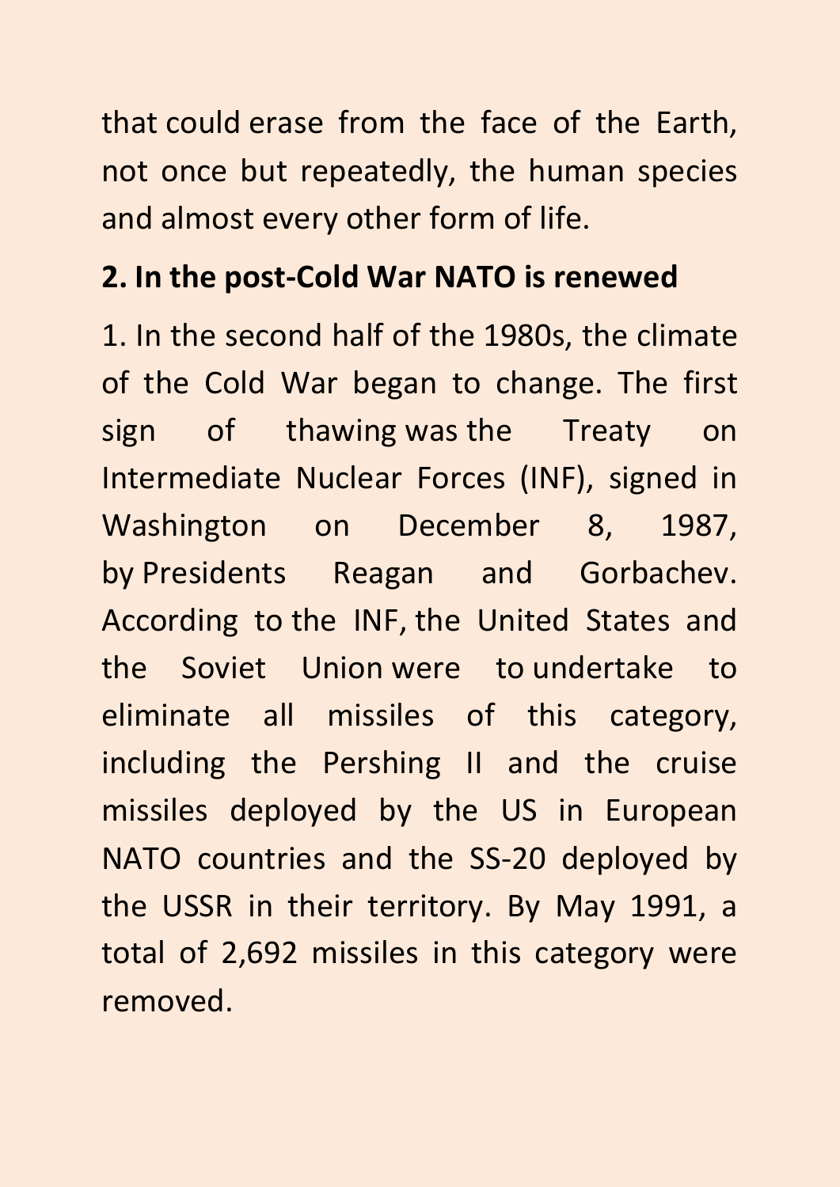that could erase from the face of the Earth, not once but repeatedly, the human species and almost every other form of life.

## 2. In the post-Cold War NATO is renewed

1. In the second half of the 1980s, the climate of the Cold War began to change. The first sign of thawing was the Treaty on Intermediate Nuclear Forces (INF), signed in Washington on December 8, 1987, by Presidents Reagan and Gorbachev. According to the INF, the United States and the Soviet Union were to undertake to eliminate all missiles of this category, including the Pershing II and the cruise missiles deployed by the US in European NATO countries and the SS-20 deployed by the USSR in their territory. By May 1991, a total of 2,692 missiles in this category were removed.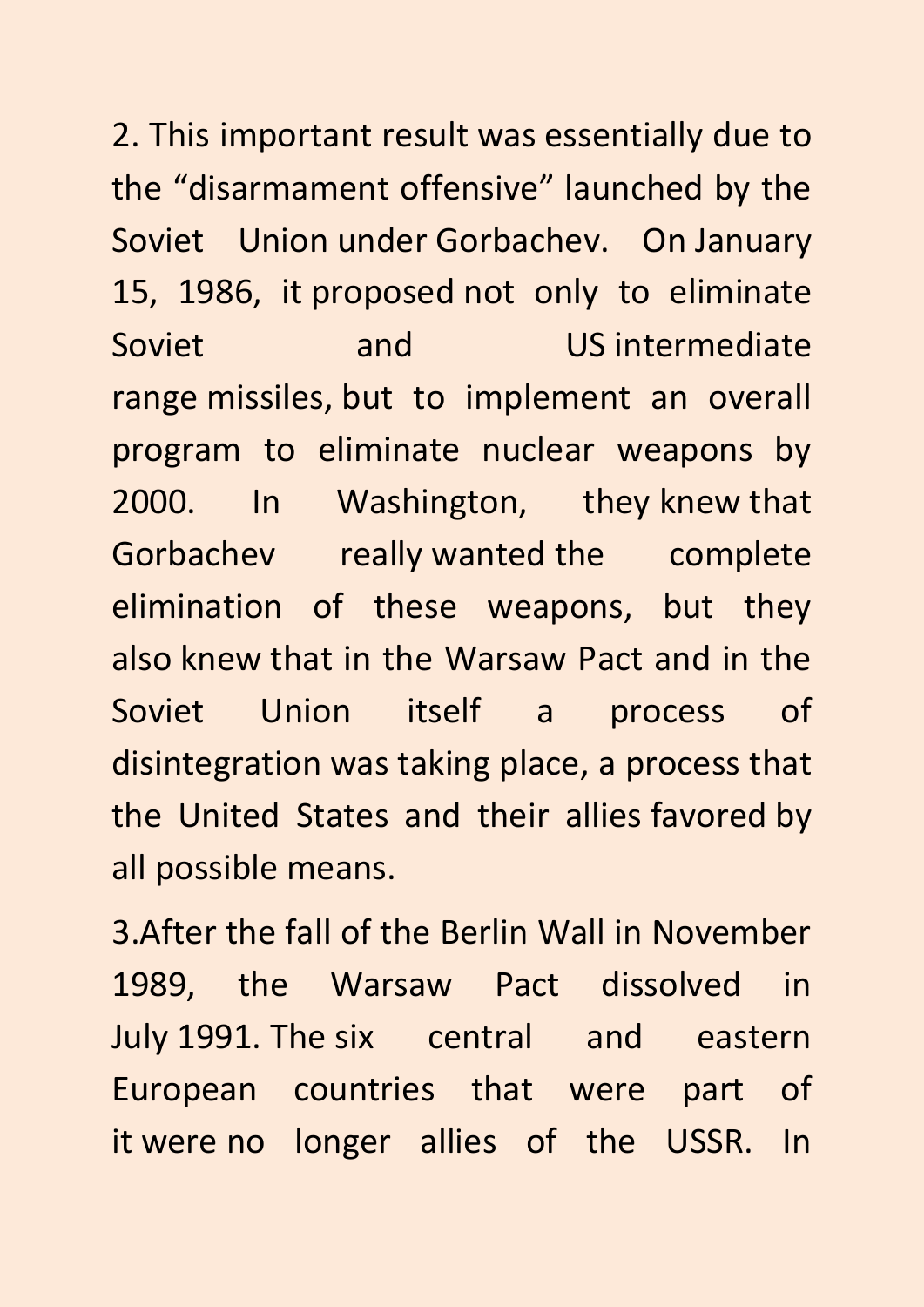2. This important result was essentially due to the "disarmament offensive" launched by the Soviet Union under Gorbachev. On January 15, 1986, it proposed not only to eliminate Soviet and US intermediate range missiles, but to implement an overall program to eliminate nuclear weapons by 2000. In Washington, they knew that Gorbachev really wanted the complete elimination of these weapons, but they also knew that in the Warsaw Pact and in the Soviet Union itself a process of disintegration was taking place, a process that the United States and their allies favored by all possible means.

3.After the fall of the Berlin Wall in November 1989, the Warsaw Pact dissolved in July 1991. The six central and eastern European countries that were part of it were no longer allies of the USSR. In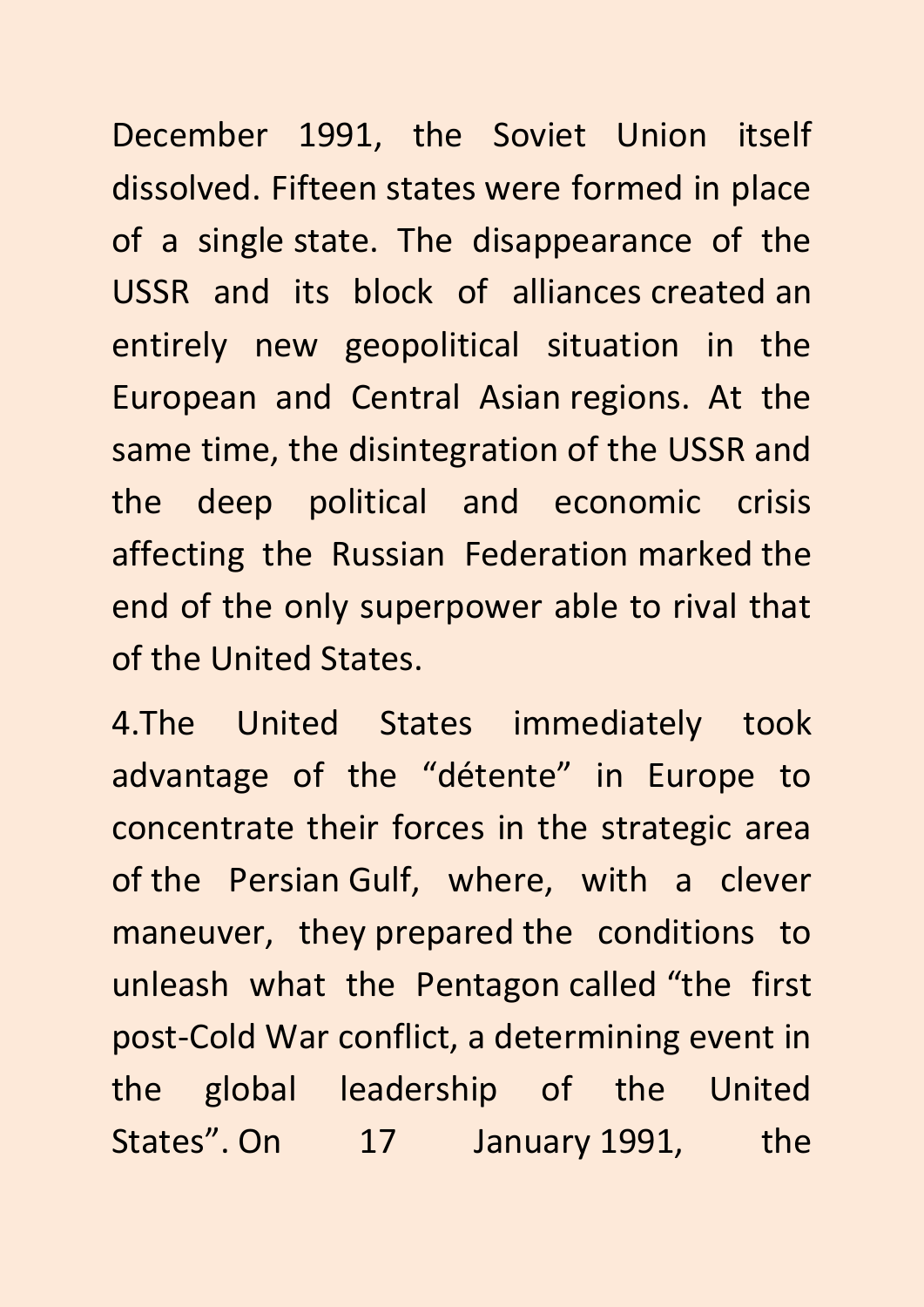December 1991, the Soviet Union itself dissolved. Fifteen states were formed in place of a single state. The disappearance of the USSR and its block of alliances created an entirely new geopolitical situation in the European and Central Asian regions. At the same time, the disintegration of the USSR and the deep political and economic crisis affecting the Russian Federation marked the end of the only superpower able to rival that of the United States.

4.The United States immediately took advantage of the "détente" in Europe to concentrate their forces in the strategic area of the Persian Gulf, where, with a clever maneuver, they prepared the conditions to unleash what the Pentagon called "the first post-Cold War conflict, a determining event in the global leadership of the United States". On 17 January 1991, the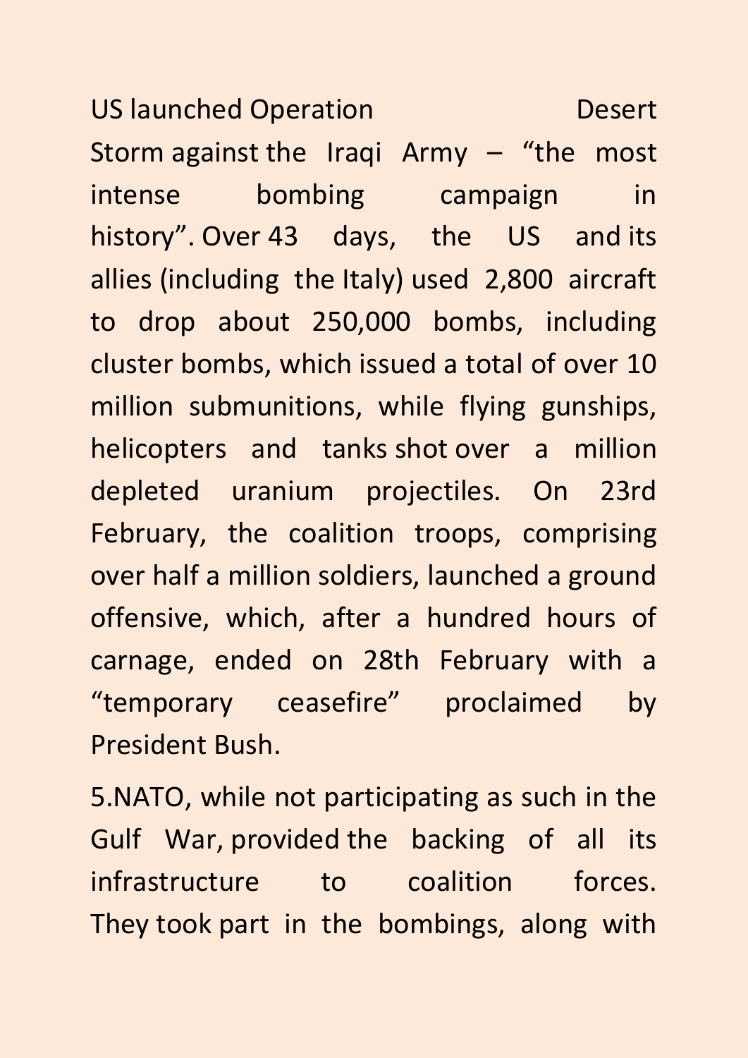US launched Operation Desert Storm against the Iraqi Army – "the most intense bombing campaign in history". Over 43 days, the US and its allies (including the Italy) used 2,800 aircraft to drop about 250,000 bombs, including cluster bombs, which issued a total of over 10 million submunitions, while flying gunships, helicopters and tanks shot over a million depleted uranium projectiles. On 23rd February, the coalition troops, comprising over half a million soldiers, launched a ground offensive, which, after a hundred hours of carnage, ended on 28th February with a "temporary ceasefire" proclaimed by President Bush.

5.NATO, while not participating as such in the Gulf War, provided the backing of all its infrastructure to coalition forces. They took part in the bombings, along with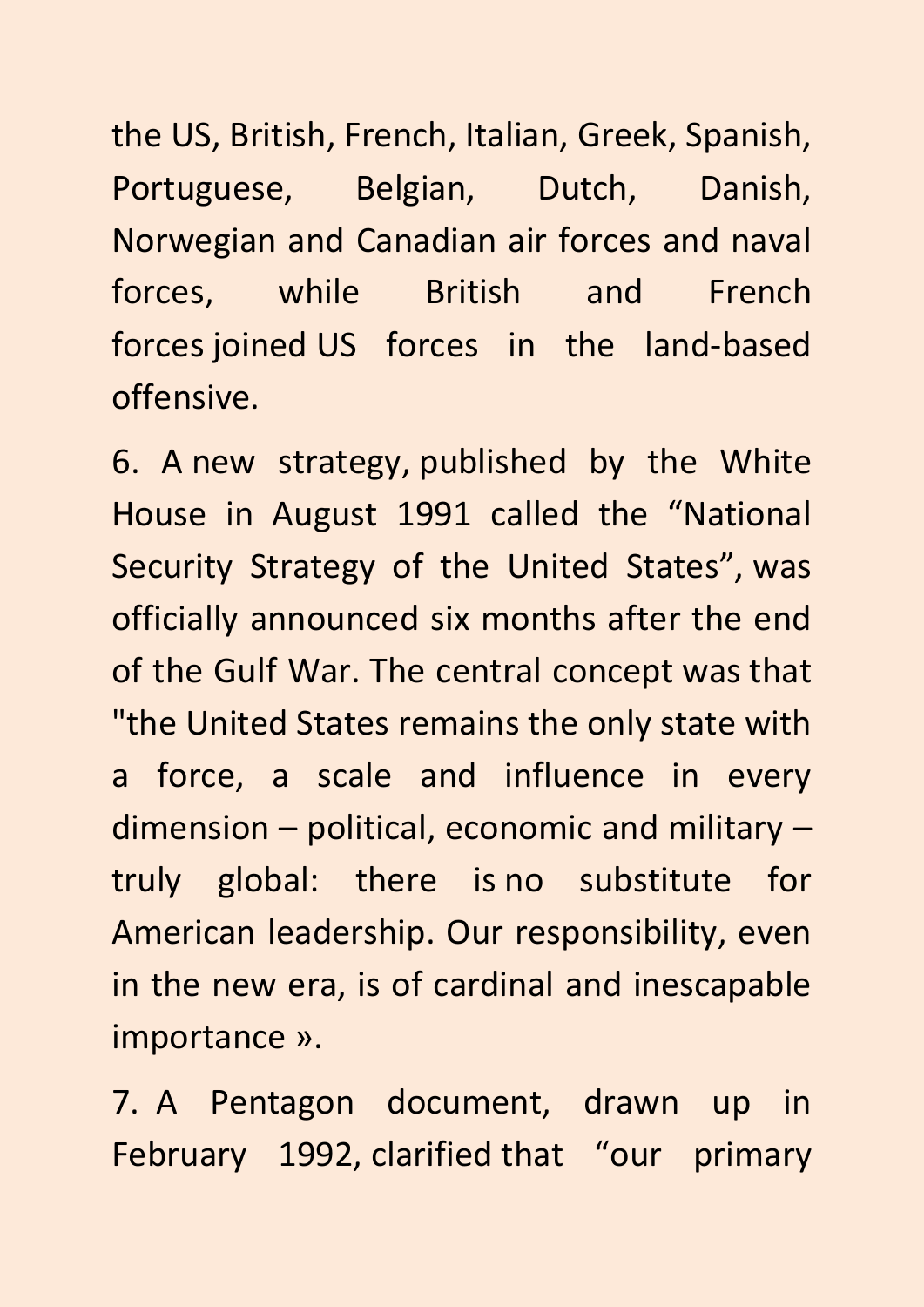the US, British, French, Italian, Greek, Spanish, Portuguese, Belgian, Dutch, Danish, Norwegian and Canadian air forces and naval forces, while British and French forces joined US forces in the land-based offensive.

6. A new strategy, published by the White House in August 1991 called the “National Security Strategy of the United States”, was officially announced six months after the end of the Gulf War. The central concept was that "the United States remains the only state with a force, a scale and influence in every dimension – political, economic and military – truly global: there is no substitute for American leadership. Our responsibility, even in the new era, is of cardinal and inescapable importance ».

7. A Pentagon document, drawn up in February 1992, clarified that “our primary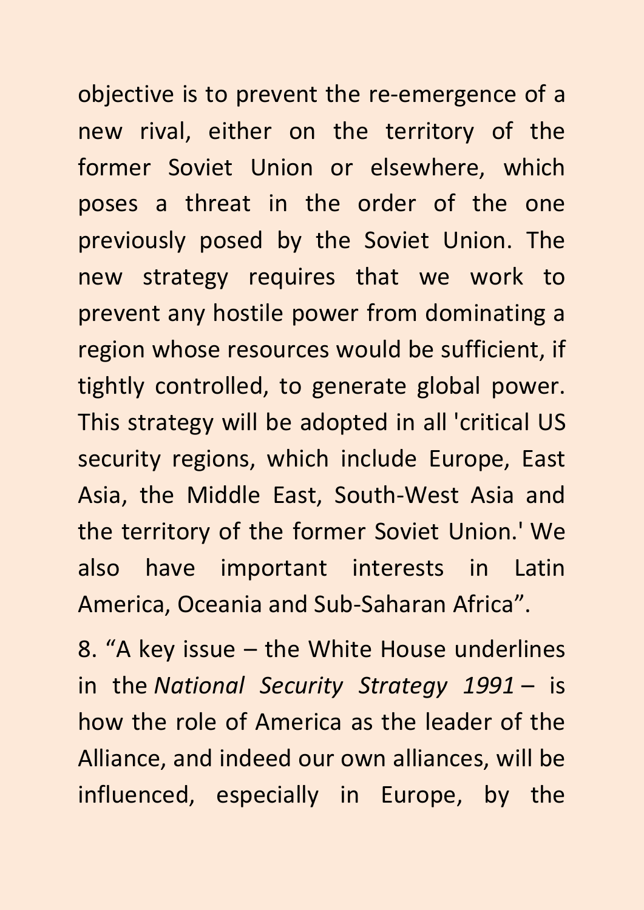objective is to prevent the re-emergence of a new rival, either on the territory of the former Soviet Union or elsewhere, which poses a threat in the order of the one previously posed by the Soviet Union. The new strategy requires that we work to prevent any hostile power from dominating a region whose resources would be sufficient, if tightly controlled, to generate global power. This strategy will be adopted in all 'critical US security regions, which include Europe, East Asia, the Middle East, South-West Asia and the territory of the former Soviet Union.' We also have important interests in Latin America, Oceania and Sub-Saharan Africa".

8. "A key issue – the White House underlines in the *National Security Strategy 1991* – is how the role of America as the leader of the Alliance, and indeed our own alliances, will be influenced, especially in Europe, by the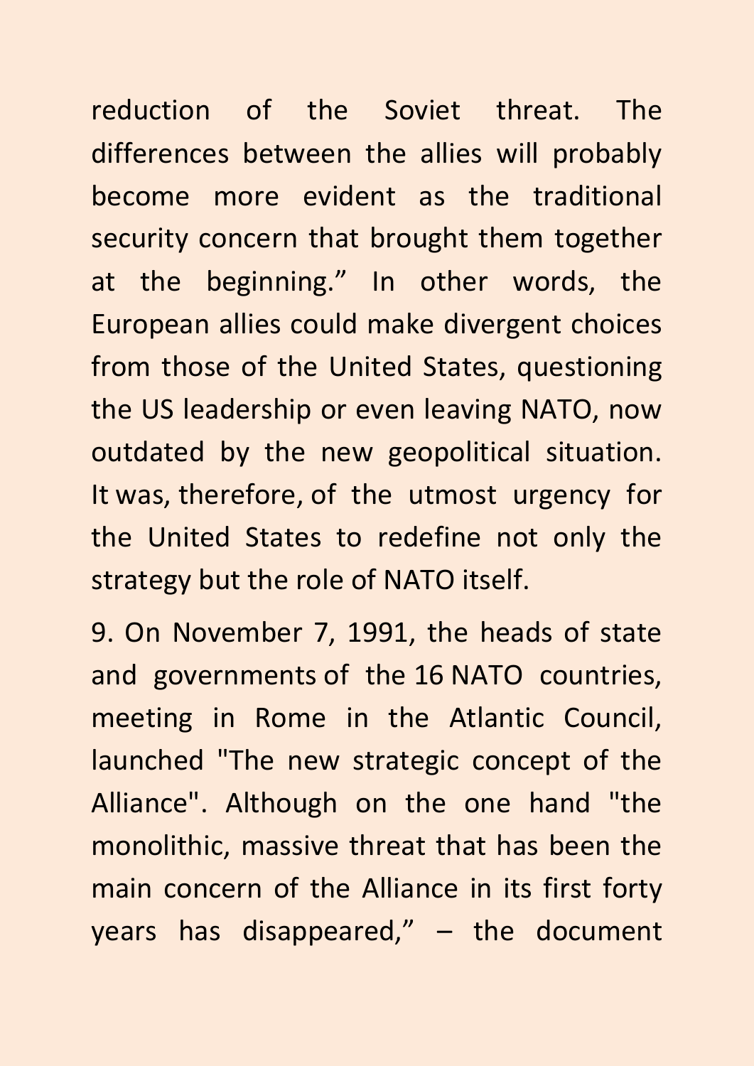reduction of the Soviet threat. The differences between the allies will probably become more evident as the traditional security concern that brought them together at the beginning." In other words, the European allies could make divergent choices from those of the United States, questioning the US leadership or even leaving NATO, now outdated by the new geopolitical situation. It was, therefore, of the utmost urgency for the United States to redefine not only the strategy but the role of NATO itself.

9. On November 7, 1991, the heads of state and governments of the 16 NATO countries, meeting in Rome in the Atlantic Council, launched "The new strategic concept of the Alliance". Although on the one hand "the monolithic, massive threat that has been the main concern of the Alliance in its first forty years has disappeared," – the document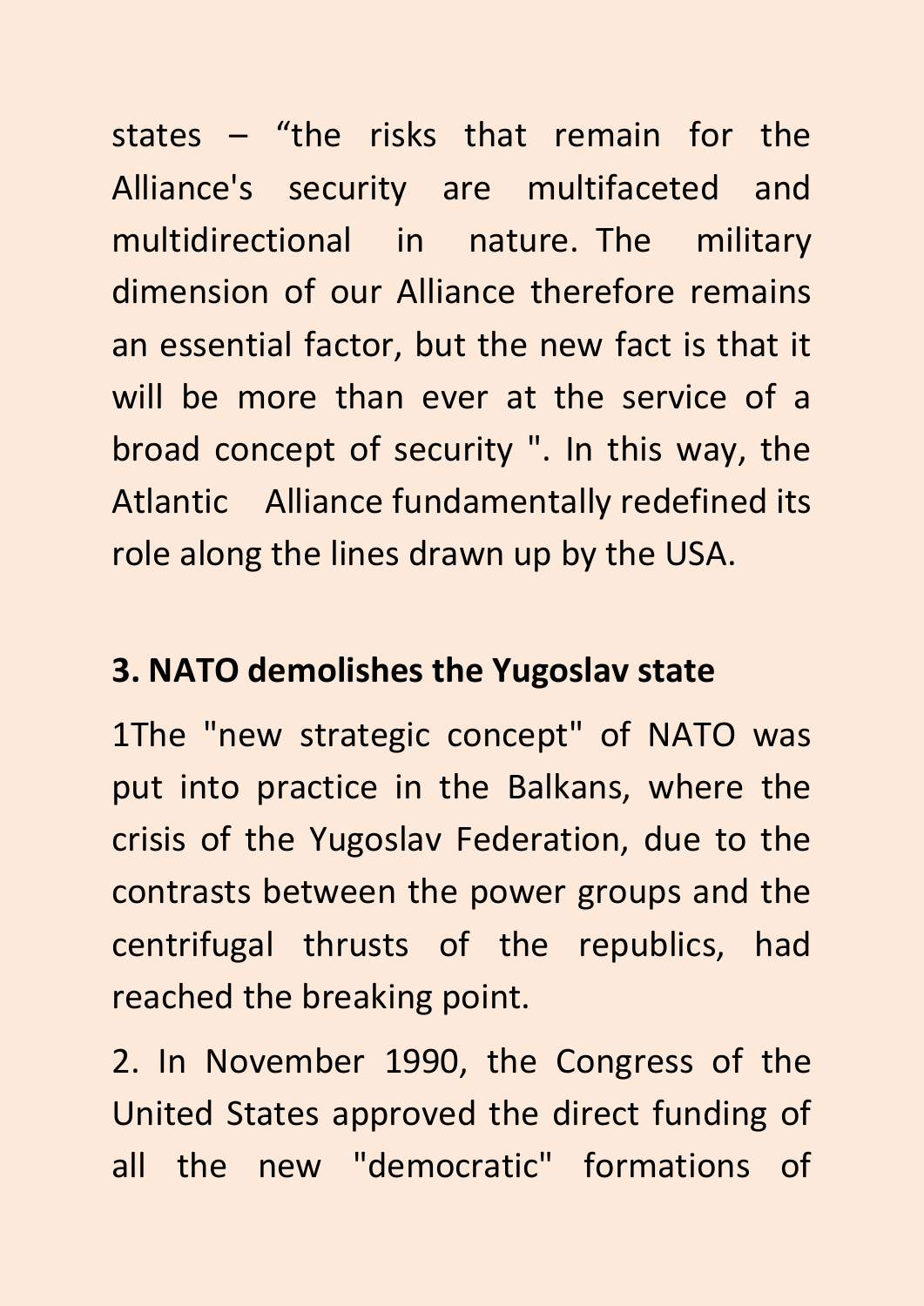states – “the risks that remain for the Alliance's security are multifaceted and multidirectional in nature. The military dimension of our Alliance therefore remains an essential factor, but the new fact is that it will be more than ever at the service of a broad concept of security ". In this way, the Atlantic Alliance fundamentally redefined its role along the lines drawn up by the USA.

### 3. NATO demolishes the Yugoslav state

1The "new strategic concept" of NATO was put into practice in the Balkans, where the crisis of the Yugoslav Federation, due to the contrasts between the power groups and the centrifugal thrusts of the republics, had reached the breaking point.

2. In November 1990, the Congress of the United States approved the direct funding of all the new "democratic" formations of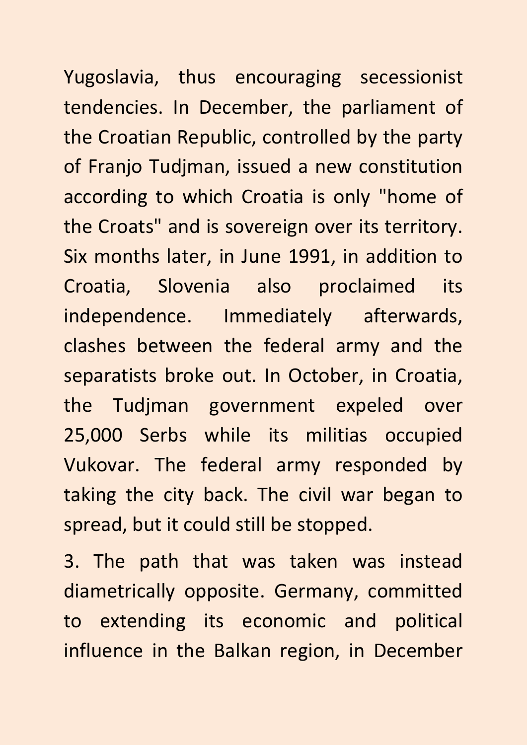Yugoslavia, thus encouraging secessionist tendencies. In December, the parliament of the Croatian Republic, controlled by the party of Franjo Tudjman, issued a new constitution according to which Croatia is only "home of the Croats" and is sovereign over its territory. Six months later, in June 1991, in addition to Croatia, Slovenia also proclaimed its independence. Immediately afterwards, clashes between the federal army and the separatists broke out. In October, in Croatia, the Tudjman government expeled over 25,000 Serbs while its militias occupied Vukovar. The federal army responded by taking the city back. The civil war began to spread, but it could still be stopped.

3. The path that was taken was instead diametrically opposite. Germany, committed to extending its economic and political influence in the Balkan region, in December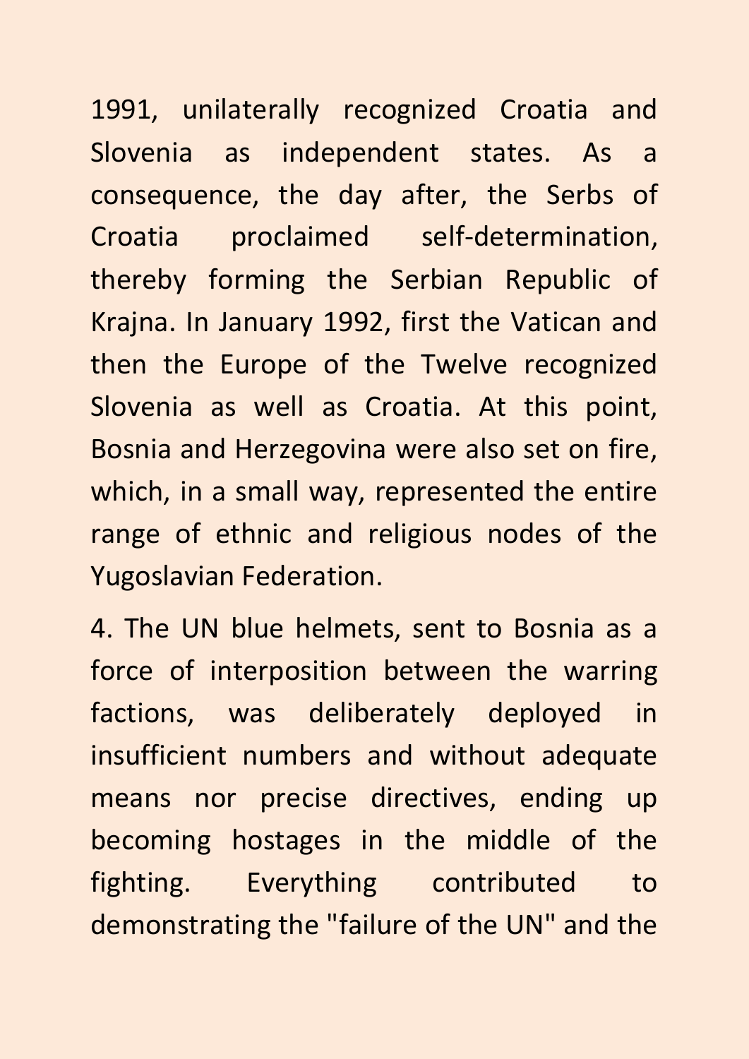1991, unilaterally recognized Croatia and Slovenia as independent states. As a consequence, the day after, the Serbs of Croatia proclaimed self-determination, thereby forming the Serbian Republic of Krajna. In January 1992, first the Vatican and then the Europe of the Twelve recognized Slovenia as well as Croatia. At this point, Bosnia and Herzegovina were also set on fire, which, in a small way, represented the entire range of ethnic and religious nodes of the Yugoslavian Federation.

4. The UN blue helmets, sent to Bosnia as a force of interposition between the warring factions, was deliberately deployed in insufficient numbers and without adequate means nor precise directives, ending up becoming hostages in the middle of the fighting. Everything contributed to demonstrating the "failure of the UN" and the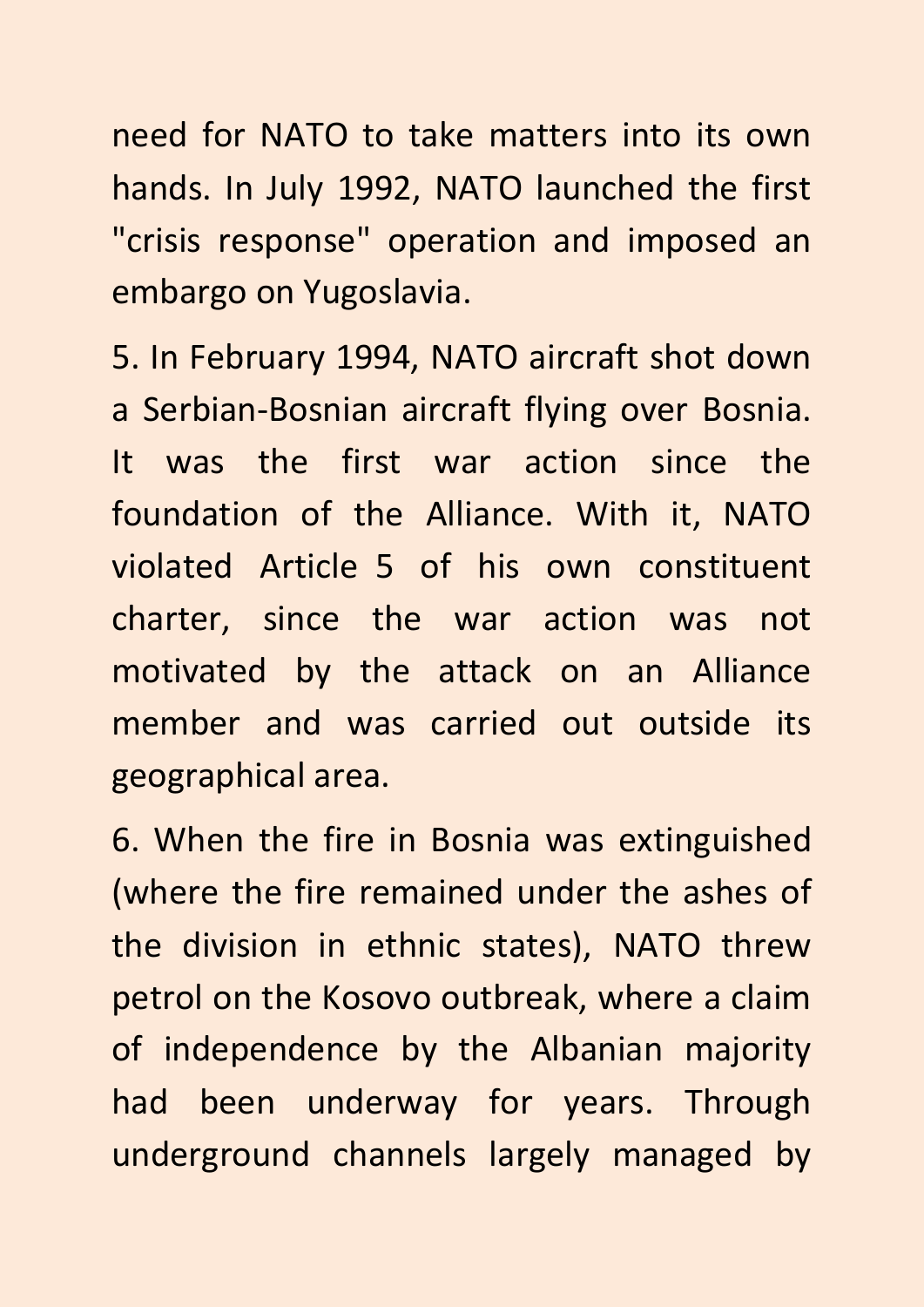need for NATO to take matters into its own hands. In July 1992, NATO launched the first "crisis response" operation and imposed an embargo on Yugoslavia.

5. In February 1994, NATO aircraft shot down a Serbian-Bosnian aircraft flying over Bosnia. It was the first war action since the foundation of the Alliance. With it, NATO violated Article 5 of his own constituent charter, since the war action was not motivated by the attack on an Alliance member and was carried out outside its geographical area.

6. When the fire in Bosnia was extinguished (where the fire remained under the ashes of the division in ethnic states), NATO threw petrol on the Kosovo outbreak, where a claim of independence by the Albanian majority had been underway for years. Through underground channels largely managed by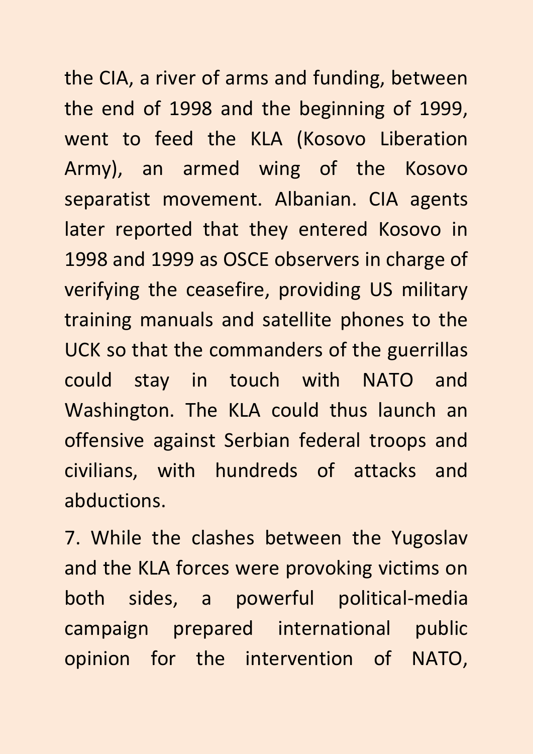the CIA, a river of arms and funding, between the end of 1998 and the beginning of 1999, went to feed the KLA (Kosovo Liberation Army), an armed wing of the Kosovo separatist movement. Albanian. CIA agents later reported that they entered Kosovo in 1998 and 1999 as OSCE observers in charge of verifying the ceasefire, providing US military training manuals and satellite phones to the UCK so that the commanders of the guerrillas could stay in touch with NATO and Washington. The KLA could thus launch an offensive against Serbian federal troops and civilians, with hundreds of attacks and abductions.

7. While the clashes between the Yugoslav and the KLA forces were provoking victims on both sides, a powerful political-media campaign prepared international public opinion for the intervention of NATO,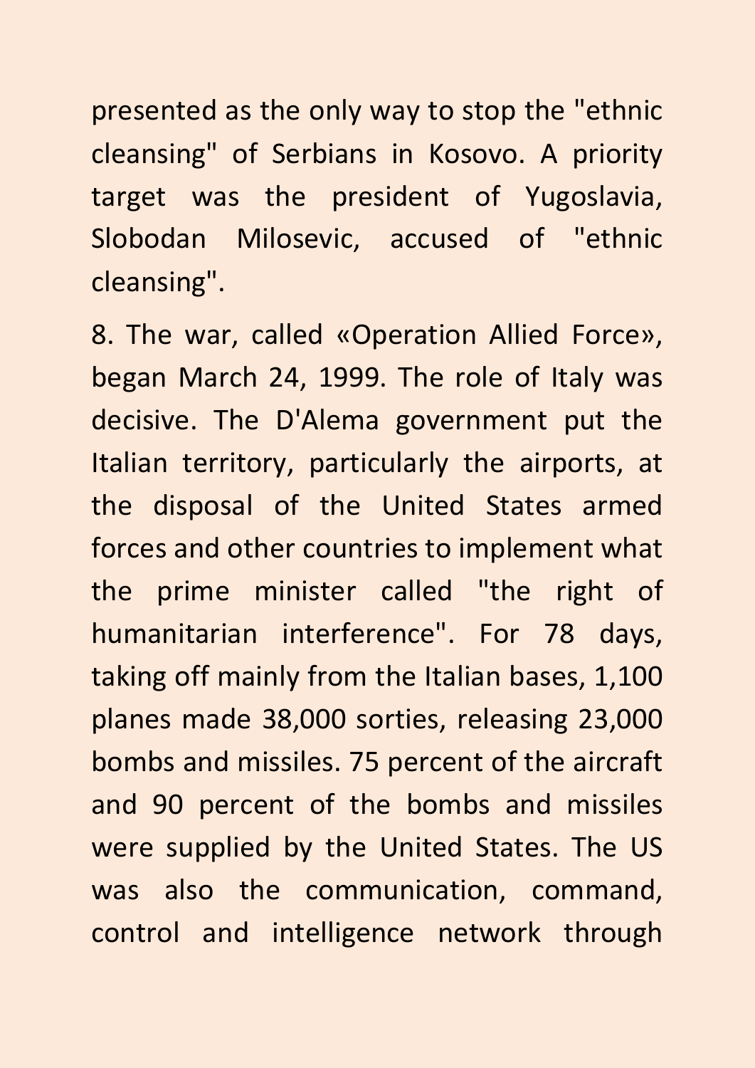presented as the only way to stop the "ethnic cleansing" of Serbians in Kosovo. A priority target was the president of Yugoslavia, Slobodan Milosevic, accused of "ethnic cleansing".

8. The war, called «Operation Allied Force», began March 24, 1999. The role of Italy was decisive. The D'Alema government put the Italian territory, particularly the airports, at the disposal of the United States armed forces and other countries to implement what the prime minister called "the right of humanitarian interference". For 78 days, taking off mainly from the Italian bases, 1,100 planes made 38,000 sorties, releasing 23,000 bombs and missiles. 75 percent of the aircraft and 90 percent of the bombs and missiles were supplied by the United States. The US was also the communication, command, control and intelligence network through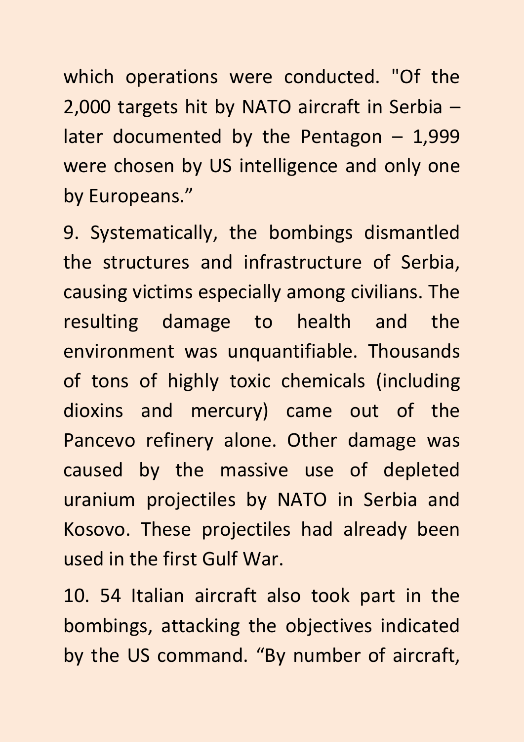which operations were conducted. "Of the 2,000 targets hit by NATO aircraft in Serbia – later documented by the Pentagon – 1,999 were chosen by US intelligence and only one by Europeans."

9. Systematically, the bombings dismantled the structures and infrastructure of Serbia, causing victims especially among civilians. The resulting damage to health and the environment was unquantifiable. Thousands of tons of highly toxic chemicals (including dioxins and mercury) came out of the Pancevo refinery alone. Other damage was caused by the massive use of depleted uranium projectiles by NATO in Serbia and Kosovo. These projectiles had already been used in the first Gulf War.

10. 54 Italian aircraft also took part in the bombings, attacking the objectives indicated by the US command. "By number of aircraft,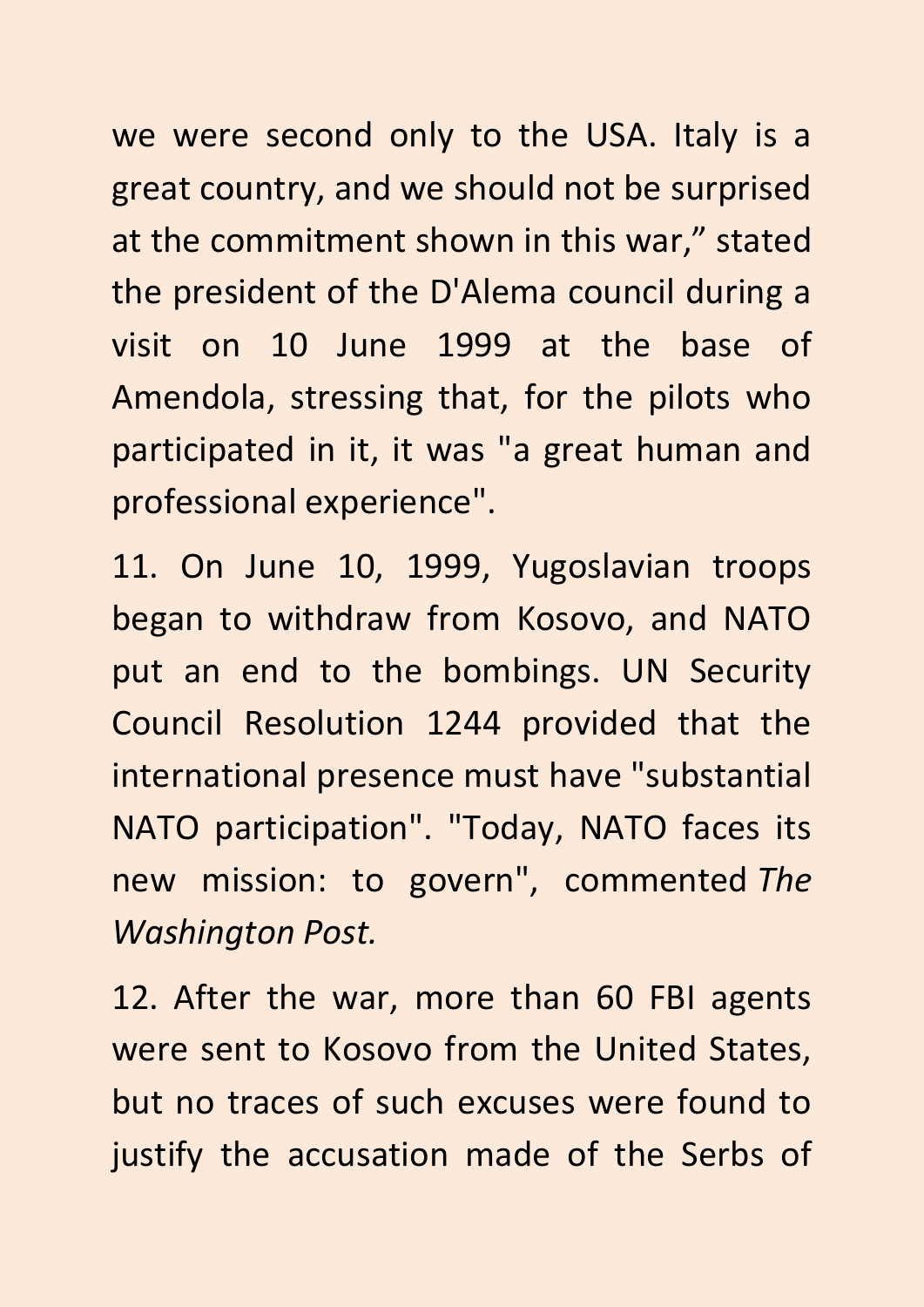we were second only to the USA. Italy is a great country, and we should not be surprised at the commitment shown in this war," stated the president of the D'Alema council during a visit on 10 June 1999 at the base of Amendola, stressing that, for the pilots who participated in it, it was "a great human and professional experience".

11. On June 10, 1999, Yugoslavian troops began to withdraw from Kosovo, and NATO put an end to the bombings. UN Security Council Resolution 1244 provided that the international presence must have "substantial NATO participation". "Today, NATO faces its new mission: to govern", commented *The Washington Post.*

12. After the war, more than 60 FBI agents were sent to Kosovo from the United States, but no traces of such excuses were found to justify the accusation made of the Serbs of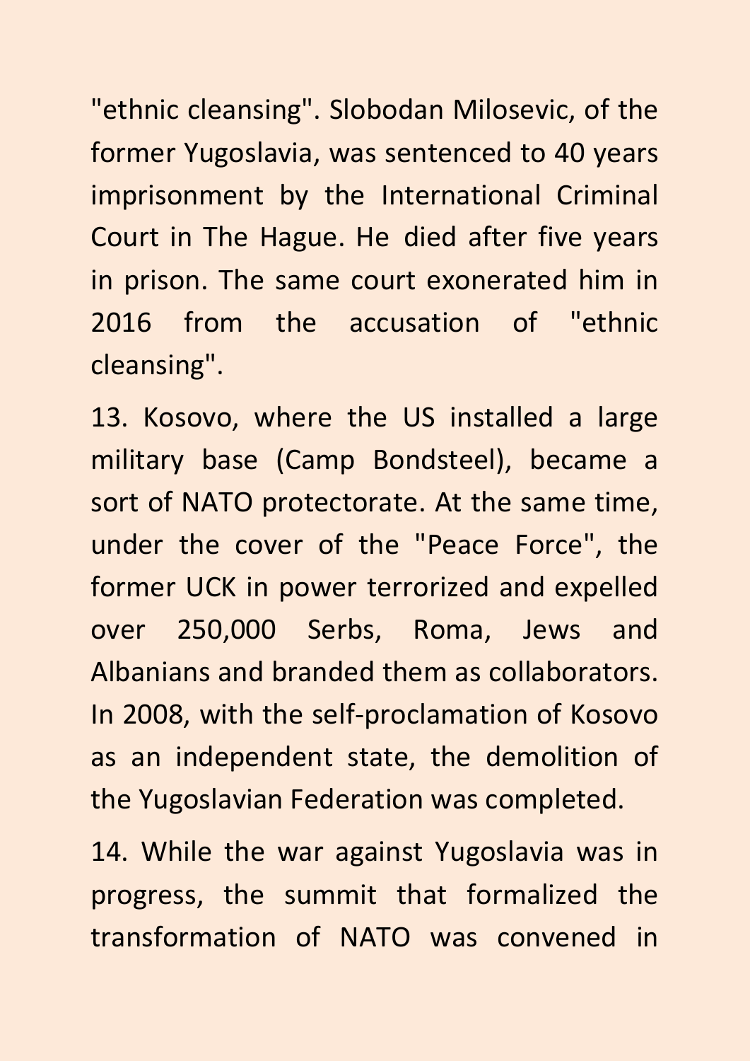"ethnic cleansing". Slobodan Milosevic, of the former Yugoslavia, was sentenced to 40 years imprisonment by the International Criminal Court in The Hague. He died after five years in prison. The same court exonerated him in 2016 from the accusation of "ethnic cleansing".

13. Kosovo, where the US installed a large military base (Camp Bondsteel), became a sort of NATO protectorate. At the same time, under the cover of the "Peace Force", the former UCK in power terrorized and expelled over 250,000 Serbs, Roma, Jews and Albanians and branded them as collaborators. In 2008, with the self-proclamation of Kosovo as an independent state, the demolition of the Yugoslavian Federation was completed.

14. While the war against Yugoslavia was in progress, the summit that formalized the transformation of NATO was convened in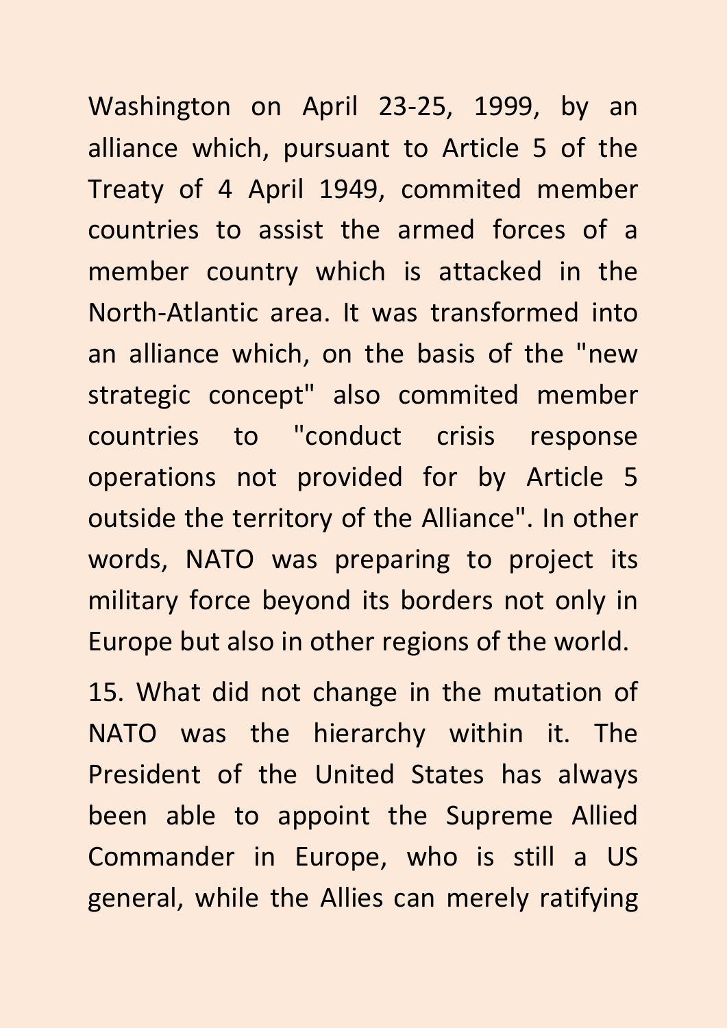Washington on April 23-25, 1999, by an alliance which, pursuant to Article 5 of the Treaty of 4 April 1949, commited member countries to assist the armed forces of a member country which is attacked in the North-Atlantic area. It was transformed into an alliance which, on the basis of the "new strategic concept" also commited member countries to "conduct crisis response operations not provided for by Article 5 outside the territory of the Alliance". In other words, NATO was preparing to project its military force beyond its borders not only in Europe but also in other regions of the world.

15. What did not change in the mutation of NATO was the hierarchy within it. The President of the United States has always been able to appoint the Supreme Allied Commander in Europe, who is still a US general, while the Allies can merely ratifying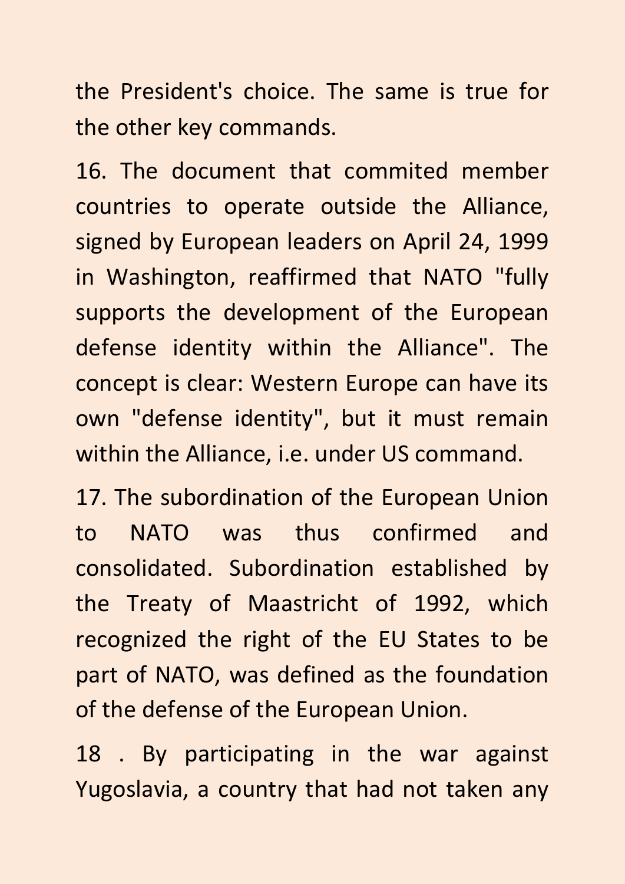the President's choice. The same is true for the other key commands.

16. The document that commited member countries to operate outside the Alliance, signed by European leaders on April 24, 1999 in Washington, reaffirmed that NATO "fully supports the development of the European defense identity within the Alliance". The concept is clear: Western Europe can have its own "defense identity", but it must remain within the Alliance, i.e. under US command.

17. The subordination of the European Union to NATO was thus confirmed and consolidated. Subordination established by the Treaty of Maastricht of 1992, which recognized the right of the EU States to be part of NATO, was defined as the foundation of the defense of the European Union.

18 . By participating in the war against Yugoslavia, a country that had not taken any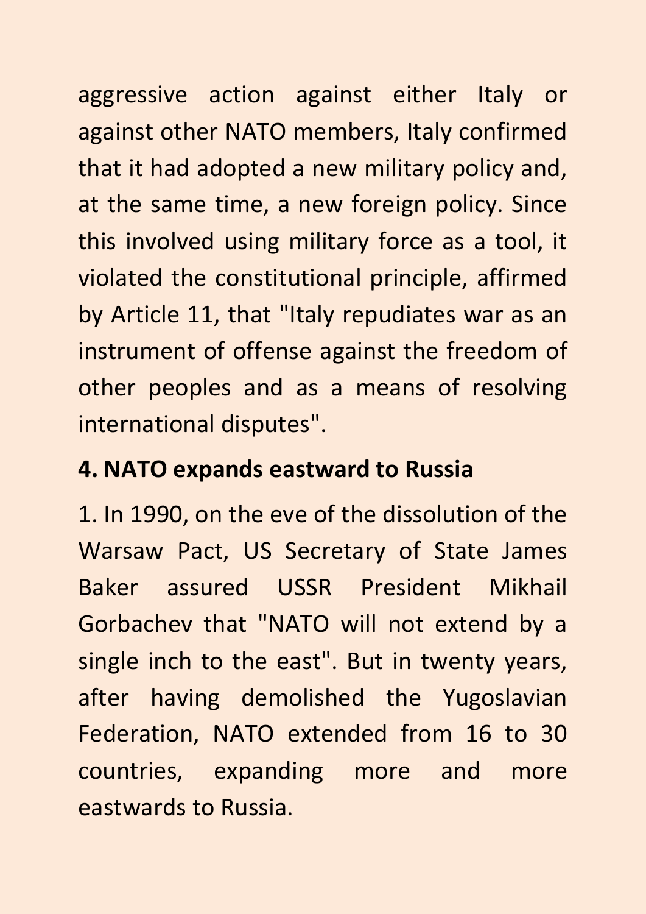aggressive action against either Italy or against other NATO members, Italy confirmed that it had adopted a new military policy and, at the same time, a new foreign policy. Since this involved using military force as a tool, it violated the constitutional principle, affirmed by Article 11, that "Italy repudiates war as an instrument of offense against the freedom of other peoples and as a means of resolving international disputes".

## 4. NATO expands eastward to Russia

1. In 1990, on the eve of the dissolution of the Warsaw Pact, US Secretary of State James Baker assured USSR President Mikhail Gorbachev that "NATO will not extend by a single inch to the east". But in twenty years, after having demolished the Yugoslavian Federation, NATO extended from 16 to 30 countries, expanding more and more eastwards to Russia.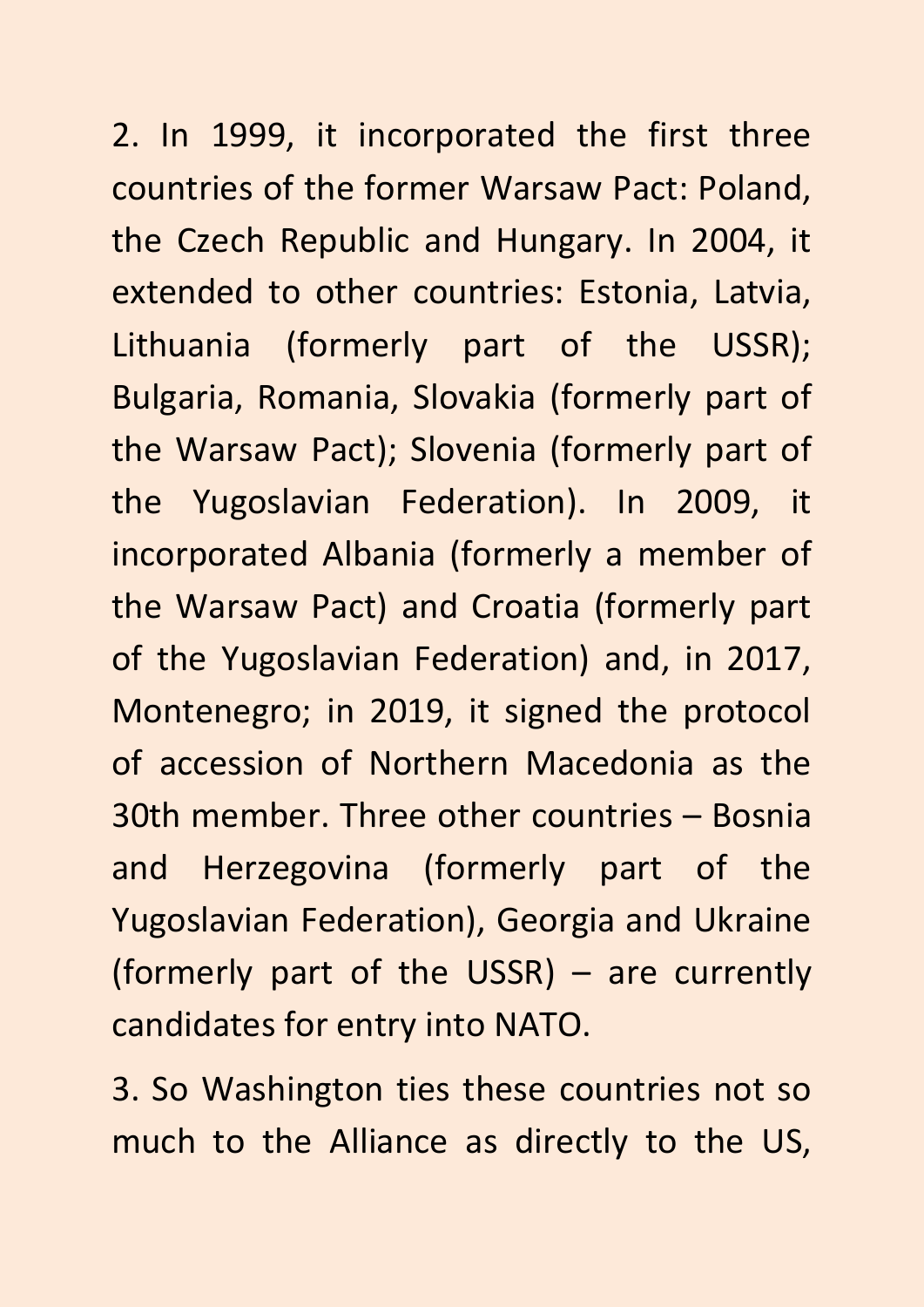2. In 1999, it incorporated the first three countries of the former Warsaw Pact: Poland, the Czech Republic and Hungary. In 2004, it extended to other countries: Estonia, Latvia, Lithuania (formerly part of the USSR); Bulgaria, Romania, Slovakia (formerly part of the Warsaw Pact); Slovenia (formerly part of the Yugoslavian Federation). In 2009, it incorporated Albania (formerly a member of the Warsaw Pact) and Croatia (formerly part of the Yugoslavian Federation) and, in 2017, Montenegro; in 2019, it signed the protocol of accession of Northern Macedonia as the 30th member. Three other countries – Bosnia and Herzegovina (formerly part of the Yugoslavian Federation), Georgia and Ukraine (formerly part of the USSR) – are currently candidates for entry into NATO.

3. So Washington ties these countries not so much to the Alliance as directly to the US,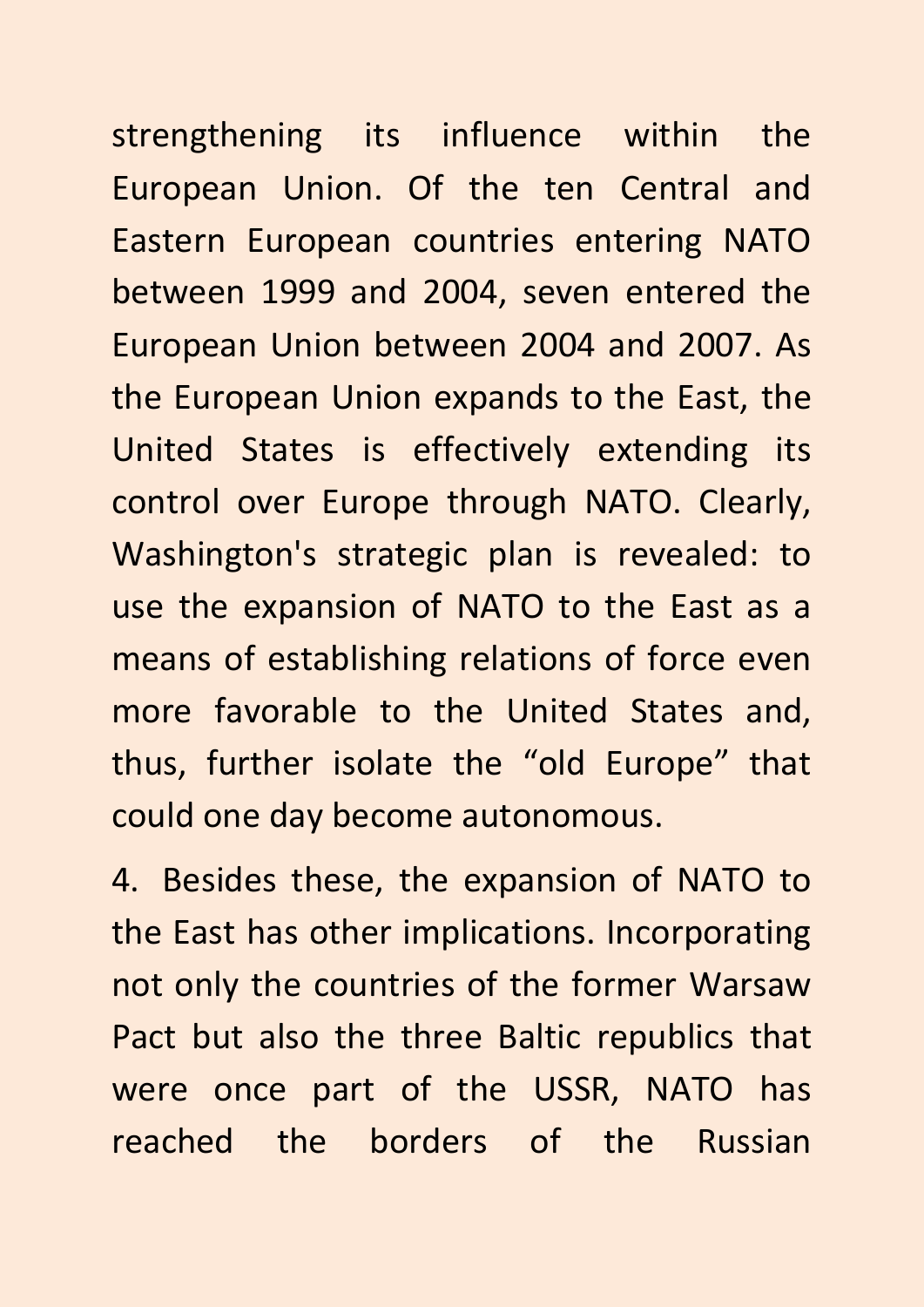strengthening its influence within the European Union. Of the ten Central and Eastern European countries entering NATO between 1999 and 2004, seven entered the European Union between 2004 and 2007. As the European Union expands to the East, the United States is effectively extending its control over Europe through NATO. Clearly, Washington's strategic plan is revealed: to use the expansion of NATO to the East as a means of establishing relations of force even more favorable to the United States and, thus, further isolate the "old Europe" that could one day become autonomous.

4. Besides these, the expansion of NATO to the East has other implications. Incorporating not only the countries of the former Warsaw Pact but also the three Baltic republics that were once part of the USSR, NATO has reached the borders of the Russian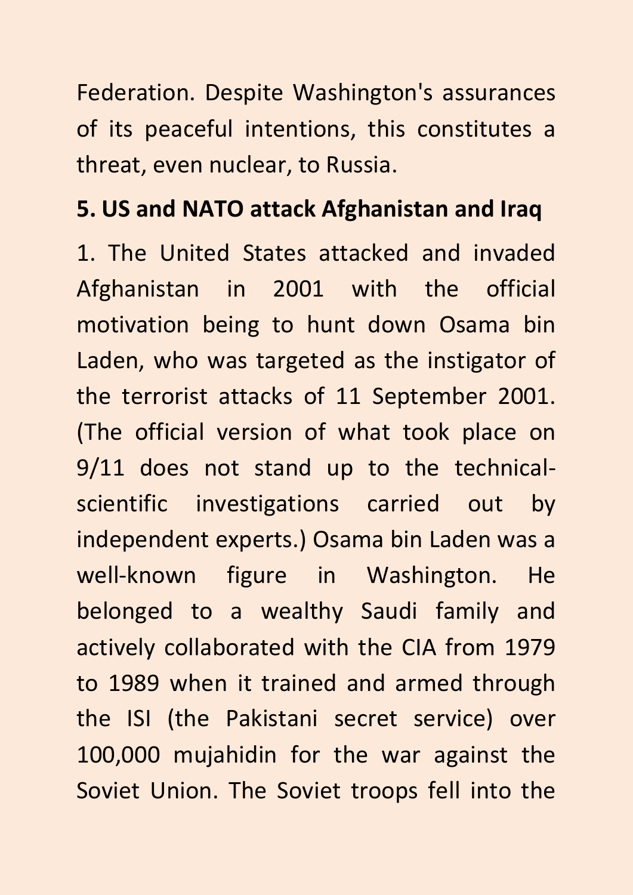Federation. Despite Washington's assurances of its peaceful intentions, this constitutes a threat, even nuclear, to Russia.

**5. US and NATO attack Afghanistan and Iraq**

1. The United States attacked and invaded Afghanistan in 2001 with the official motivation being to hunt down Osama bin Laden, who was targeted as the instigator of the terrorist attacks of 11 September 2001. (The official version of what took place on 9/11 does not stand up to the technical-scientific investigations carried out by independent experts.) Osama bin Laden was a well-known figure in Washington. He belonged to a wealthy Saudi family and actively collaborated with the CIA from 1979 to 1989 when it trained and armed through the ISI (the Pakistani secret service) over 100,000 mujahidin for the war against the Soviet Union. The Soviet troops fell into the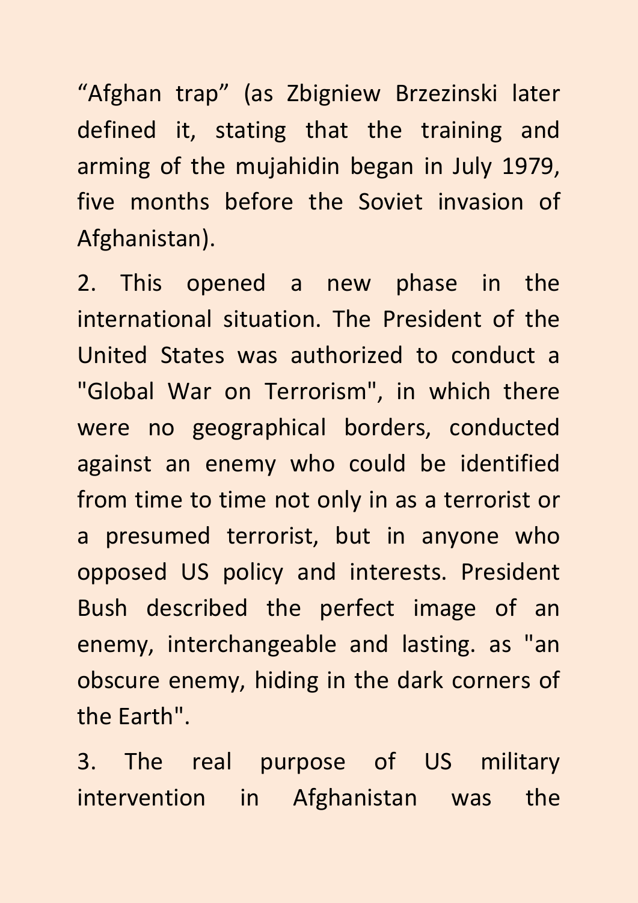“Afghan trap” (as Zbigniew Brzezinski later defined it, stating that the training and arming of the mujahidin began in July 1979, five months before the Soviet invasion of Afghanistan).

2. This opened a new phase in the international situation. The President of the United States was authorized to conduct a "Global War on Terrorism", in which there were no geographical borders, conducted against an enemy who could be identified from time to time not only in as a terrorist or a presumed terrorist, but in anyone who opposed US policy and interests. President Bush described the perfect image of an enemy, interchangeable and lasting. as "an obscure enemy, hiding in the dark corners of the Earth".

3. The real purpose of US military intervention in Afghanistan was the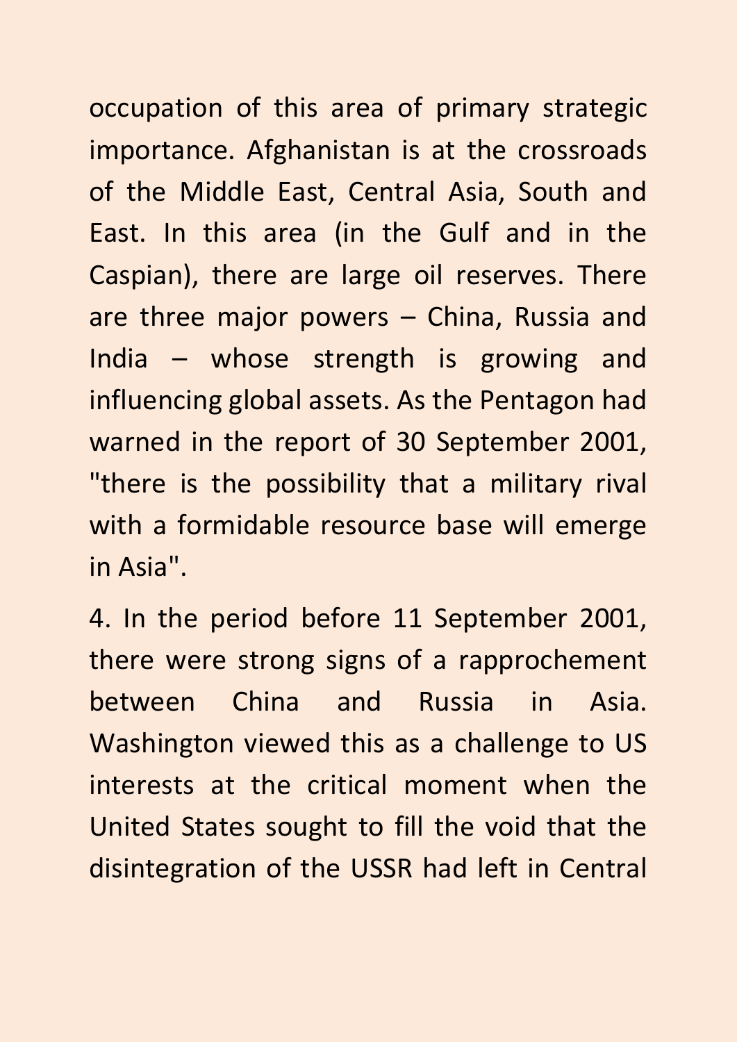occupation of this area of primary strategic importance. Afghanistan is at the crossroads of the Middle East, Central Asia, South and East. In this area (in the Gulf and in the Caspian), there are large oil reserves. There are three major powers – China, Russia and India – whose strength is growing and influencing global assets. As the Pentagon had warned in the report of 30 September 2001, "there is the possibility that a military rival with a formidable resource base will emerge in Asia".

4. In the period before 11 September 2001, there were strong signs of a rapprochement between China and Russia in Asia. Washington viewed this as a challenge to US interests at the critical moment when the United States sought to fill the void that the disintegration of the USSR had left in Central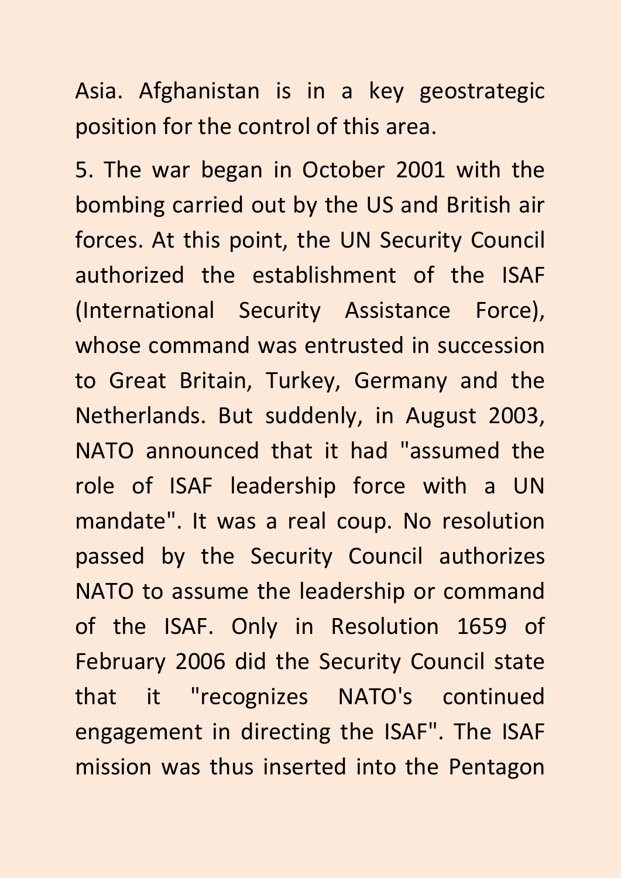Asia. Afghanistan is in a key geostrategic position for the control of this area.

5. The war began in October 2001 with the bombing carried out by the US and British air forces. At this point, the UN Security Council authorized the establishment of the ISAF (International Security Assistance Force), whose command was entrusted in succession to Great Britain, Turkey, Germany and the Netherlands. But suddenly, in August 2003, NATO announced that it had "assumed the role of ISAF leadership force with a UN mandate". It was a real coup. No resolution passed by the Security Council authorizes NATO to assume the leadership or command of the ISAF. Only in Resolution 1659 of February 2006 did the Security Council state that it "recognizes NATO's continued engagement in directing the ISAF". The ISAF mission was thus inserted into the Pentagon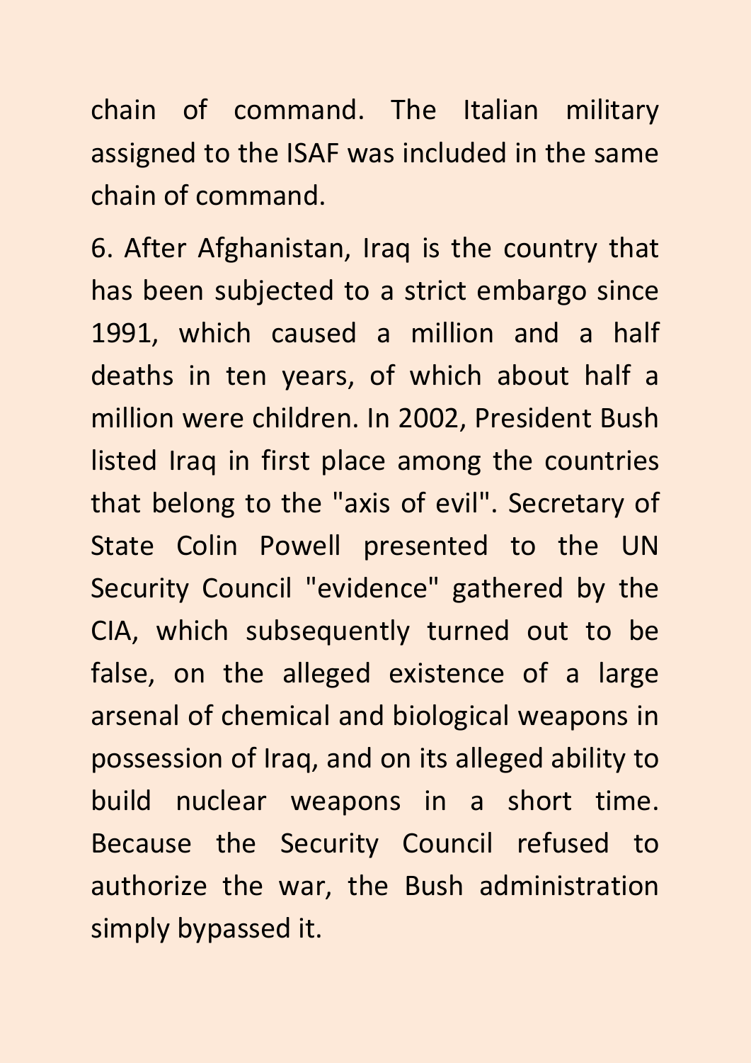chain of command. The Italian military assigned to the ISAF was included in the same chain of command.

6. After Afghanistan, Iraq is the country that has been subjected to a strict embargo since 1991, which caused a million and a half deaths in ten years, of which about half a million were children. In 2002, President Bush listed Iraq in first place among the countries that belong to the "axis of evil". Secretary of State Colin Powell presented to the UN Security Council "evidence" gathered by the CIA, which subsequently turned out to be false, on the alleged existence of a large arsenal of chemical and biological weapons in possession of Iraq, and on its alleged ability to build nuclear weapons in a short time. Because the Security Council refused to authorize the war, the Bush administration simply bypassed it.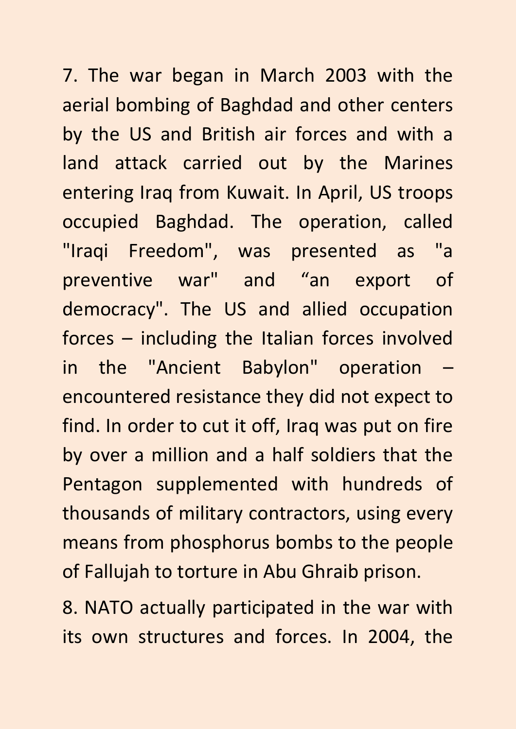7. The war began in March 2003 with the aerial bombing of Baghdad and other centers by the US and British air forces and with a land attack carried out by the Marines entering Iraq from Kuwait. In April, US troops occupied Baghdad. The operation, called "Iraqi Freedom", was presented as "a preventive war" and “an export of democracy". The US and allied occupation forces – including the Italian forces involved in the "Ancient Babylon" operation – encountered resistance they did not expect to find. In order to cut it off, Iraq was put on fire by over a million and a half soldiers that the Pentagon supplemented with hundreds of thousands of military contractors, using every means from phosphorus bombs to the people of Fallujah to torture in Abu Ghraib prison.

8. NATO actually participated in the war with its own structures and forces. In 2004, the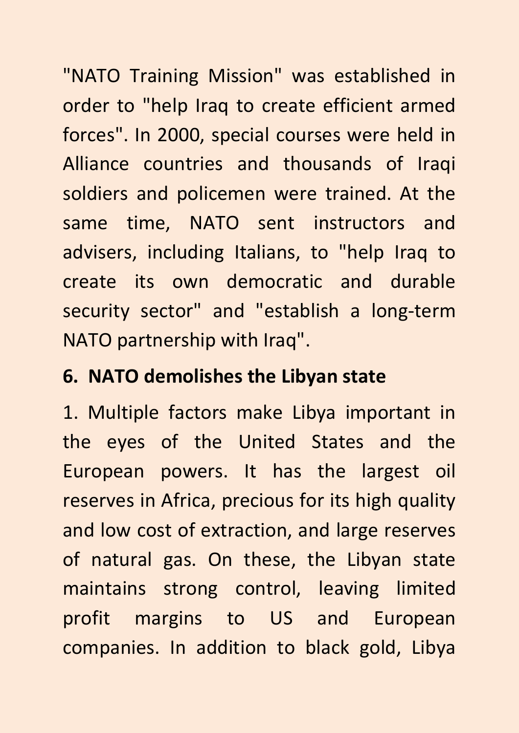"NATO Training Mission" was established in order to "help Iraq to create efficient armed forces". In 2000, special courses were held in Alliance countries and thousands of Iraqi soldiers and policemen were trained. At the same time, NATO sent instructors and advisers, including Italians, to "help Iraq to create its own democratic and durable security sector" and "establish a long-term NATO partnership with Iraq".

### 6. NATO demolishes the Libyan state

1. Multiple factors make Libya important in the eyes of the United States and the European powers. It has the largest oil reserves in Africa, precious for its high quality and low cost of extraction, and large reserves of natural gas. On these, the Libyan state maintains strong control, leaving limited profit margins to US and European companies. In addition to black gold, Libya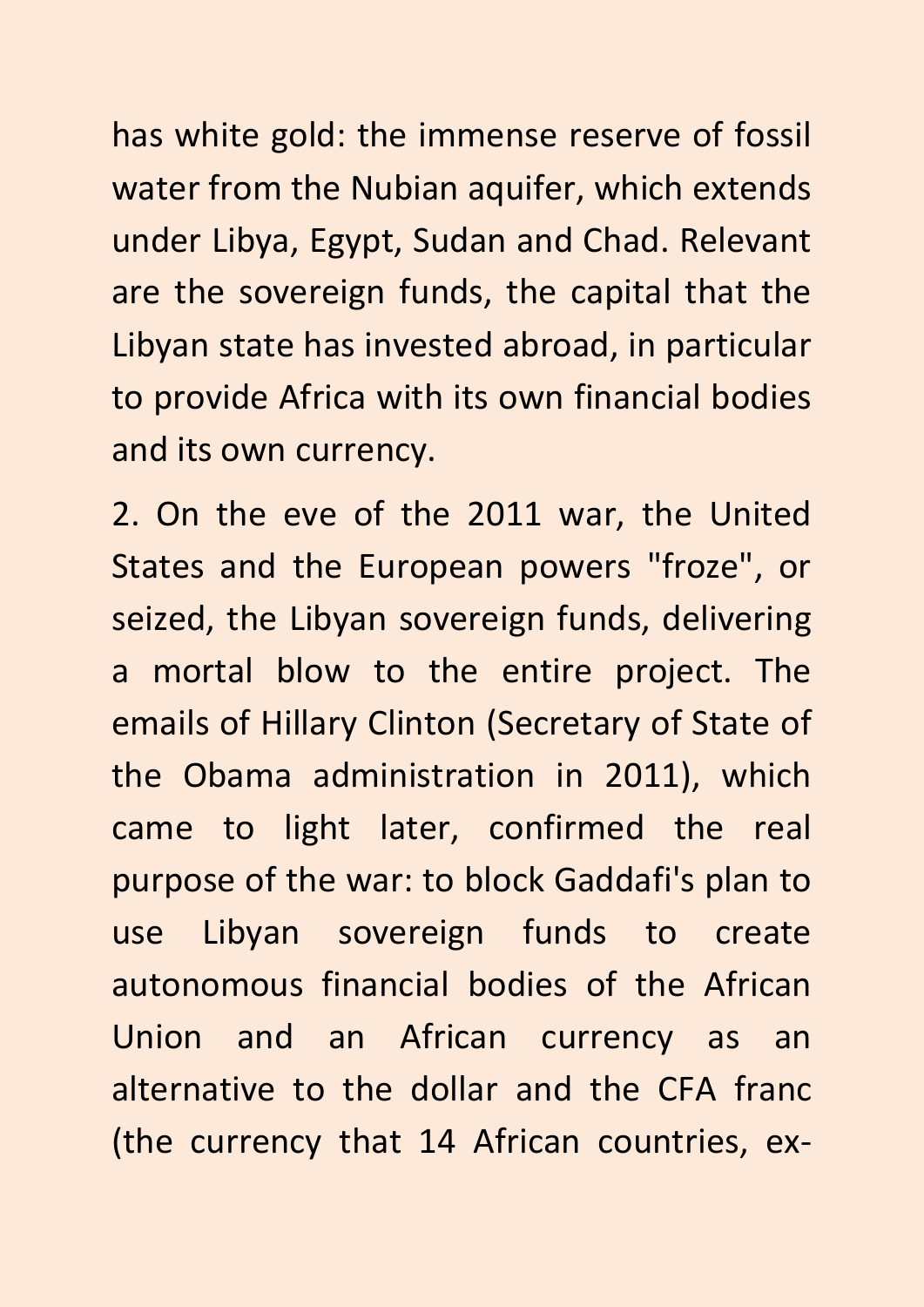has white gold: the immense reserve of fossil water from the Nubian aquifer, which extends under Libya, Egypt, Sudan and Chad. Relevant are the sovereign funds, the capital that the Libyan state has invested abroad, in particular to provide Africa with its own financial bodies and its own currency.

2. On the eve of the 2011 war, the United States and the European powers "froze", or seized, the Libyan sovereign funds, delivering a mortal blow to the entire project. The emails of Hillary Clinton (Secretary of State of the Obama administration in 2011), which came to light later, confirmed the real purpose of the war: to block Gaddafi's plan to use Libyan sovereign funds to create autonomous financial bodies of the African Union and an African currency as an alternative to the dollar and the CFA franc (the currency that 14 African countries, ex-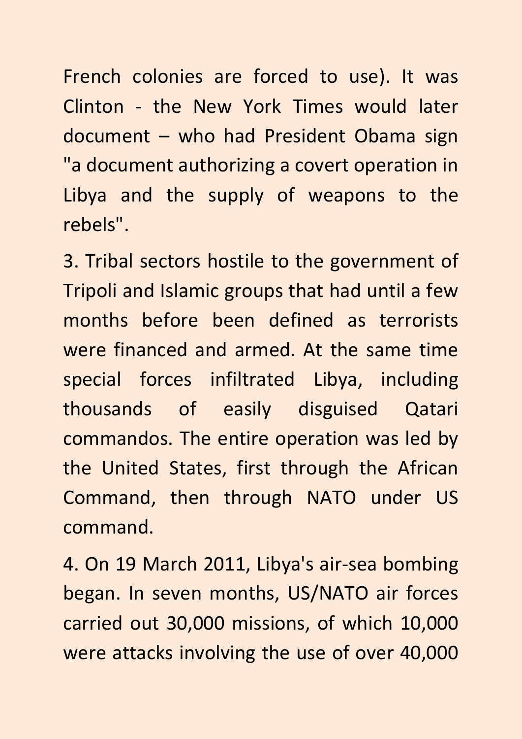French colonies are forced to use). It was Clinton - the New York Times would later document – who had President Obama sign "a document authorizing a covert operation in Libya and the supply of weapons to the rebels".

3. Tribal sectors hostile to the government of Tripoli and Islamic groups that had until a few months before been defined as terrorists were financed and armed. At the same time special forces infiltrated Libya, including thousands of easily disguised Qatari commandos. The entire operation was led by the United States, first through the African Command, then through NATO under US command.

4. On 19 March 2011, Libya's air-sea bombing began. In seven months, US/NATO air forces carried out 30,000 missions, of which 10,000 were attacks involving the use of over 40,000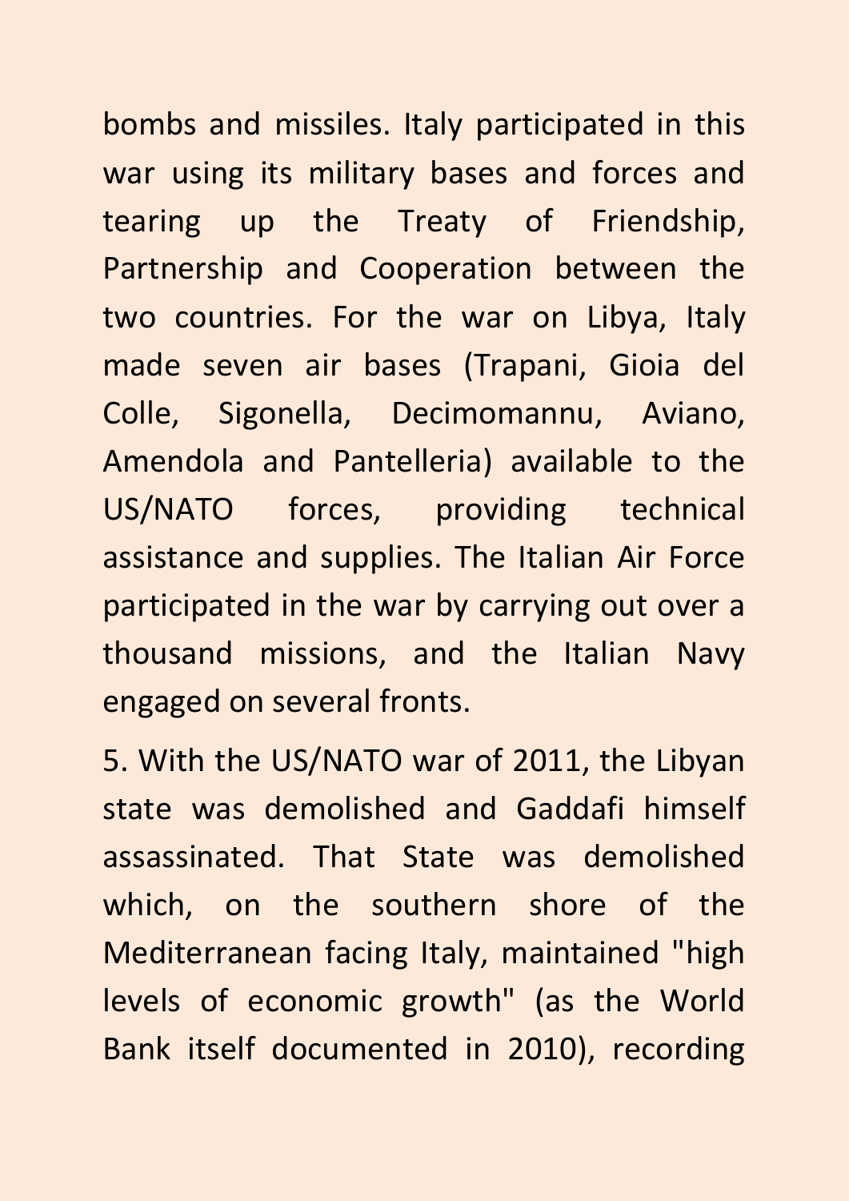bombs and missiles. Italy participated in this war using its military bases and forces and tearing up the Treaty of Friendship, Partnership and Cooperation between the two countries. For the war on Libya, Italy made seven air bases (Trapani, Gioia del Colle, Sigonella, Decimomannu, Aviano, Amendola and Pantelleria) available to the US/NATO forces, providing technical assistance and supplies. The Italian Air Force participated in the war by carrying out over a thousand missions, and the Italian Navy engaged on several fronts.

5. With the US/NATO war of 2011, the Libyan state was demolished and Gaddafi himself assassinated. That State was demolished which, on the southern shore of the Mediterranean facing Italy, maintained "high levels of economic growth" (as the World Bank itself documented in 2010), recording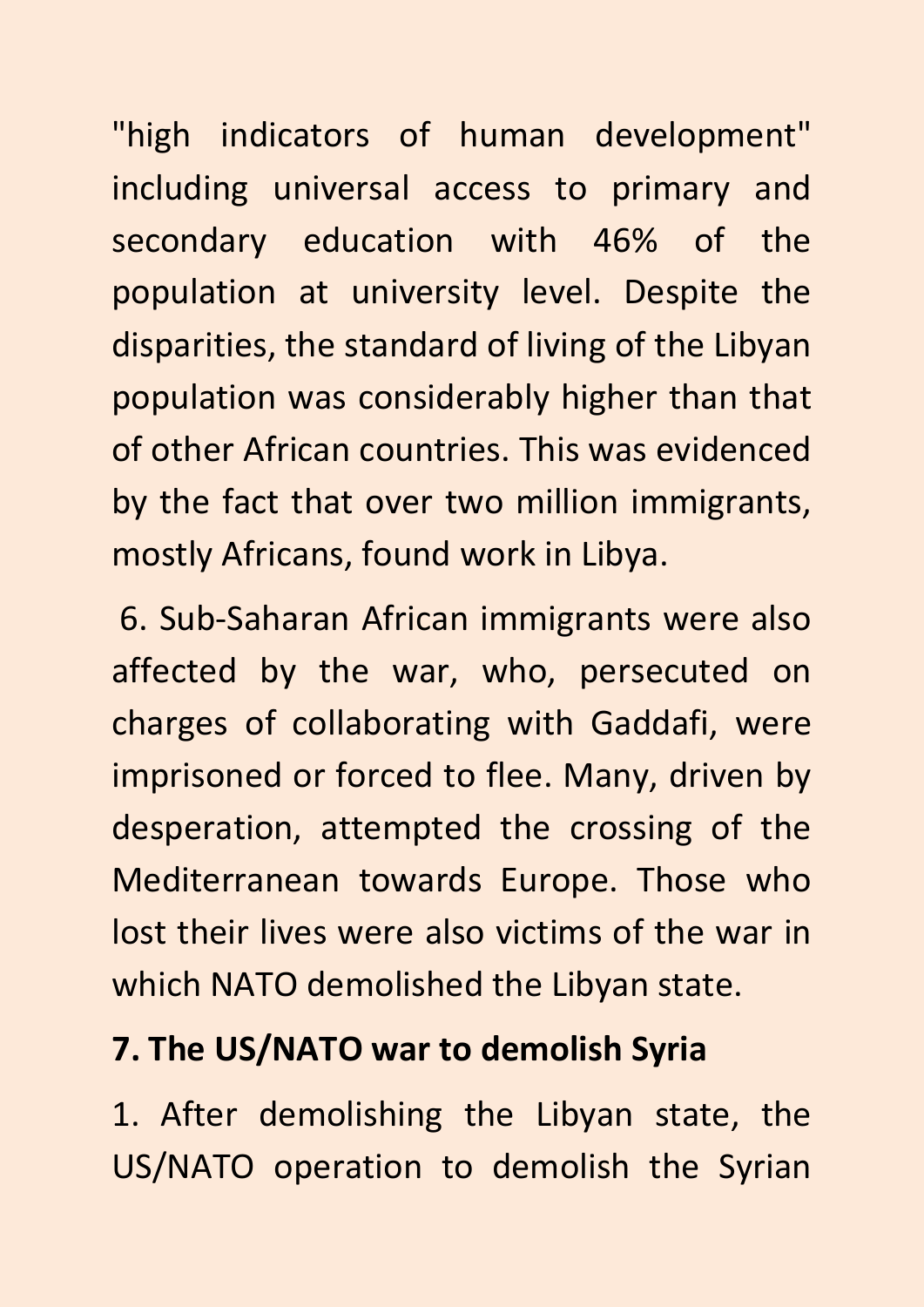"high indicators of human development" including universal access to primary and secondary education with 46% of the population at university level. Despite the disparities, the standard of living of the Libyan population was considerably higher than that of other African countries. This was evidenced by the fact that over two million immigrants, mostly Africans, found work in Libya.

6. Sub-Saharan African immigrants were also affected by the war, who, persecuted on charges of collaborating with Gaddafi, were imprisoned or forced to flee. Many, driven by desperation, attempted the crossing of the Mediterranean towards Europe. Those who lost their lives were also victims of the war in which NATO demolished the Libyan state.

**7. The US/NATO war to demolish Syria**

1. After demolishing the Libyan state, the US/NATO operation to demolish the Syrian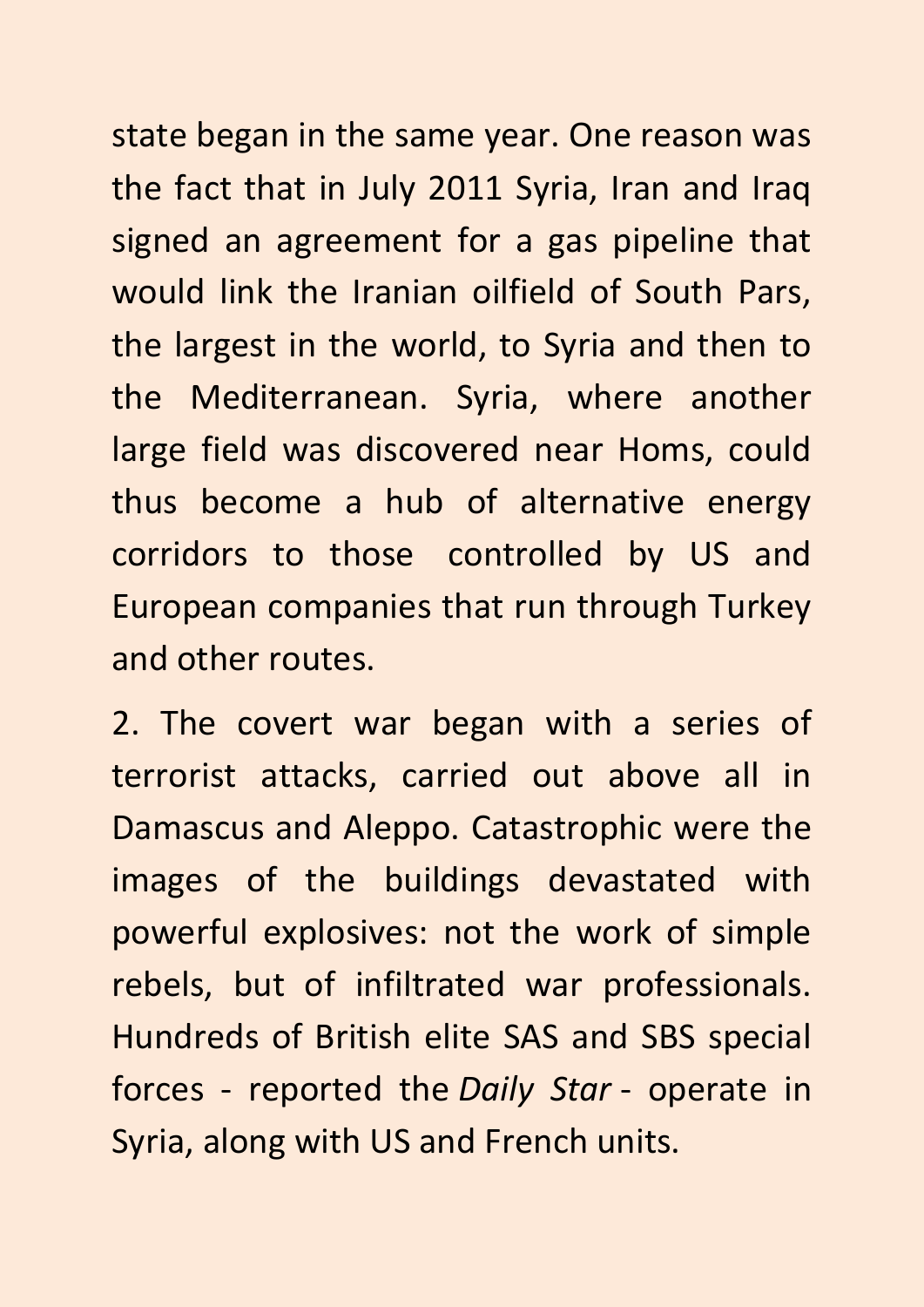state began in the same year. One reason was the fact that in July 2011 Syria, Iran and Iraq signed an agreement for a gas pipeline that would link the Iranian oilfield of South Pars, the largest in the world, to Syria and then to the Mediterranean. Syria, where another large field was discovered near Homs, could thus become a hub of alternative energy corridors to those controlled by US and European companies that run through Turkey and other routes.

2. The covert war began with a series of terrorist attacks, carried out above all in Damascus and Aleppo. Catastrophic were the images of the buildings devastated with powerful explosives: not the work of simple rebels, but of infiltrated war professionals. Hundreds of British elite SAS and SBS special forces - reported the *Daily Star* - operate in Syria, along with US and French units.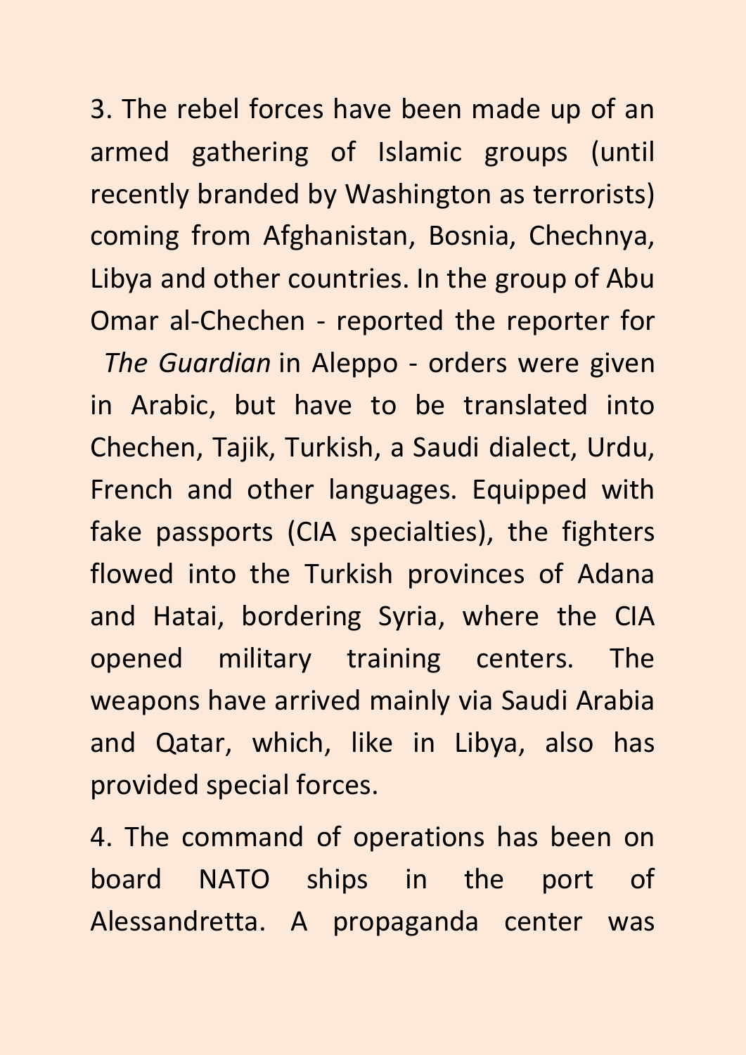3. The rebel forces have been made up of an armed gathering of Islamic groups (until recently branded by Washington as terrorists) coming from Afghanistan, Bosnia, Chechnya, Libya and other countries. In the group of Abu Omar al-Chechen - reported the reporter for *The Guardian* in Aleppo - orders were given in Arabic, but have to be translated into Chechen, Tajik, Turkish, a Saudi dialect, Urdu, French and other languages. Equipped with fake passports (CIA specialties), the fighters flowed into the Turkish provinces of Adana and Hatai, bordering Syria, where the CIA opened military training centers. The weapons have arrived mainly via Saudi Arabia and Qatar, which, like in Libya, also has provided special forces.

4. The command of operations has been on board NATO ships in the port of Alessandretta. A propaganda center was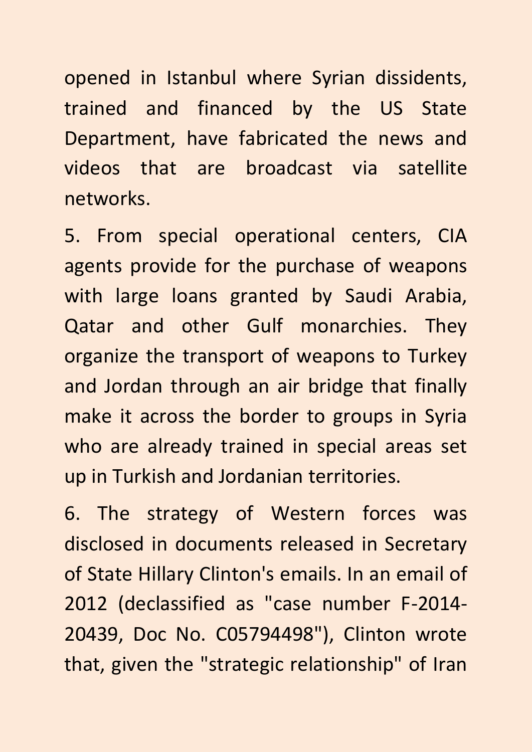opened in Istanbul where Syrian dissidents, trained and financed by the US State Department, have fabricated the news and videos that are broadcast via satellite networks.

5. From special operational centers, CIA agents provide for the purchase of weapons with large loans granted by Saudi Arabia, Qatar and other Gulf monarchies. They organize the transport of weapons to Turkey and Jordan through an air bridge that finally make it across the border to groups in Syria who are already trained in special areas set up in Turkish and Jordanian territories.

6. The strategy of Western forces was disclosed in documents released in Secretary of State Hillary Clinton's emails. In an email of 2012 (declassified as "case number F-2014-20439, Doc No. C05794498"), Clinton wrote that, given the "strategic relationship" of Iran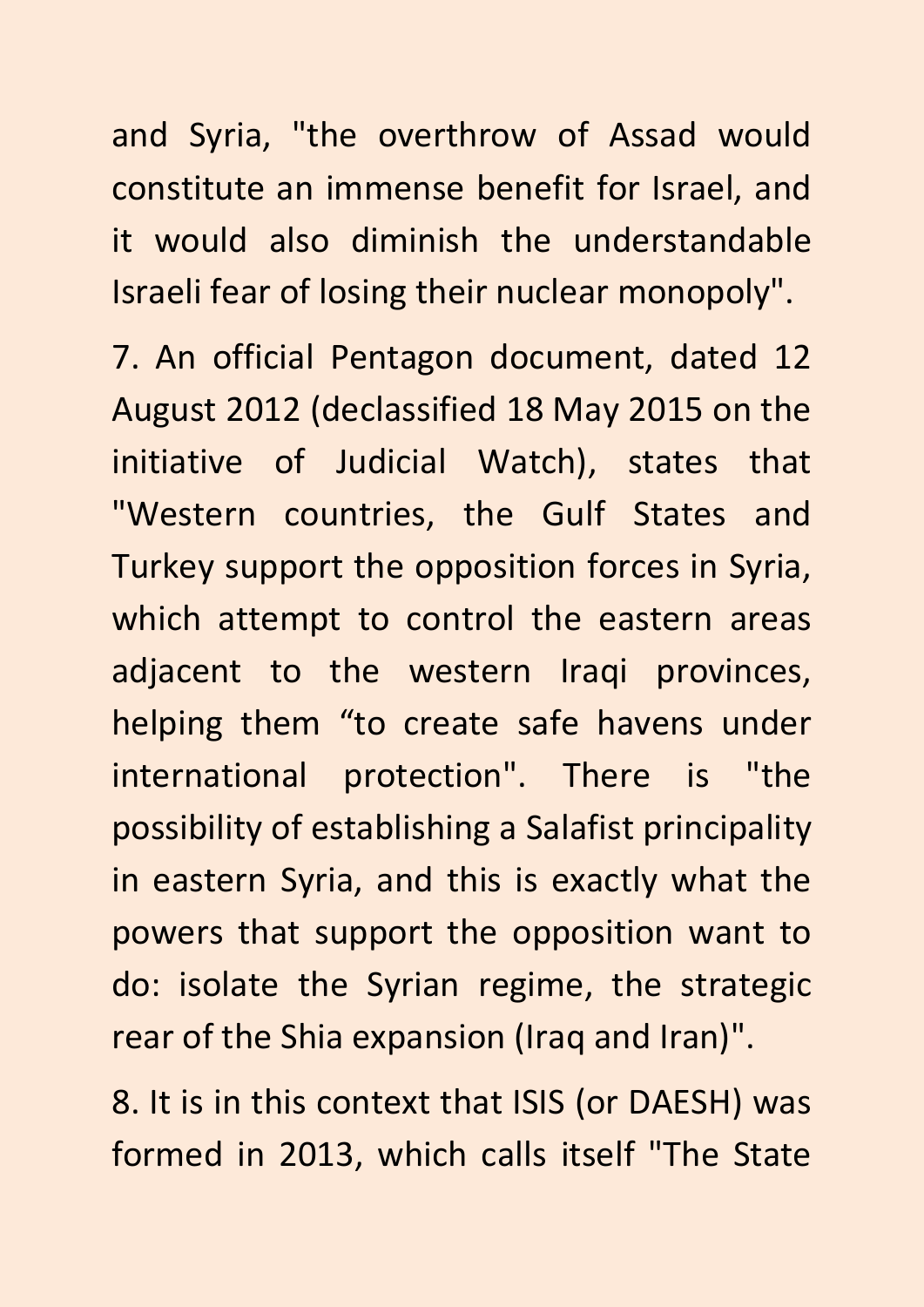and Syria, "the overthrow of Assad would constitute an immense benefit for Israel, and it would also diminish the understandable Israeli fear of losing their nuclear monopoly".

7. An official Pentagon document, dated 12 August 2012 (declassified 18 May 2015 on the initiative of Judicial Watch), states that "Western countries, the Gulf States and Turkey support the opposition forces in Syria, which attempt to control the eastern areas adjacent to the western Iraqi provinces, helping them "to create safe havens under international protection". There is "the possibility of establishing a Salafist principality in eastern Syria, and this is exactly what the powers that support the opposition want to do: isolate the Syrian regime, the strategic rear of the Shia expansion (Iraq and Iran)".

8. It is in this context that ISIS (or DAESH) was formed in 2013, which calls itself "The State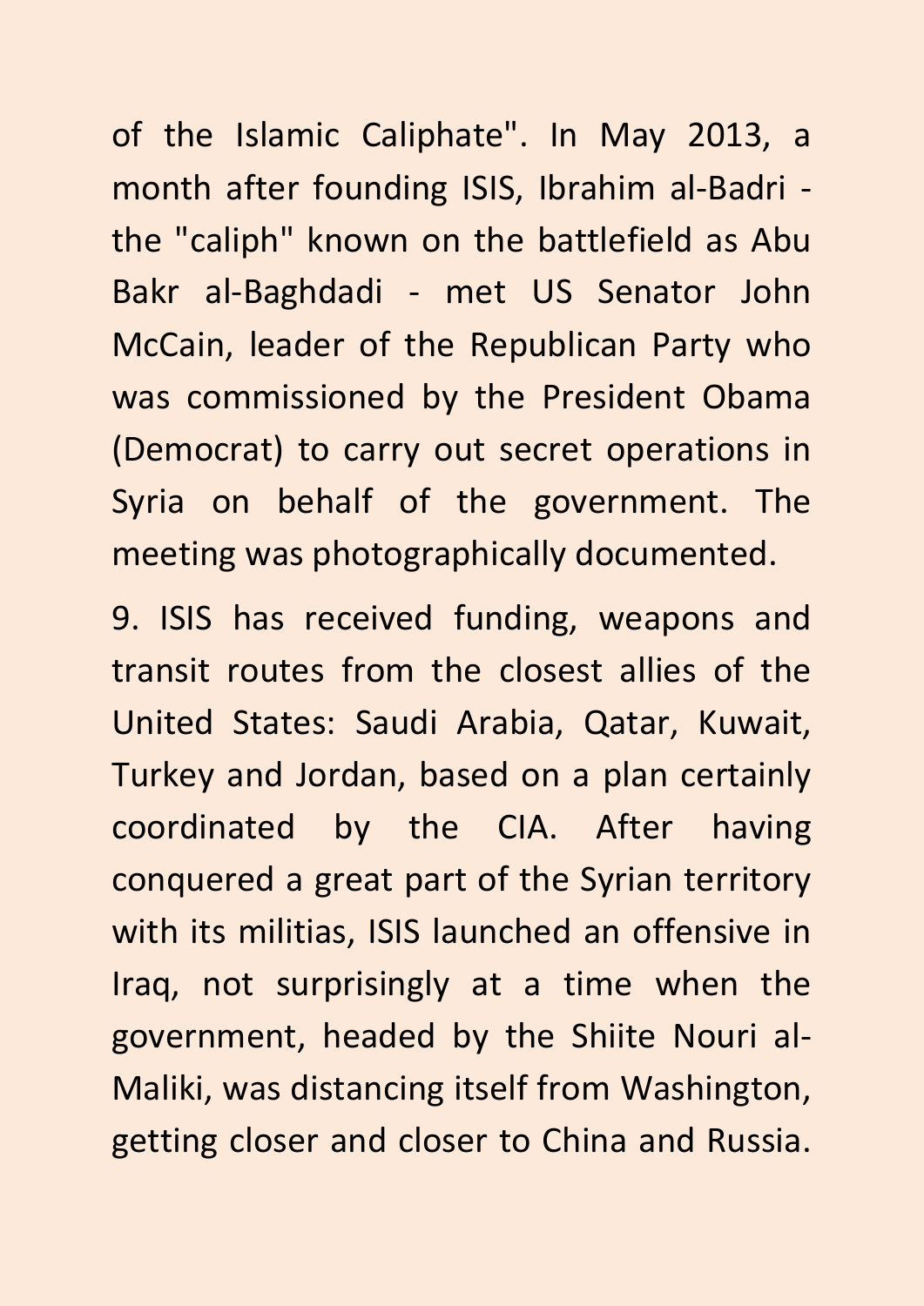of the Islamic Caliphate". In May 2013, a month after founding ISIS, Ibrahim al-Badri - the "caliph" known on the battlefield as Abu Bakr al-Baghdadi - met US Senator John McCain, leader of the Republican Party who was commissioned by the President Obama (Democrat) to carry out secret operations in Syria on behalf of the government. The meeting was photographically documented.

9. ISIS has received funding, weapons and transit routes from the closest allies of the United States: Saudi Arabia, Qatar, Kuwait, Turkey and Jordan, based on a plan certainly coordinated by the CIA. After having conquered a great part of the Syrian territory with its militias, ISIS launched an offensive in Iraq, not surprisingly at a time when the government, headed by the Shiite Nouri al-Maliki, was distancing itself from Washington, getting closer and closer to China and Russia.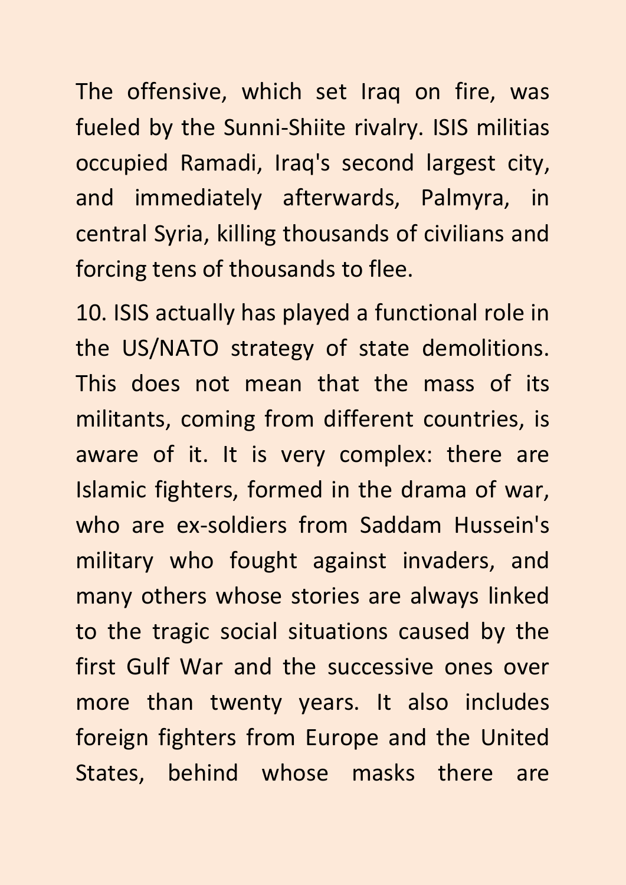The offensive, which set Iraq on fire, was fueled by the Sunni-Shiite rivalry. ISIS militias occupied Ramadi, Iraq's second largest city, and immediately afterwards, Palmyra, in central Syria, killing thousands of civilians and forcing tens of thousands to flee.

10. ISIS actually has played a functional role in the US/NATO strategy of state demolitions. This does not mean that the mass of its militants, coming from different countries, is aware of it. It is very complex: there are Islamic fighters, formed in the drama of war, who are ex-soldiers from Saddam Hussein's military who fought against invaders, and many others whose stories are always linked to the tragic social situations caused by the first Gulf War and the successive ones over more than twenty years. It also includes foreign fighters from Europe and the United States, behind whose masks there are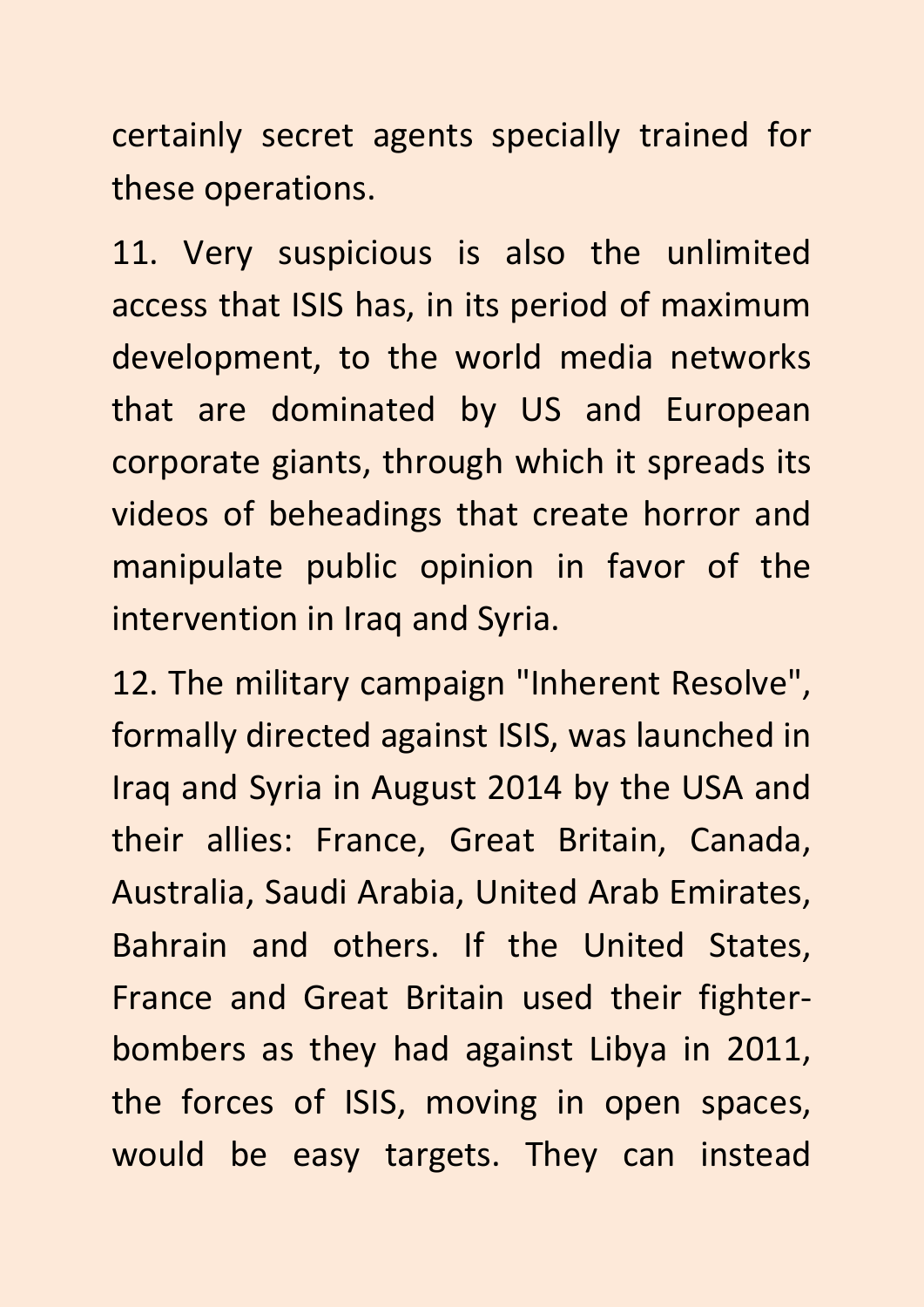certainly secret agents specially trained for these operations.

11. Very suspicious is also the unlimited access that ISIS has, in its period of maximum development, to the world media networks that are dominated by US and European corporate giants, through which it spreads its videos of beheadings that create horror and manipulate public opinion in favor of the intervention in Iraq and Syria.

12. The military campaign "Inherent Resolve", formally directed against ISIS, was launched in Iraq and Syria in August 2014 by the USA and their allies: France, Great Britain, Canada, Australia, Saudi Arabia, United Arab Emirates, Bahrain and others. If the United States, France and Great Britain used their fighter-bombers as they had against Libya in 2011, the forces of ISIS, moving in open spaces, would be easy targets. They can instead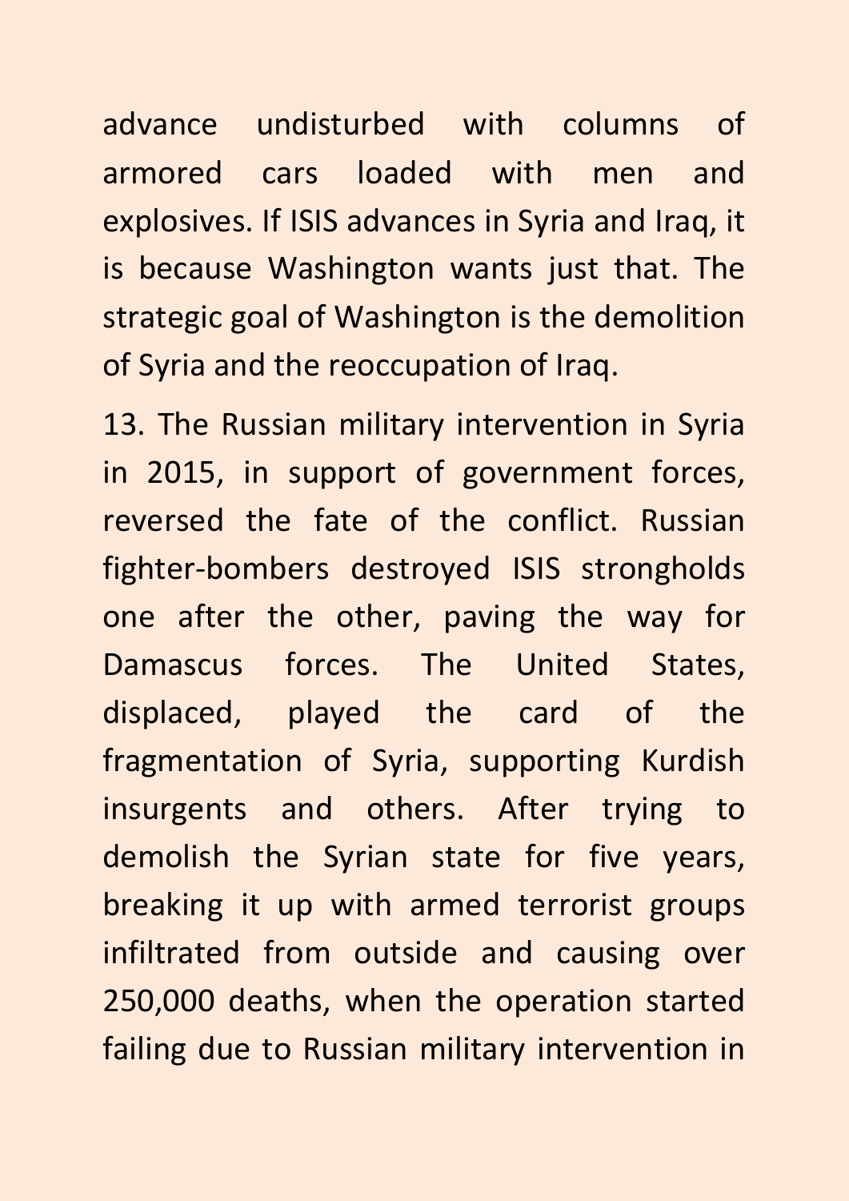advance undisturbed with columns of armored cars loaded with men and explosives. If ISIS advances in Syria and Iraq, it is because Washington wants just that. The strategic goal of Washington is the demolition of Syria and the reoccupation of Iraq.

13. The Russian military intervention in Syria in 2015, in support of government forces, reversed the fate of the conflict. Russian fighter-bombers destroyed ISIS strongholds one after the other, paving the way for Damascus forces. The United States, displaced, played the card of the fragmentation of Syria, supporting Kurdish insurgents and others. After trying to demolish the Syrian state for five years, breaking it up with armed terrorist groups infiltrated from outside and causing over 250,000 deaths, when the operation started failing due to Russian military intervention in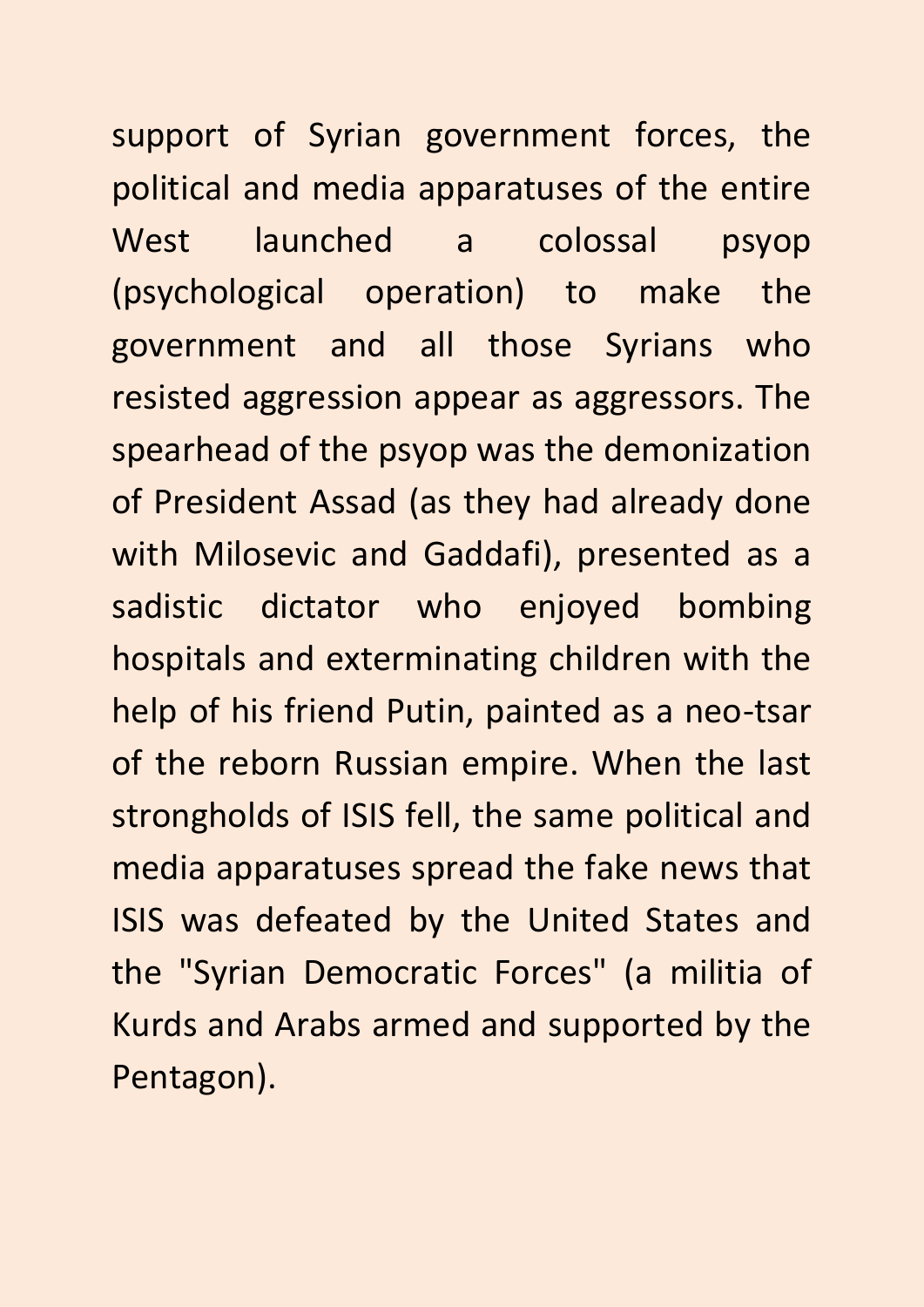support of Syrian government forces, the political and media apparatuses of the entire West launched a colossal psyop (psychological operation) to make the government and all those Syrians who resisted aggression appear as aggressors. The spearhead of the psyop was the demonization of President Assad (as they had already done with Milosevic and Gaddafi), presented as a sadistic dictator who enjoyed bombing hospitals and exterminating children with the help of his friend Putin, painted as a neo-tsar of the reborn Russian empire. When the last strongholds of ISIS fell, the same political and media apparatuses spread the fake news that ISIS was defeated by the United States and the "Syrian Democratic Forces" (a militia of Kurds and Arabs armed and supported by the Pentagon).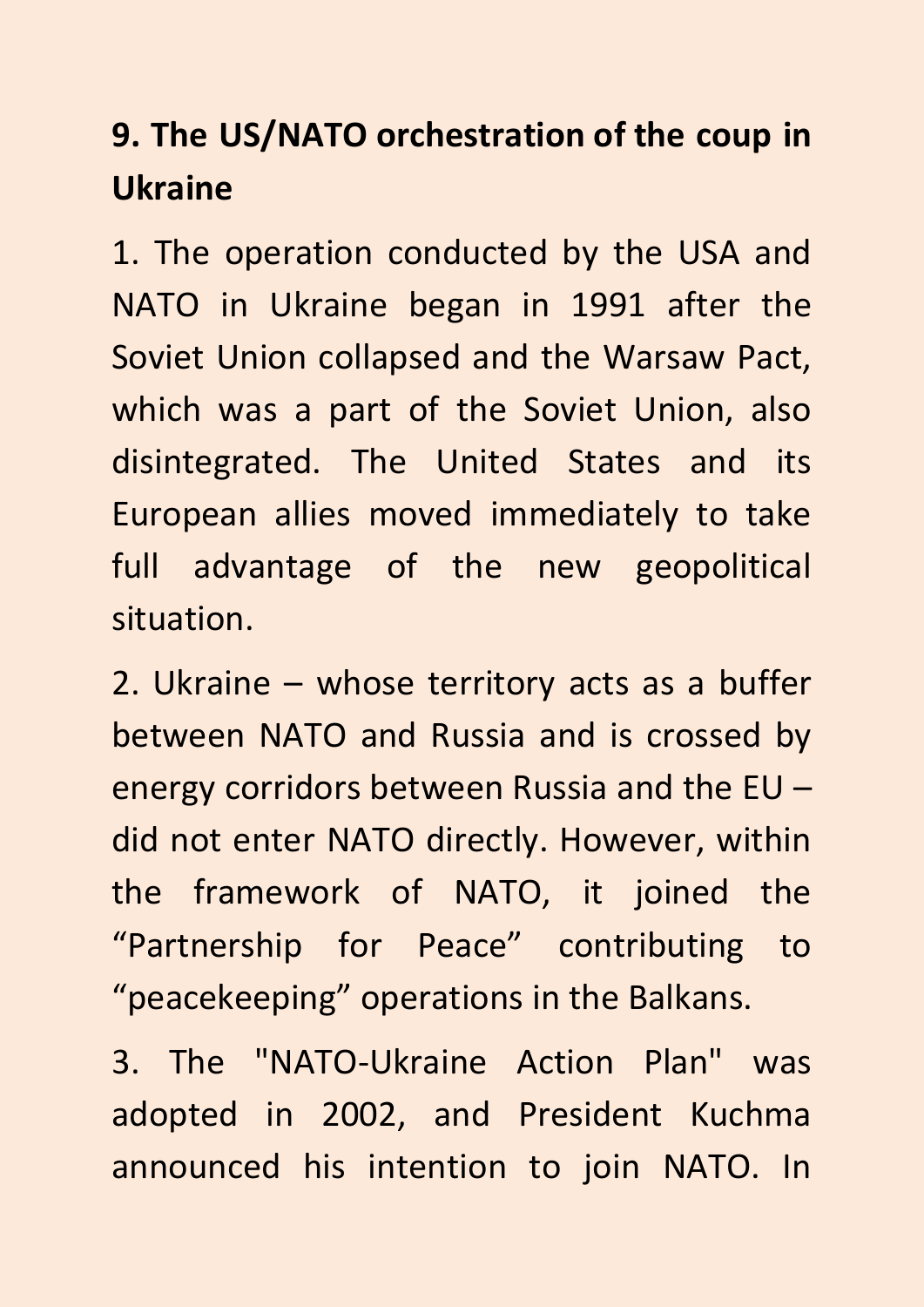## 9. The US/NATO orchestration of the coup in Ukraine

1. The operation conducted by the USA and NATO in Ukraine began in 1991 after the Soviet Union collapsed and the Warsaw Pact, which was a part of the Soviet Union, also disintegrated. The United States and its European allies moved immediately to take full advantage of the new geopolitical situation.

2. Ukraine – whose territory acts as a buffer between NATO and Russia and is crossed by energy corridors between Russia and the EU – did not enter NATO directly. However, within the framework of NATO, it joined the "Partnership for Peace" contributing to "peacekeeping" operations in the Balkans.

3. The "NATO-Ukraine Action Plan" was adopted in 2002, and President Kuchma announced his intention to join NATO. In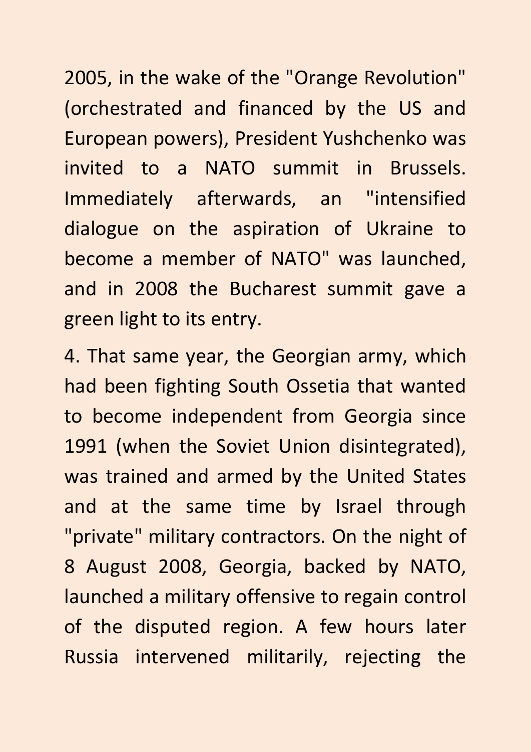2005, in the wake of the "Orange Revolution" (orchestrated and financed by the US and European powers), President Yushchenko was invited to a NATO summit in Brussels. Immediately afterwards, an "intensified dialogue on the aspiration of Ukraine to become a member of NATO" was launched, and in 2008 the Bucharest summit gave a green light to its entry.

4. That same year, the Georgian army, which had been fighting South Ossetia that wanted to become independent from Georgia since 1991 (when the Soviet Union disintegrated), was trained and armed by the United States and at the same time by Israel through "private" military contractors. On the night of 8 August 2008, Georgia, backed by NATO, launched a military offensive to regain control of the disputed region. A few hours later Russia intervened militarily, rejecting the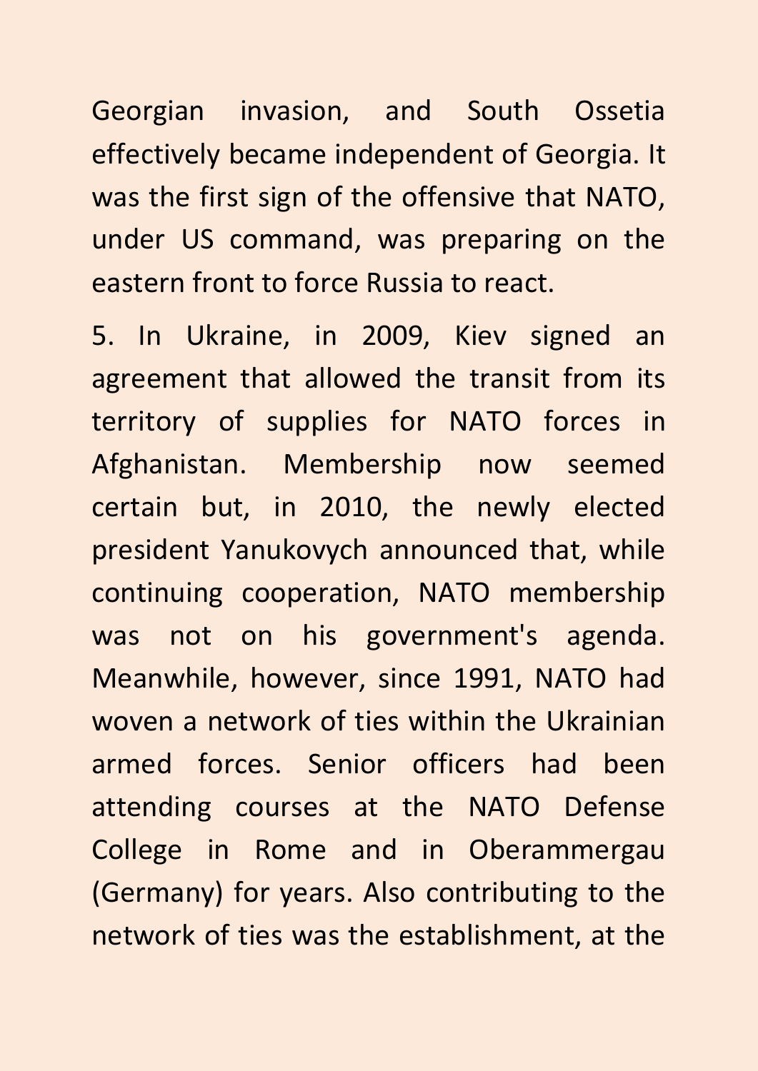Georgian invasion, and South Ossetia effectively became independent of Georgia. It was the first sign of the offensive that NATO, under US command, was preparing on the eastern front to force Russia to react.

5. In Ukraine, in 2009, Kiev signed an agreement that allowed the transit from its territory of supplies for NATO forces in Afghanistan. Membership now seemed certain but, in 2010, the newly elected president Yanukovych announced that, while continuing cooperation, NATO membership was not on his government's agenda. Meanwhile, however, since 1991, NATO had woven a network of ties within the Ukrainian armed forces. Senior officers had been attending courses at the NATO Defense College in Rome and in Oberammergau (Germany) for years. Also contributing to the network of ties was the establishment, at the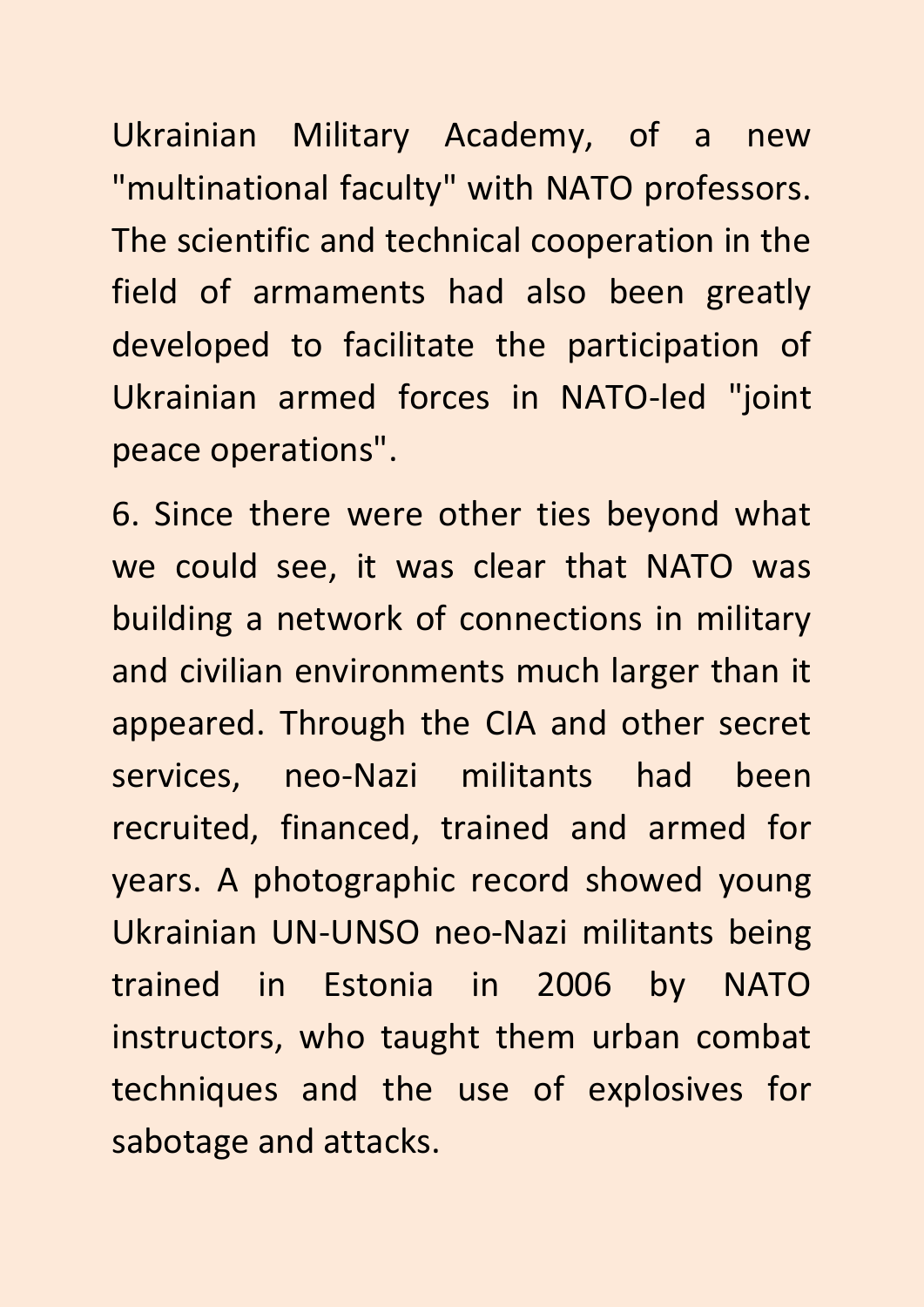Ukrainian Military Academy, of a new "multinational faculty" with NATO professors. The scientific and technical cooperation in the field of armaments had also been greatly developed to facilitate the participation of Ukrainian armed forces in NATO-led "joint peace operations".

6. Since there were other ties beyond what we could see, it was clear that NATO was building a network of connections in military and civilian environments much larger than it appeared. Through the CIA and other secret services, neo-Nazi militants had been recruited, financed, trained and armed for years. A photographic record showed young Ukrainian UN-UNSO neo-Nazi militants being trained in Estonia in 2006 by NATO instructors, who taught them urban combat techniques and the use of explosives for sabotage and attacks.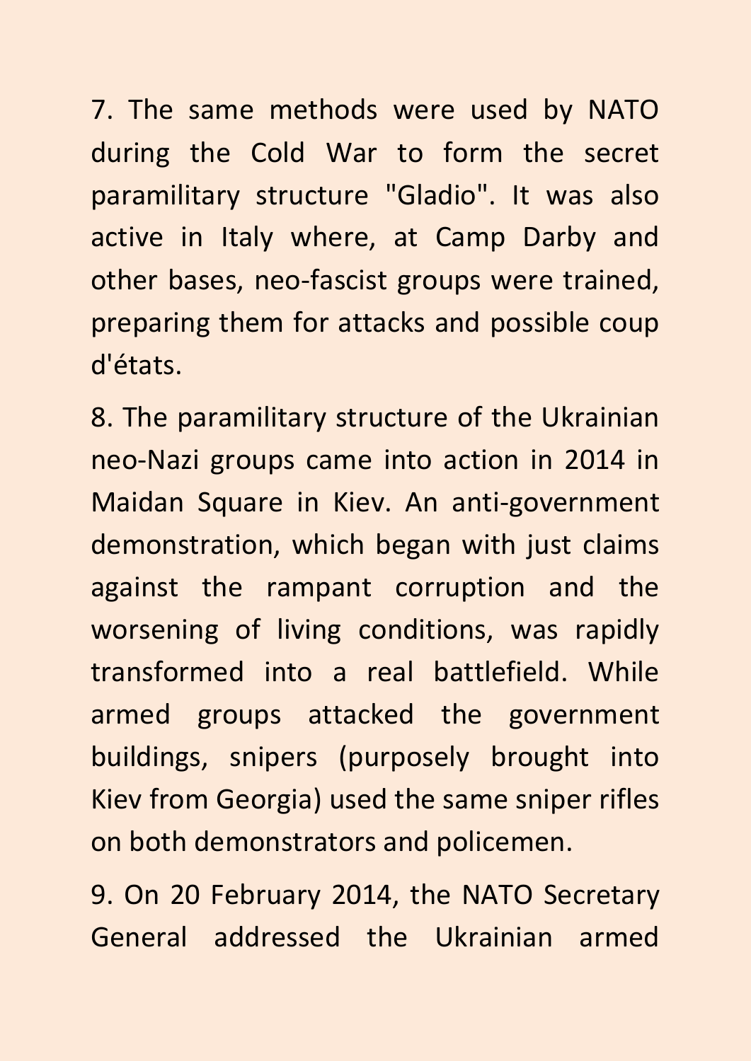7. The same methods were used by NATO during the Cold War to form the secret paramilitary structure "Gladio". It was also active in Italy where, at Camp Darby and other bases, neo-fascist groups were trained, preparing them for attacks and possible coup d'états.

8. The paramilitary structure of the Ukrainian neo-Nazi groups came into action in 2014 in Maidan Square in Kiev. An anti-government demonstration, which began with just claims against the rampant corruption and the worsening of living conditions, was rapidly transformed into a real battlefield. While armed groups attacked the government buildings, snipers (purposely brought into Kiev from Georgia) used the same sniper rifles on both demonstrators and policemen.

9. On 20 February 2014, the NATO Secretary General addressed the Ukrainian armed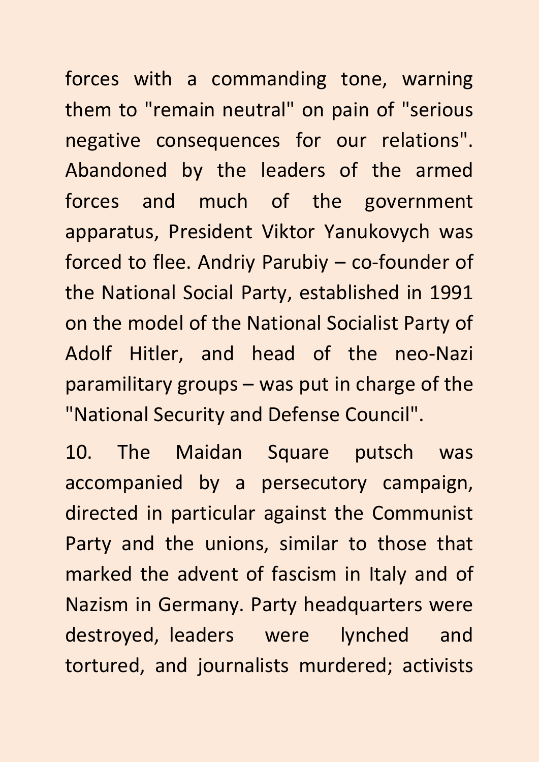forces with a commanding tone, warning them to "remain neutral" on pain of "serious negative consequences for our relations". Abandoned by the leaders of the armed forces and much of the government apparatus, President Viktor Yanukovych was forced to flee. Andriy Parubiy – co-founder of the National Social Party, established in 1991 on the model of the National Socialist Party of Adolf Hitler, and head of the neo-Nazi paramilitary groups – was put in charge of the "National Security and Defense Council".

10. The Maidan Square putsch was accompanied by a persecutory campaign, directed in particular against the Communist Party and the unions, similar to those that marked the advent of fascism in Italy and of Nazism in Germany. Party headquarters were destroyed, leaders were lynched and tortured, and journalists murdered; activists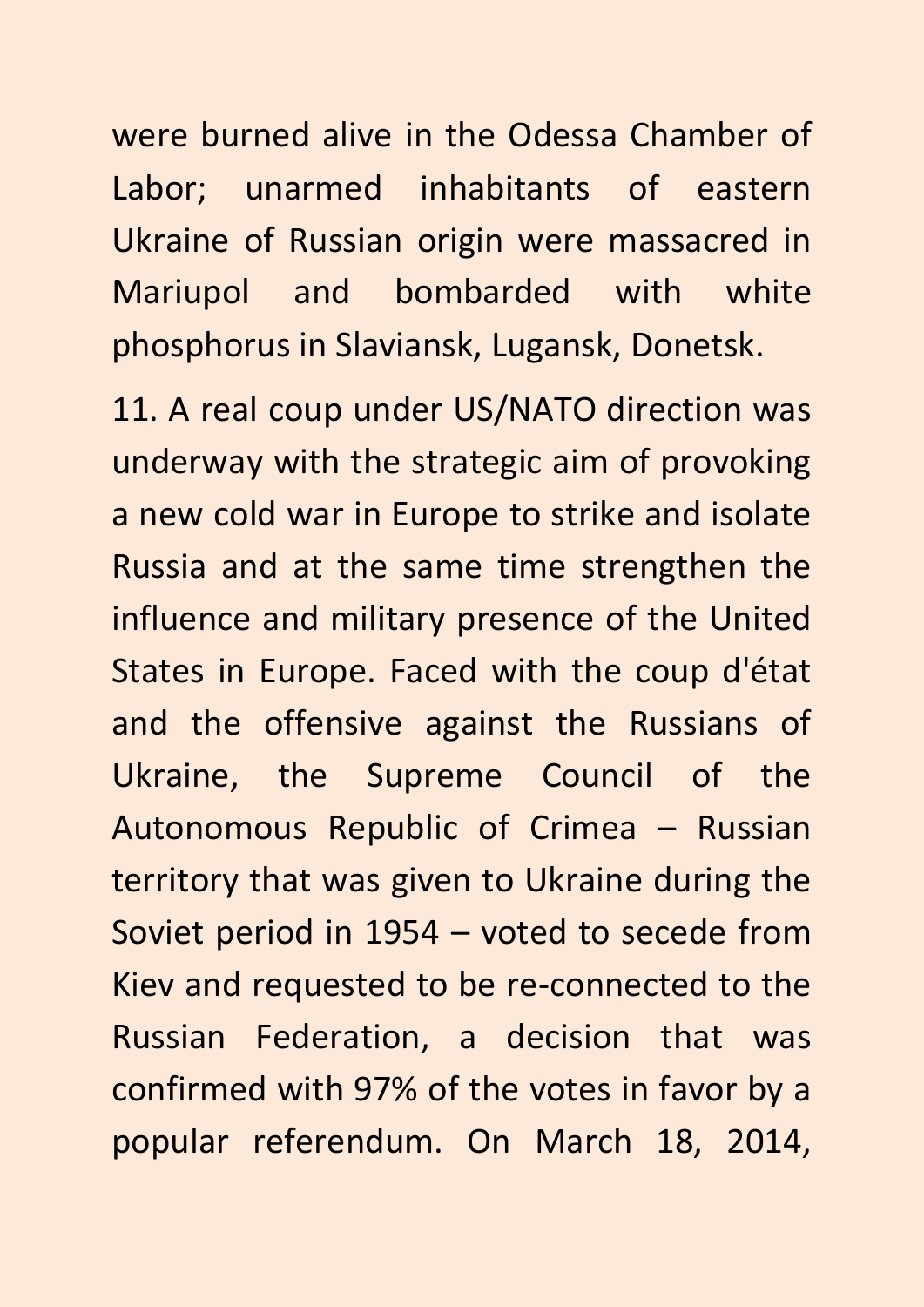were burned alive in the Odessa Chamber of Labor; unarmed inhabitants of eastern Ukraine of Russian origin were massacred in Mariupol and bombarded with white phosphorus in Slaviansk, Lugansk, Donetsk.

11. A real coup under US/NATO direction was underway with the strategic aim of provoking a new cold war in Europe to strike and isolate Russia and at the same time strengthen the influence and military presence of the United States in Europe. Faced with the coup d'état and the offensive against the Russians of Ukraine, the Supreme Council of the Autonomous Republic of Crimea – Russian territory that was given to Ukraine during the Soviet period in 1954 – voted to secede from Kiev and requested to be re-connected to the Russian Federation, a decision that was confirmed with 97% of the votes in favor by a popular referendum. On March 18, 2014,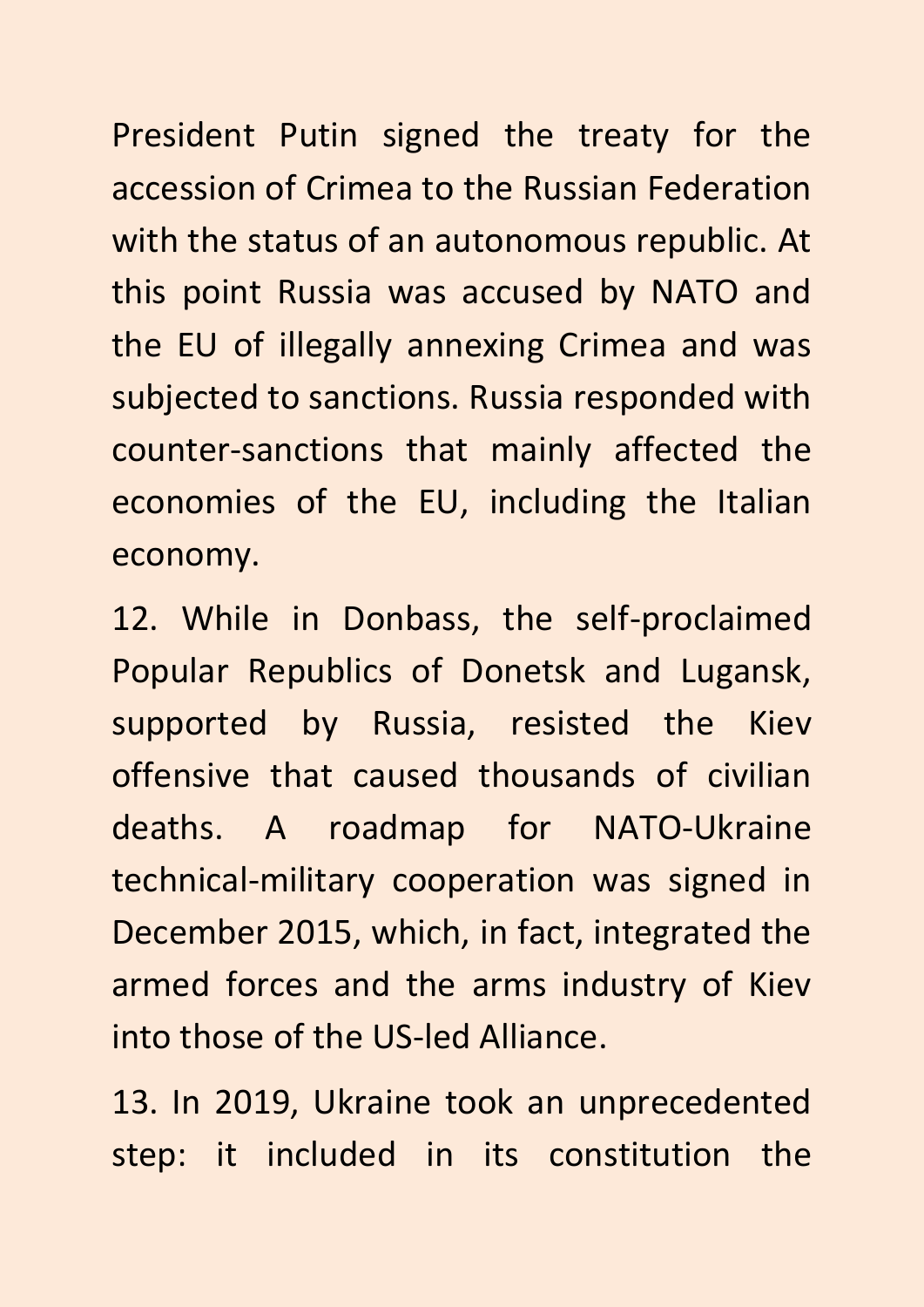President Putin signed the treaty for the accession of Crimea to the Russian Federation with the status of an autonomous republic. At this point Russia was accused by NATO and the EU of illegally annexing Crimea and was subjected to sanctions. Russia responded with counter-sanctions that mainly affected the economies of the EU, including the Italian economy.

12. While in Donbass, the self-proclaimed Popular Republics of Donetsk and Lugansk, supported by Russia, resisted the Kiev offensive that caused thousands of civilian deaths. A roadmap for NATO-Ukraine technical-military cooperation was signed in December 2015, which, in fact, integrated the armed forces and the arms industry of Kiev into those of the US-led Alliance.

13. In 2019, Ukraine took an unprecedented step: it included in its constitution the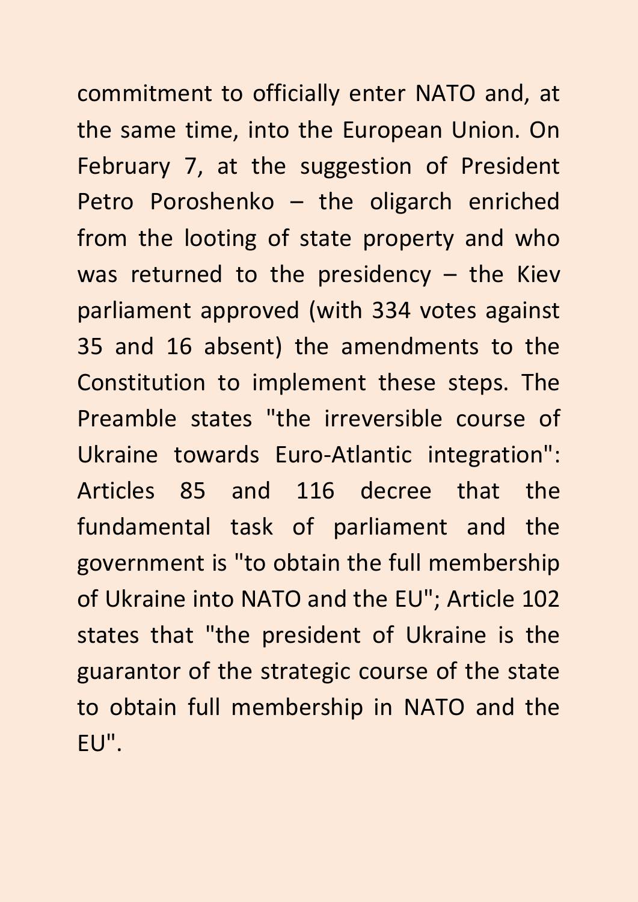commitment to officially enter NATO and, at the same time, into the European Union. On February 7, at the suggestion of President Petro Poroshenko – the oligarch enriched from the looting of state property and who was returned to the presidency – the Kiev parliament approved (with 334 votes against 35 and 16 absent) the amendments to the Constitution to implement these steps. The Preamble states "the irreversible course of Ukraine towards Euro-Atlantic integration": Articles 85 and 116 decree that the fundamental task of parliament and the government is "to obtain the full membership of Ukraine into NATO and the EU"; Article 102 states that "the president of Ukraine is the guarantor of the strategic course of the state to obtain full membership in NATO and the EU".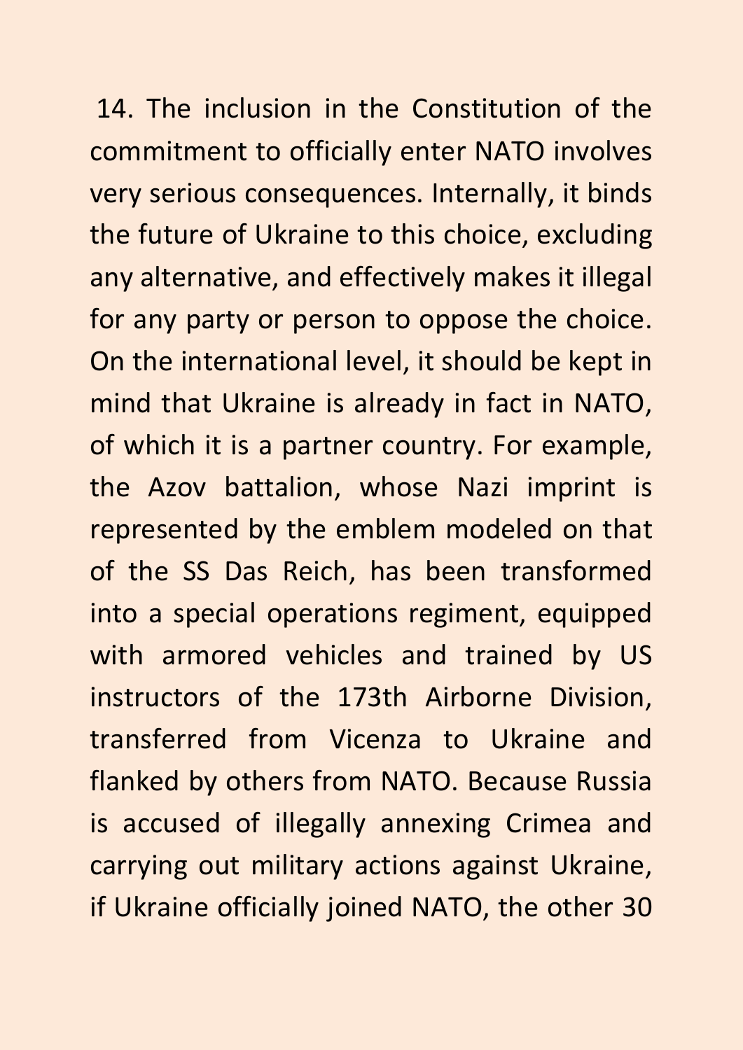14. The inclusion in the Constitution of the commitment to officially enter NATO involves very serious consequences. Internally, it binds the future of Ukraine to this choice, excluding any alternative, and effectively makes it illegal for any party or person to oppose the choice. On the international level, it should be kept in mind that Ukraine is already in fact in NATO, of which it is a partner country. For example, the Azov battalion, whose Nazi imprint is represented by the emblem modeled on that of the SS Das Reich, has been transformed into a special operations regiment, equipped with armored vehicles and trained by US instructors of the 173th Airborne Division, transferred from Vicenza to Ukraine and flanked by others from NATO. Because Russia is accused of illegally annexing Crimea and carrying out military actions against Ukraine, if Ukraine officially joined NATO, the other 30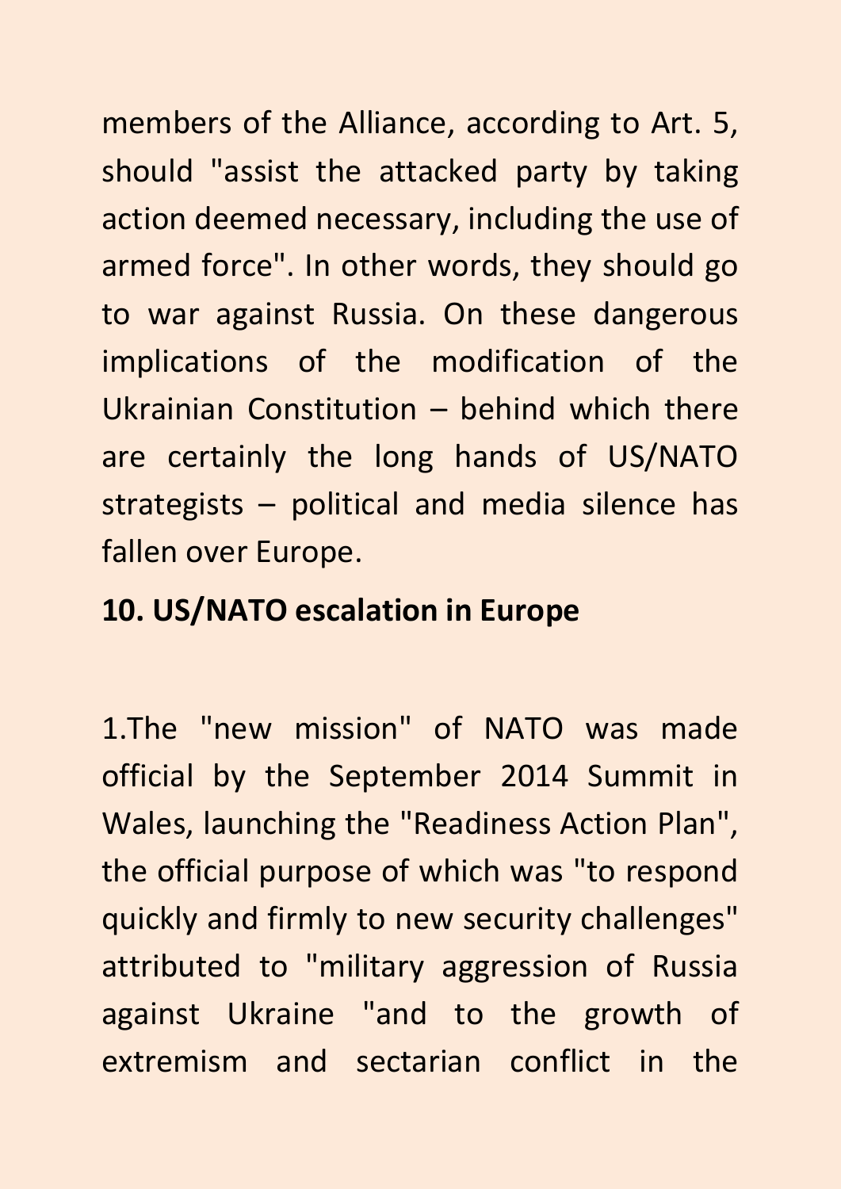members of the Alliance, according to Art. 5, should "assist the attacked party by taking action deemed necessary, including the use of armed force". In other words, they should go to war against Russia. On these dangerous implications of the modification of the Ukrainian Constitution – behind which there are certainly the long hands of US/NATO strategists – political and media silence has fallen over Europe.

## 10. US/NATO escalation in Europe

1.The "new mission" of NATO was made official by the September 2014 Summit in Wales, launching the "Readiness Action Plan", the official purpose of which was "to respond quickly and firmly to new security challenges" attributed to "military aggression of Russia against Ukraine "and to the growth of extremism and sectarian conflict in the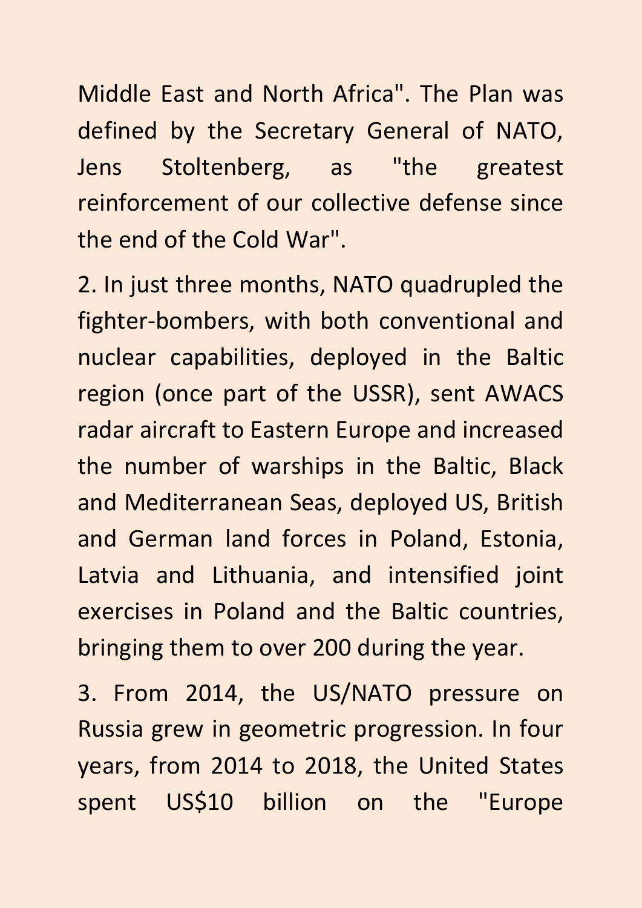Middle East and North Africa". The Plan was defined by the Secretary General of NATO, Jens Stoltenberg, as "the greatest reinforcement of our collective defense since the end of the Cold War".

2. In just three months, NATO quadrupled the fighter-bombers, with both conventional and nuclear capabilities, deployed in the Baltic region (once part of the USSR), sent AWACS radar aircraft to Eastern Europe and increased the number of warships in the Baltic, Black and Mediterranean Seas, deployed US, British and German land forces in Poland, Estonia, Latvia and Lithuania, and intensified joint exercises in Poland and the Baltic countries, bringing them to over 200 during the year.

3. From 2014, the US/NATO pressure on Russia grew in geometric progression. In four years, from 2014 to 2018, the United States spent US$10 billion on the "Europe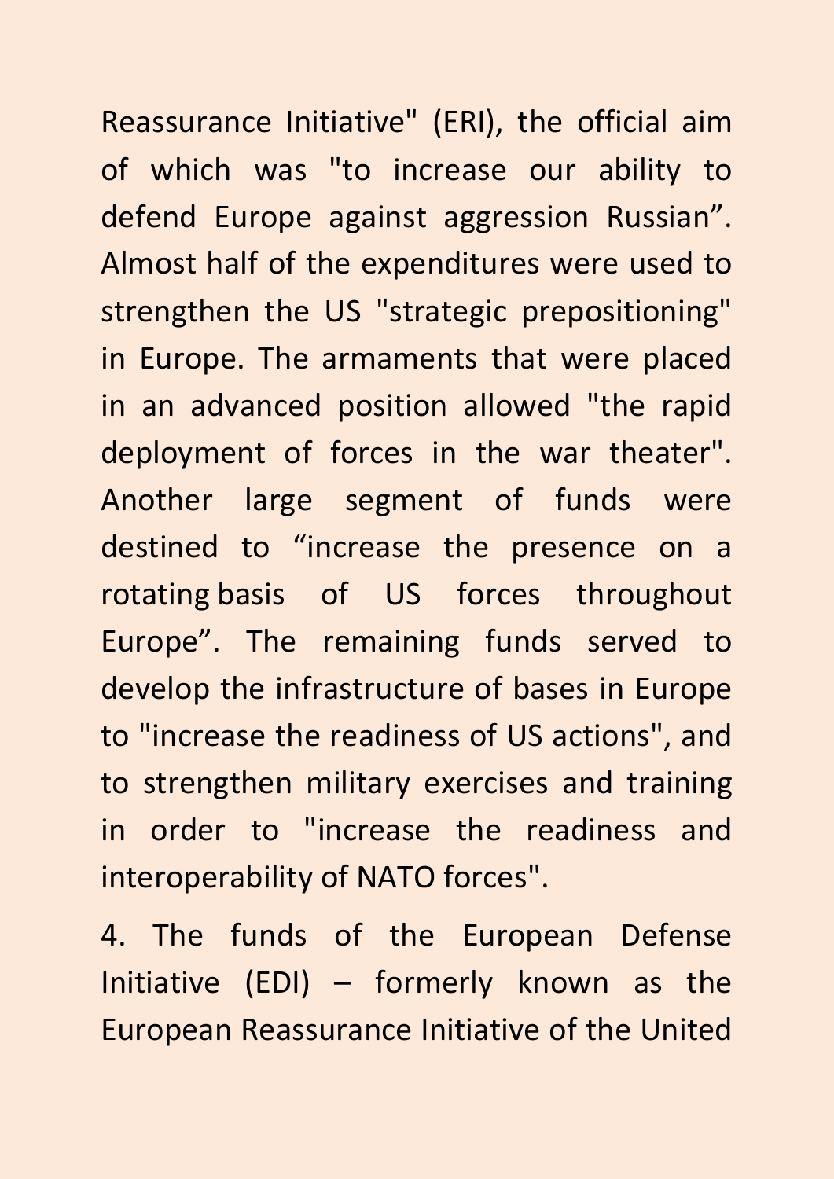Reassurance Initiative" (ERI), the official aim of which was "to increase our ability to defend Europe against aggression Russian". Almost half of the expenditures were used to strengthen the US "strategic prepositioning" in Europe. The armaments that were placed in an advanced position allowed "the rapid deployment of forces in the war theater". Another large segment of funds were destined to "increase the presence on a rotating basis of US forces throughout Europe". The remaining funds served to develop the infrastructure of bases in Europe to "increase the readiness of US actions", and to strengthen military exercises and training in order to "increase the readiness and interoperability of NATO forces".

4. The funds of the European Defense Initiative (EDI) – formerly known as the European Reassurance Initiative of the United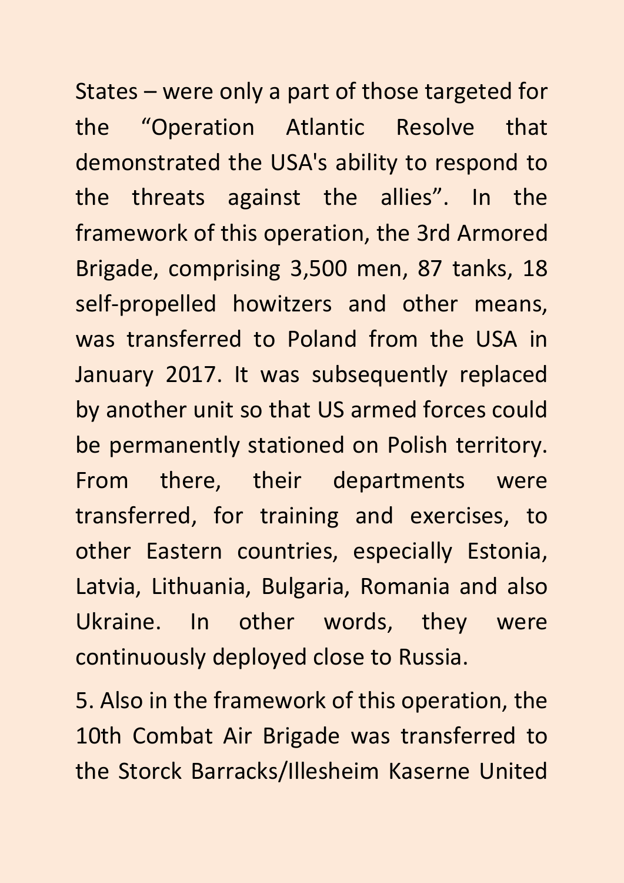States – were only a part of those targeted for the “Operation Atlantic Resolve that demonstrated the USA's ability to respond to the threats against the allies”. In the framework of this operation, the 3rd Armored Brigade, comprising 3,500 men, 87 tanks, 18 self-propelled howitzers and other means, was transferred to Poland from the USA in January 2017. It was subsequently replaced by another unit so that US armed forces could be permanently stationed on Polish territory. From there, their departments were transferred, for training and exercises, to other Eastern countries, especially Estonia, Latvia, Lithuania, Bulgaria, Romania and also Ukraine. In other words, they were continuously deployed close to Russia.

5. Also in the framework of this operation, the 10th Combat Air Brigade was transferred to the Storck Barracks/Illesheim Kaserne United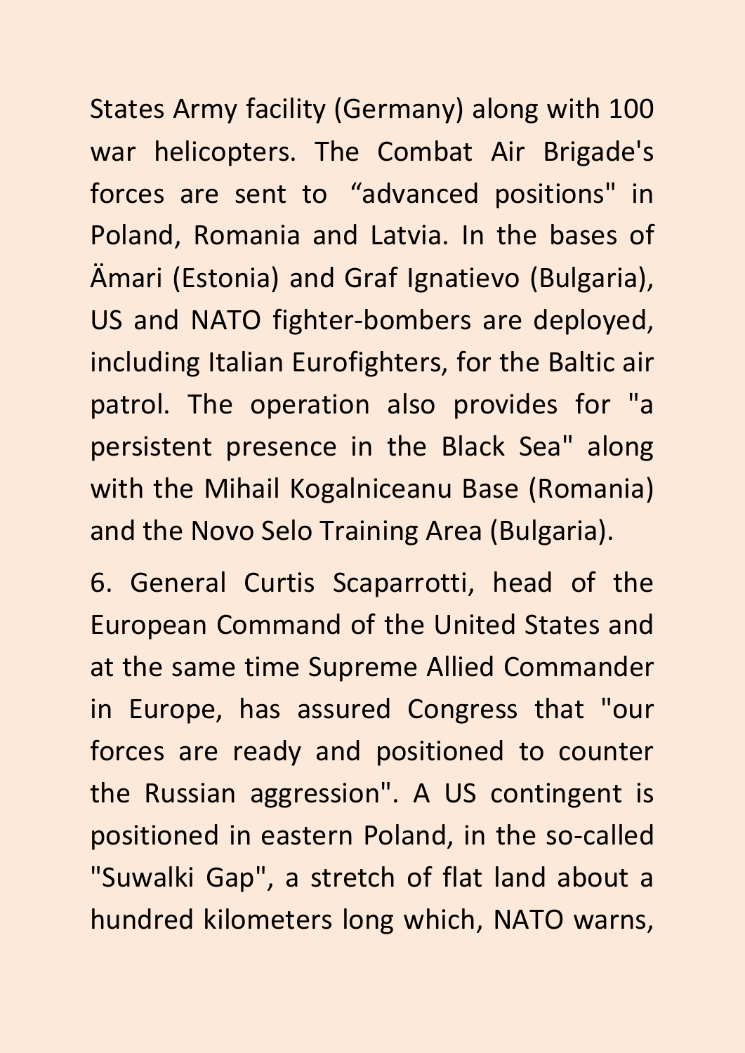States Army facility (Germany) along with 100 war helicopters. The Combat Air Brigade's forces are sent to "advanced positions" in Poland, Romania and Latvia. In the bases of Ämari (Estonia) and Graf Ignatievo (Bulgaria), US and NATO fighter-bombers are deployed, including Italian Eurofighters, for the Baltic air patrol. The operation also provides for "a persistent presence in the Black Sea" along with the Mihail Kogalniceanu Base (Romania) and the Novo Selo Training Area (Bulgaria).

6. General Curtis Scaparrotti, head of the European Command of the United States and at the same time Supreme Allied Commander in Europe, has assured Congress that "our forces are ready and positioned to counter the Russian aggression". A US contingent is positioned in eastern Poland, in the so-called "Suwalki Gap", a stretch of flat land about a hundred kilometers long which, NATO warns,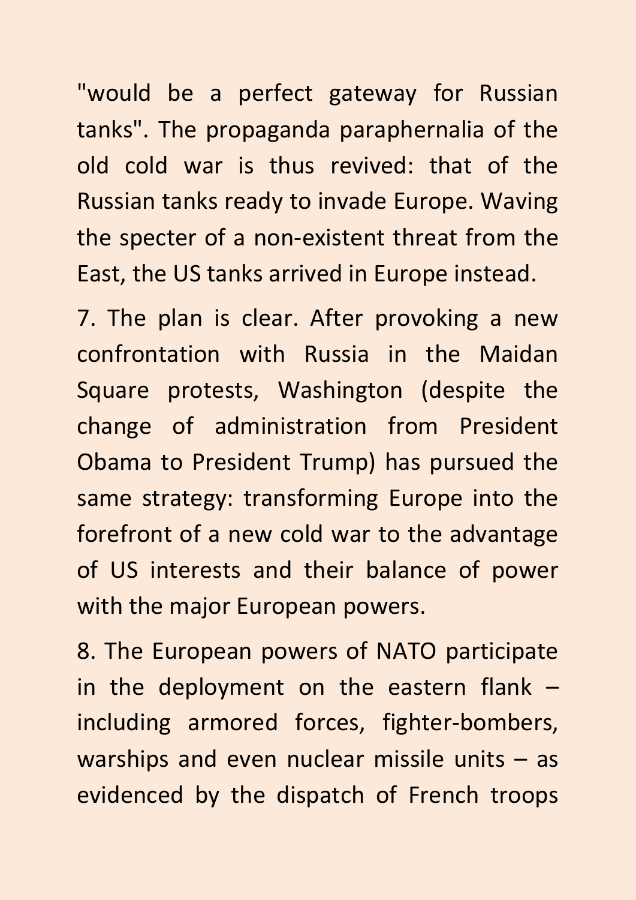"would be a perfect gateway for Russian tanks". The propaganda paraphernalia of the old cold war is thus revived: that of the Russian tanks ready to invade Europe. Waving the specter of a non-existent threat from the East, the US tanks arrived in Europe instead.

7. The plan is clear. After provoking a new confrontation with Russia in the Maidan Square protests, Washington (despite the change of administration from President Obama to President Trump) has pursued the same strategy: transforming Europe into the forefront of a new cold war to the advantage of US interests and their balance of power with the major European powers.

8. The European powers of NATO participate in the deployment on the eastern flank – including armored forces, fighter-bombers, warships and even nuclear missile units – as evidenced by the dispatch of French troops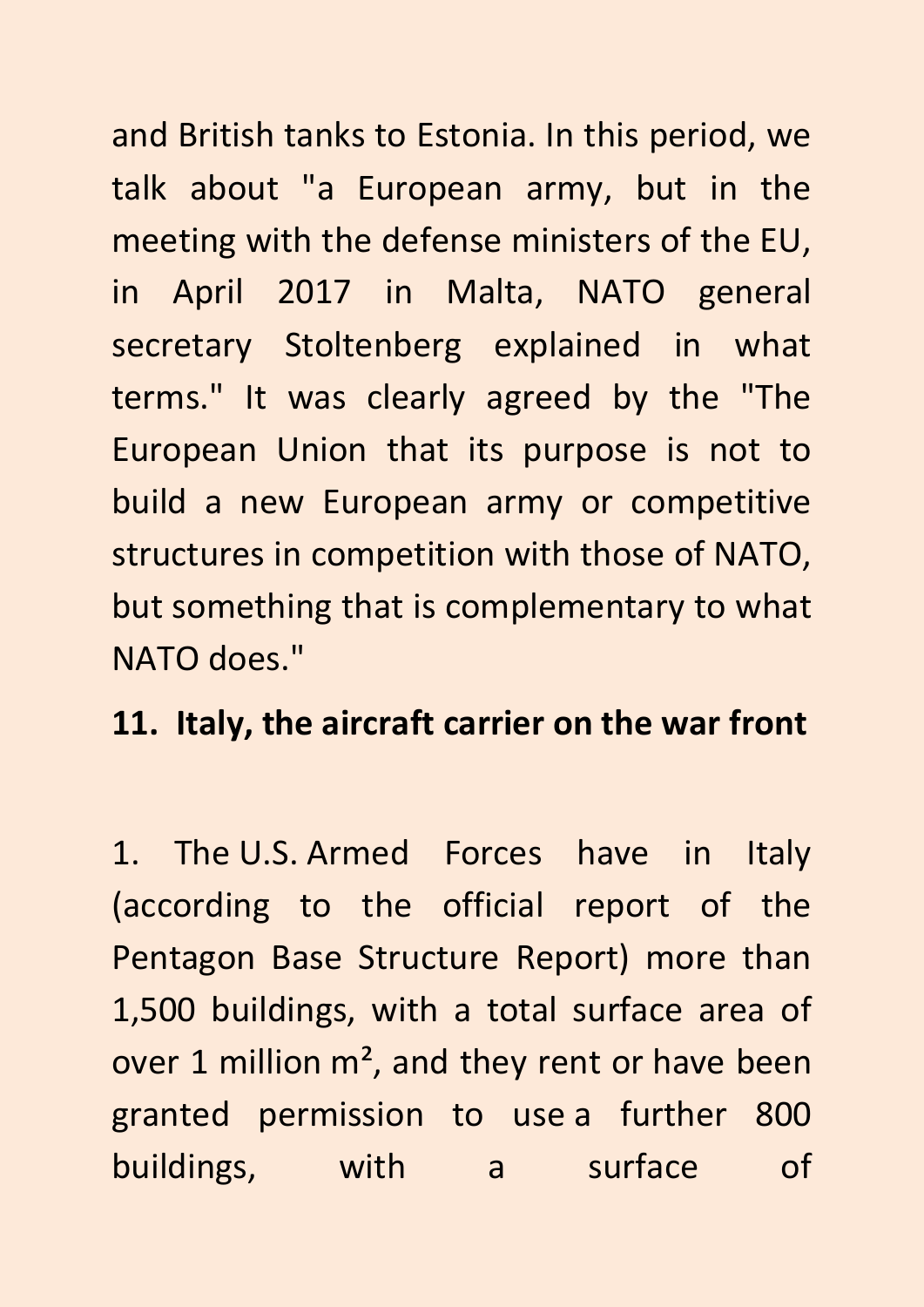and British tanks to Estonia. In this period, we talk about "a European army, but in the meeting with the defense ministers of the EU, in April 2017 in Malta, NATO general secretary Stoltenberg explained in what terms." It was clearly agreed by the "The European Union that its purpose is not to build a new European army or competitive structures in competition with those of NATO, but something that is complementary to what NATO does."

## 11. Italy, the aircraft carrier on the war front

1. The U.S. Armed Forces have in Italy (according to the official report of the Pentagon Base Structure Report) more than 1,500 buildings, with a total surface area of over 1 million m², and they rent or have been granted permission to use a further 800 buildings, with a surface of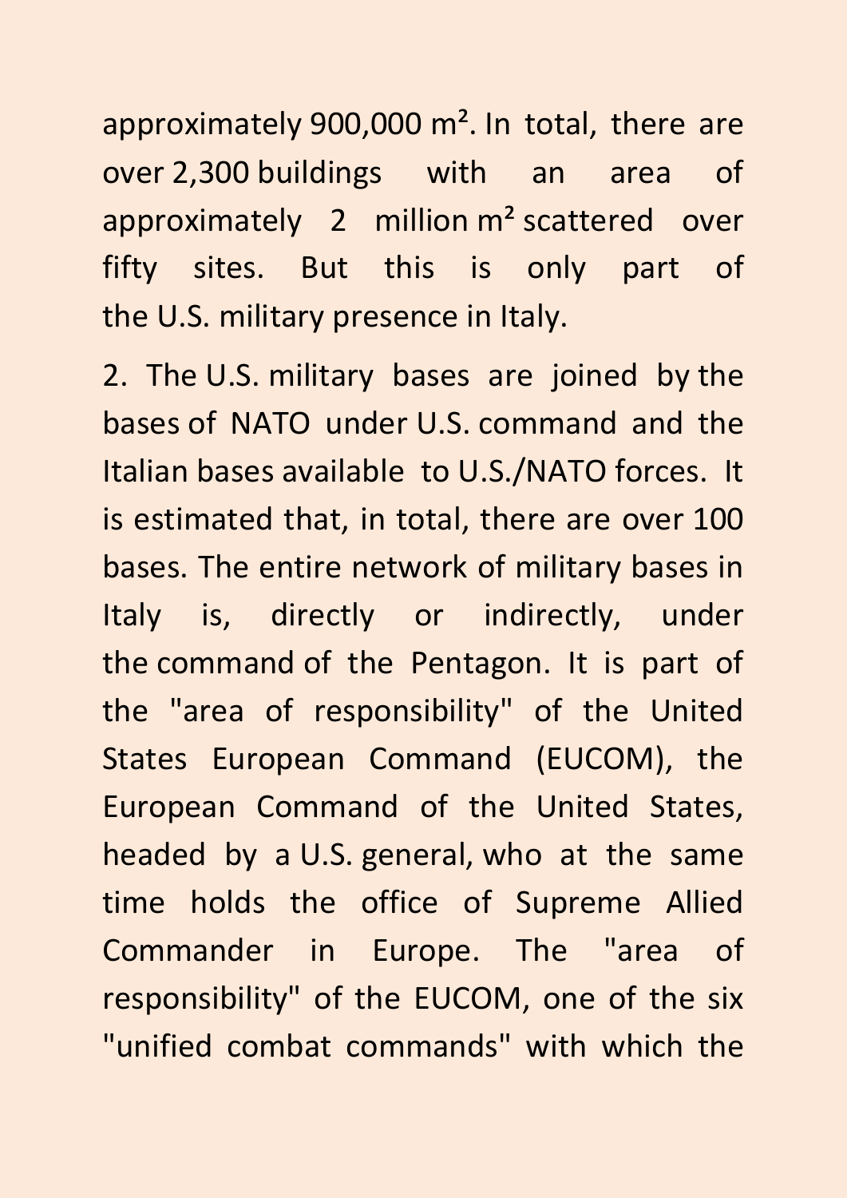approximately 900,000 m². In total, there are over 2,300 buildings with an area of approximately 2 million m² scattered over fifty sites. But this is only part of the U.S. military presence in Italy.

2. The U.S. military bases are joined by the bases of NATO under U.S. command and the Italian bases available to U.S./NATO forces. It is estimated that, in total, there are over 100 bases. The entire network of military bases in Italy is, directly or indirectly, under the command of the Pentagon. It is part of the "area of responsibility" of the United States European Command (EUCOM), the European Command of the United States, headed by a U.S. general, who at the same time holds the office of Supreme Allied Commander in Europe. The "area of responsibility" of the EUCOM, one of the six "unified combat commands" with which the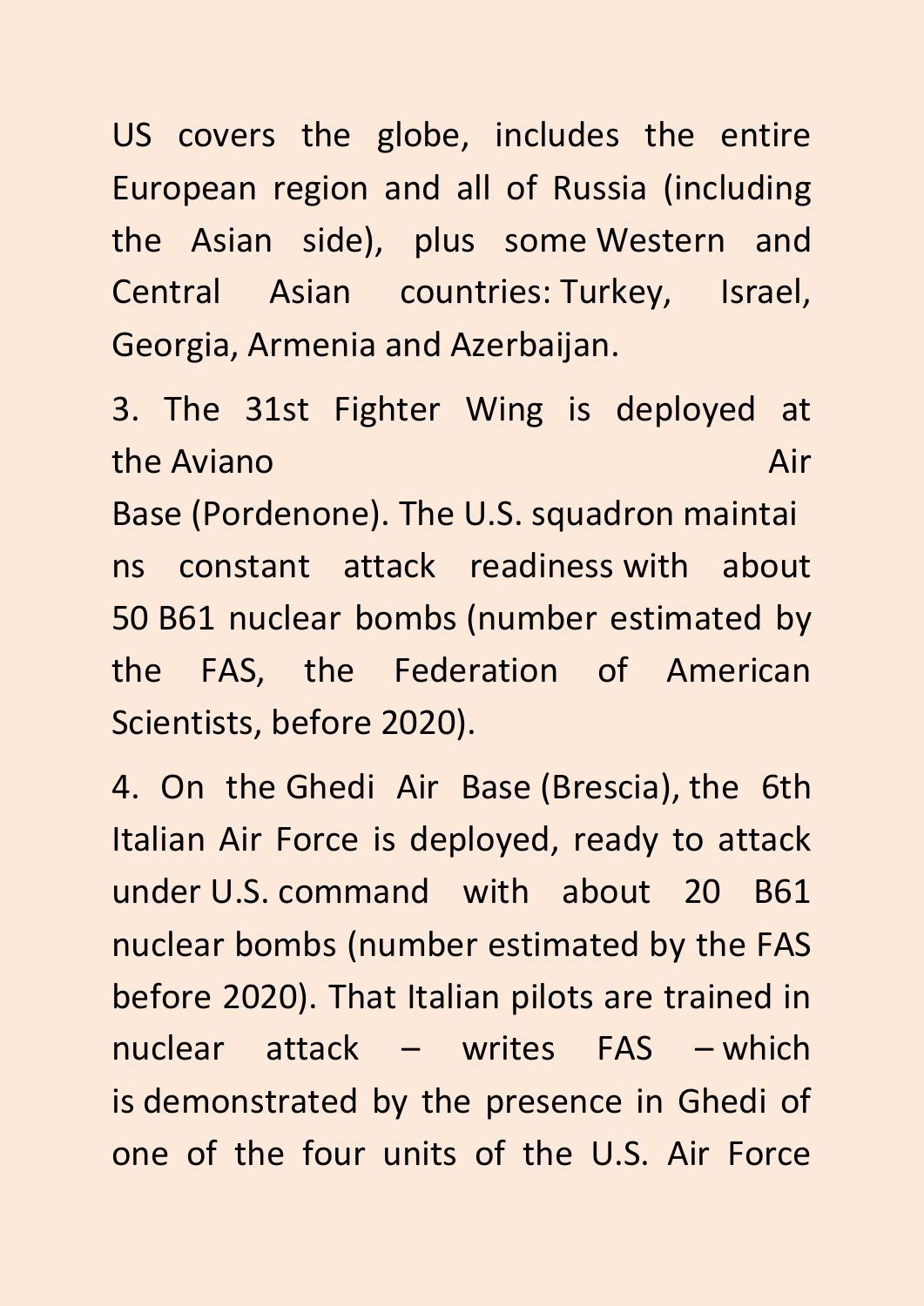US covers the globe, includes the entire European region and all of Russia (including the Asian side), plus some Western and Central Asian countries: Turkey, Israel, Georgia, Armenia and Azerbaijan.

3. The 31st Fighter Wing is deployed at the Aviano Air Base (Pordenone). The U.S. squadron maintains constant attack readiness with about 50 B61 nuclear bombs (number estimated by the FAS, the Federation of American Scientists, before 2020).

4. On the Ghedi Air Base (Brescia), the 6th Italian Air Force is deployed, ready to attack under U.S. command with about 20 B61 nuclear bombs (number estimated by the FAS before 2020). That Italian pilots are trained in nuclear attack – writes FAS – which is demonstrated by the presence in Ghedi of one of the four units of the U.S. Air Force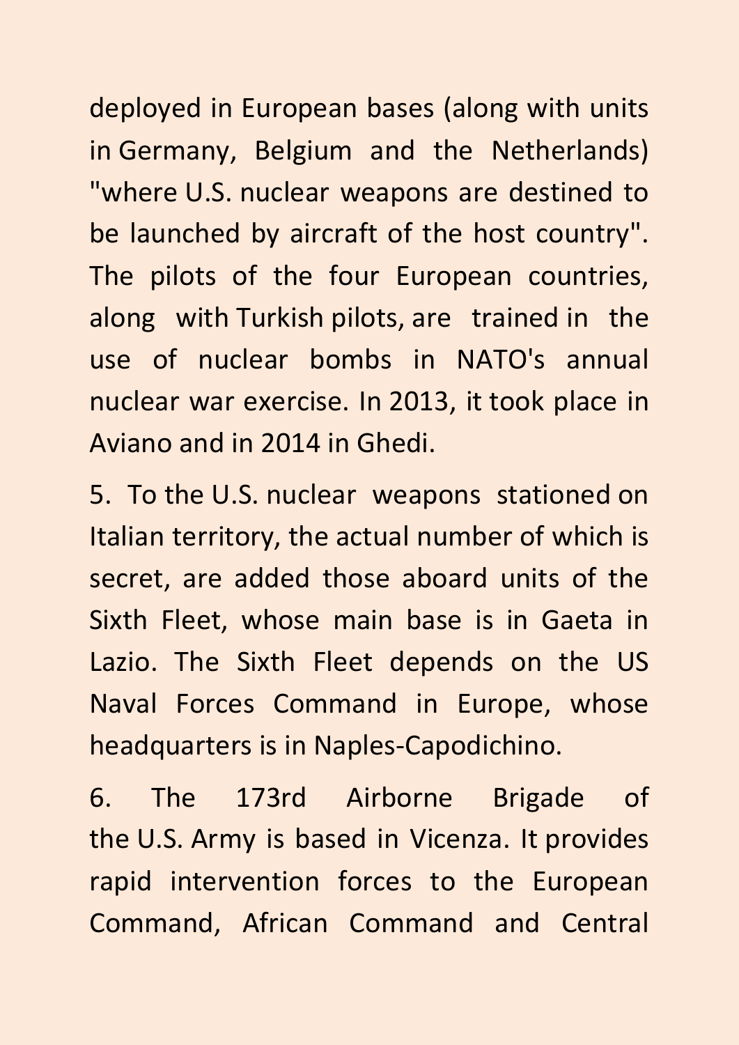deployed in European bases (along with units in Germany, Belgium and the Netherlands) "where U.S. nuclear weapons are destined to be launched by aircraft of the host country". The pilots of the four European countries, along with Turkish pilots, are trained in the use of nuclear bombs in NATO's annual nuclear war exercise. In 2013, it took place in Aviano and in 2014 in Ghedi.

5. To the U.S. nuclear weapons stationed on Italian territory, the actual number of which is secret, are added those aboard units of the Sixth Fleet, whose main base is in Gaeta in Lazio. The Sixth Fleet depends on the US Naval Forces Command in Europe, whose headquarters is in Naples-Capodichino.

6. The 173rd Airborne Brigade of the U.S. Army is based in Vicenza. It provides rapid intervention forces to the European Command, African Command and Central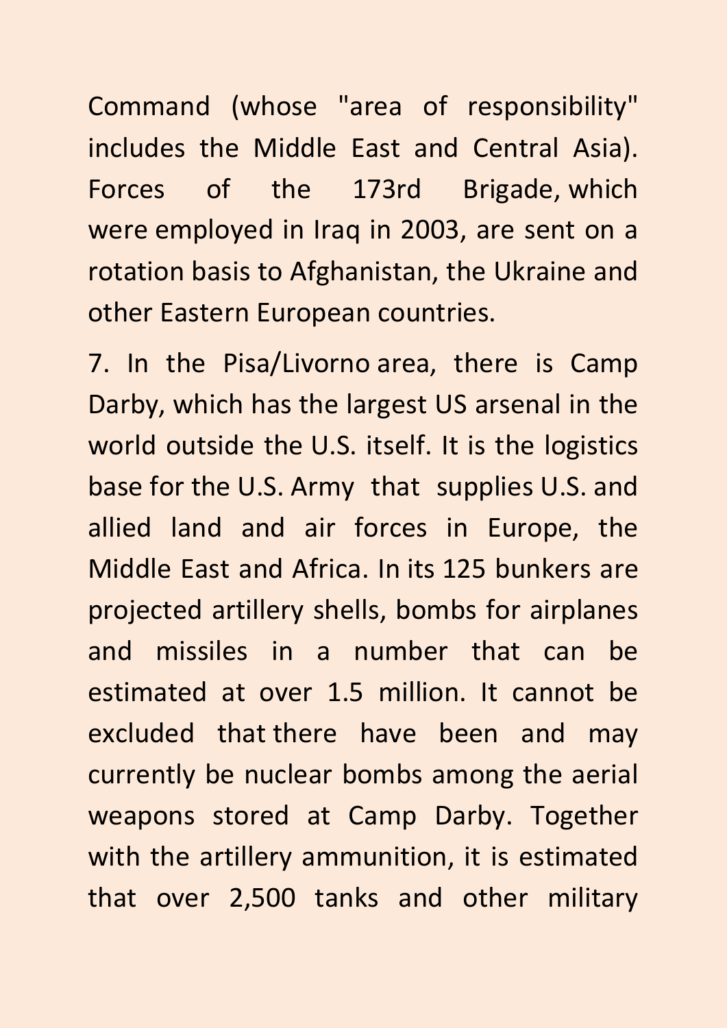Command (whose "area of responsibility" includes the Middle East and Central Asia). Forces of the 173rd Brigade, which were employed in Iraq in 2003, are sent on a rotation basis to Afghanistan, the Ukraine and other Eastern European countries.

7. In the Pisa/Livorno area, there is Camp Darby, which has the largest US arsenal in the world outside the U.S. itself. It is the logistics base for the U.S. Army that supplies U.S. and allied land and air forces in Europe, the Middle East and Africa. In its 125 bunkers are projected artillery shells, bombs for airplanes and missiles in a number that can be estimated at over 1.5 million. It cannot be excluded that there have been and may currently be nuclear bombs among the aerial weapons stored at Camp Darby. Together with the artillery ammunition, it is estimated that over 2,500 tanks and other military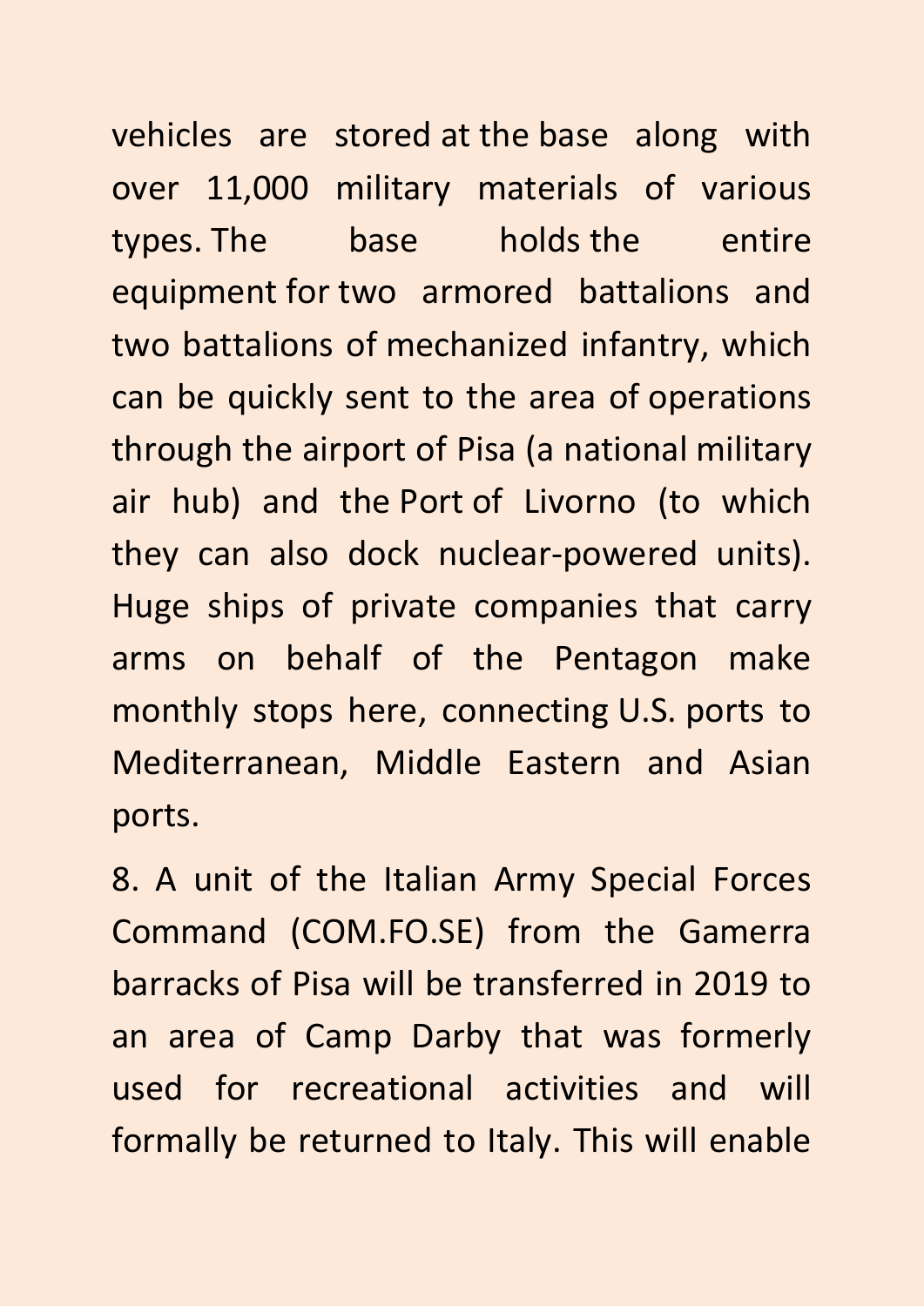vehicles are stored at the base along with over 11,000 military materials of various types. The base holds the entire equipment for two armored battalions and two battalions of mechanized infantry, which can be quickly sent to the area of operations through the airport of Pisa (a national military air hub) and the Port of Livorno (to which they can also dock nuclear-powered units). Huge ships of private companies that carry arms on behalf of the Pentagon make monthly stops here, connecting U.S. ports to Mediterranean, Middle Eastern and Asian ports.

8. A unit of the Italian Army Special Forces Command (COM.FO.SE) from the Gamerra barracks of Pisa will be transferred in 2019 to an area of Camp Darby that was formerly used for recreational activities and will formally be returned to Italy. This will enable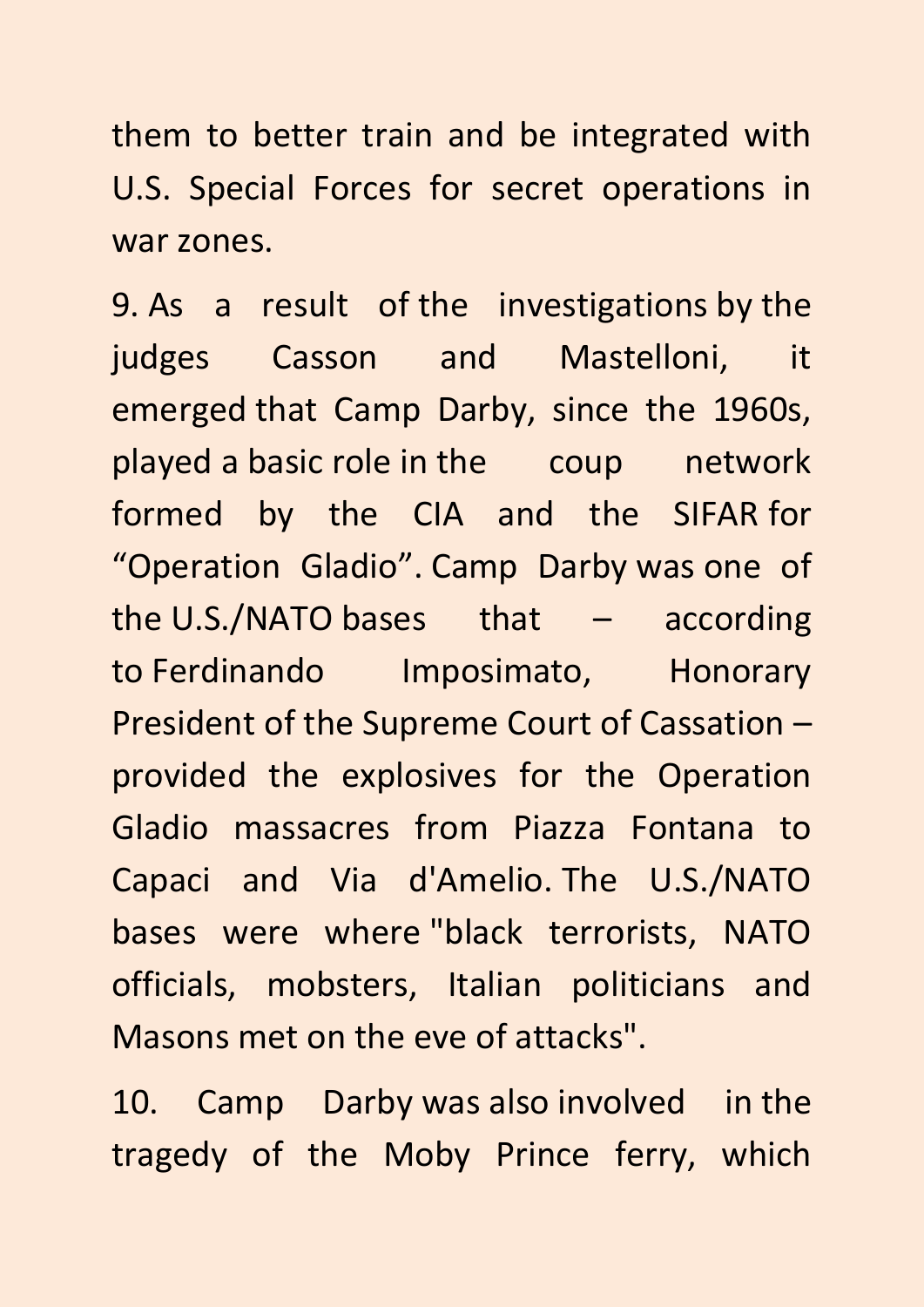them to better train and be integrated with U.S. Special Forces for secret operations in war zones.

9. As a result of the investigations by the judges Casson and Mastelloni, it emerged that Camp Darby, since the 1960s, played a basic role in the coup network formed by the CIA and the SIFAR for “Operation Gladio”. Camp Darby was one of the U.S./NATO bases that – according to Ferdinando Imposimato, Honorary President of the Supreme Court of Cassation – provided the explosives for the Operation Gladio massacres from Piazza Fontana to Capaci and Via d'Amelio. The U.S./NATO bases were where "black terrorists, NATO officials, mobsters, Italian politicians and Masons met on the eve of attacks".

10. Camp Darby was also involved in the tragedy of the Moby Prince ferry, which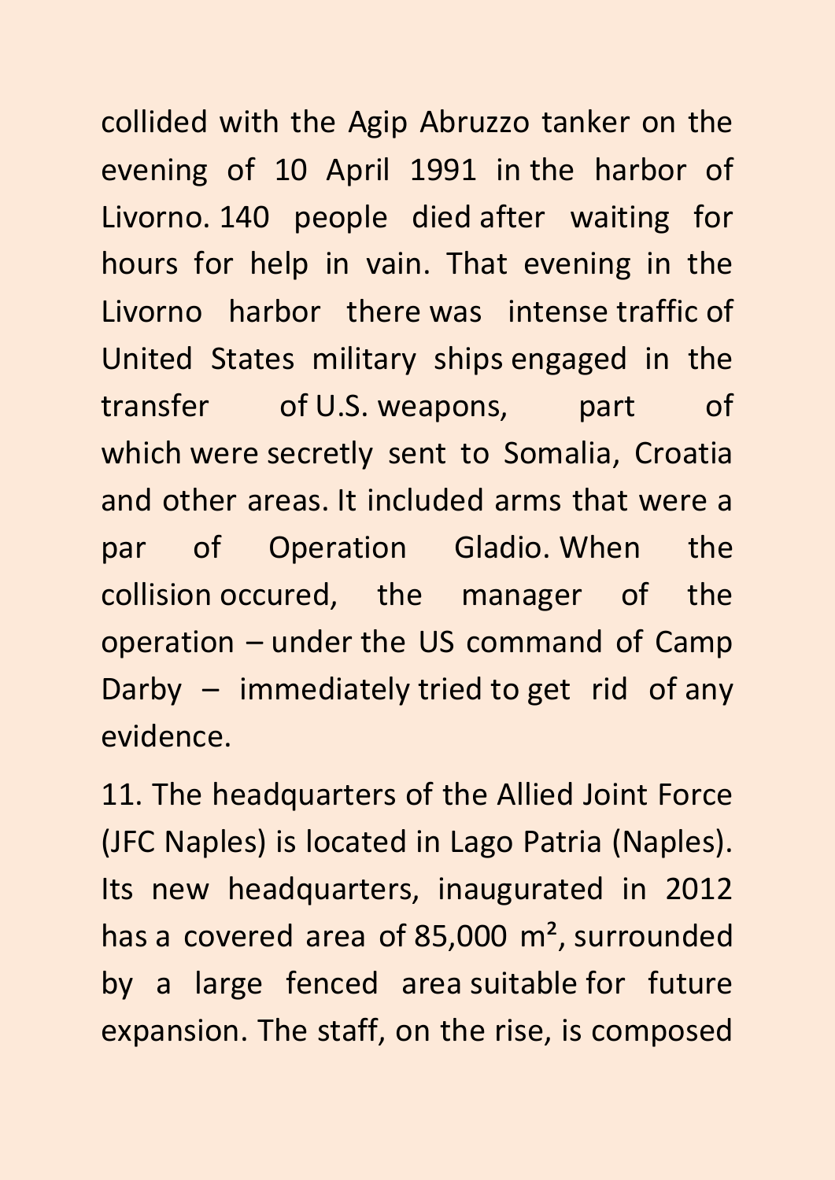collided with the Agip Abruzzo tanker on the evening of 10 April 1991 in the harbor of Livorno. 140 people died after waiting for hours for help in vain. That evening in the Livorno harbor there was intense traffic of United States military ships engaged in the transfer of U.S. weapons, part of which were secretly sent to Somalia, Croatia and other areas. It included arms that were a par of Operation Gladio. When the collision occured, the manager of the operation – under the US command of Camp Darby – immediately tried to get rid of any evidence.

11. The headquarters of the Allied Joint Force (JFC Naples) is located in Lago Patria (Naples). Its new headquarters, inaugurated in 2012 has a covered area of 85,000 m², surrounded by a large fenced area suitable for future expansion. The staff, on the rise, is composed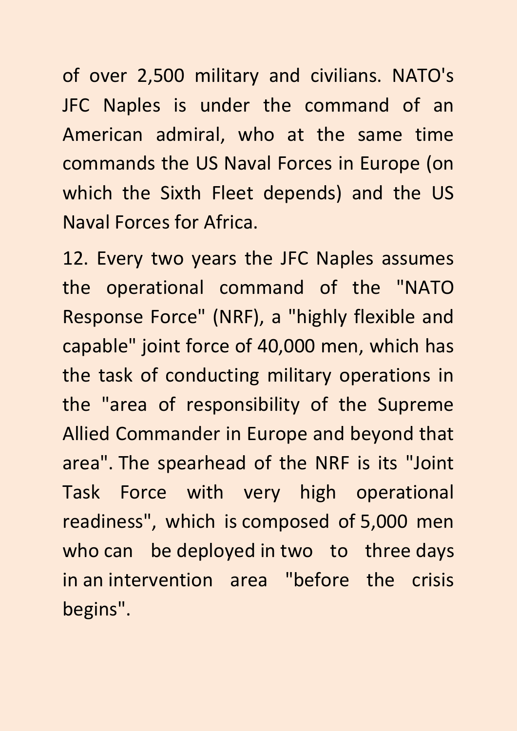of over 2,500 military and civilians. NATO's JFC Naples is under the command of an American admiral, who at the same time commands the US Naval Forces in Europe (on which the Sixth Fleet depends) and the US Naval Forces for Africa.

12. Every two years the JFC Naples assumes the operational command of the "NATO Response Force" (NRF), a "highly flexible and capable" joint force of 40,000 men, which has the task of conducting military operations in the "area of responsibility of the Supreme Allied Commander in Europe and beyond that area". The spearhead of the NRF is its "Joint Task Force with very high operational readiness", which is composed of 5,000 men who can be deployed in two to three days in an intervention area "before the crisis begins".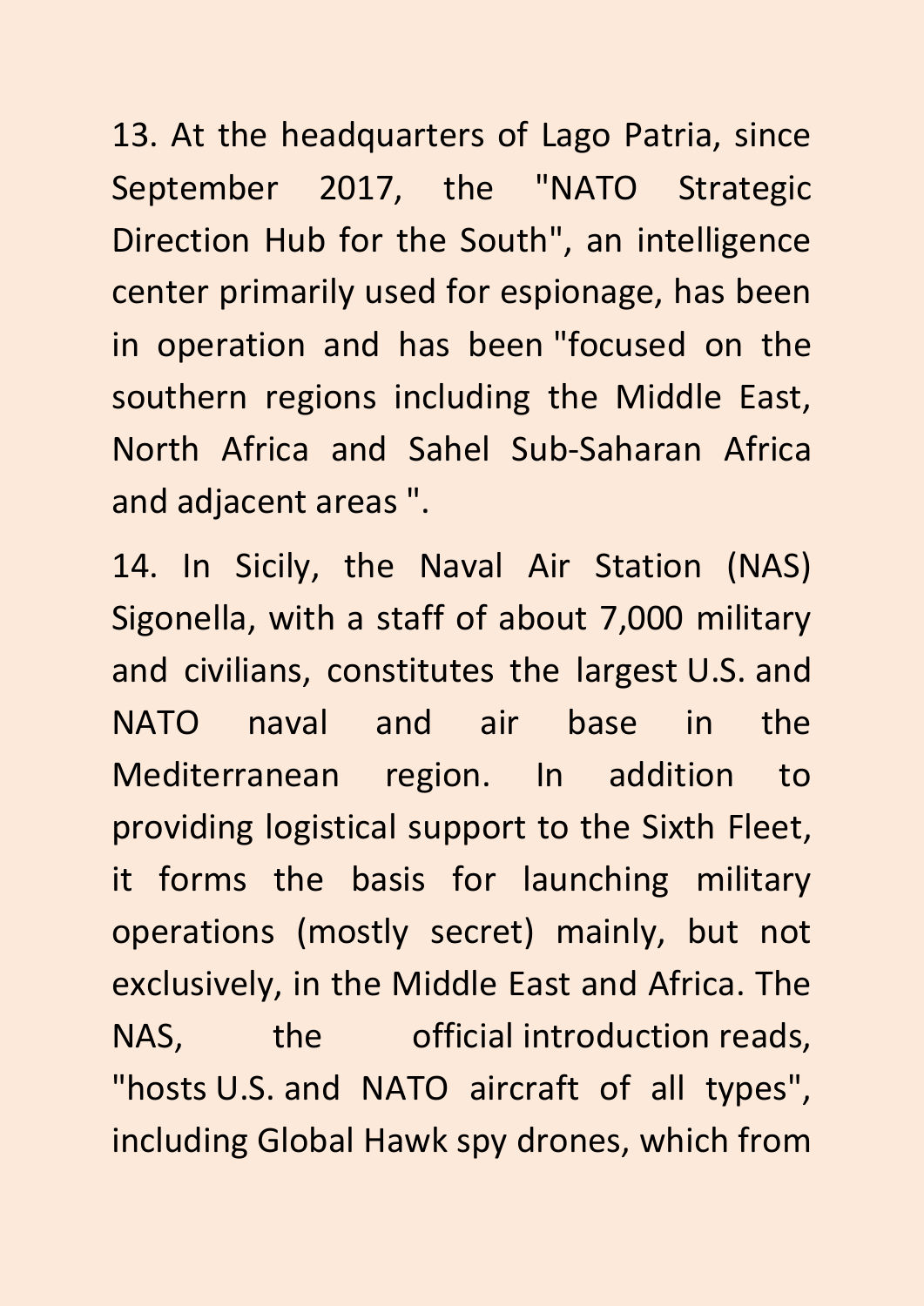13. At the headquarters of Lago Patria, since September 2017, the "NATO Strategic Direction Hub for the South", an intelligence center primarily used for espionage, has been in operation and has been "focused on the southern regions including the Middle East, North Africa and Sahel Sub-Saharan Africa and adjacent areas ".

14. In Sicily, the Naval Air Station (NAS) Sigonella, with a staff of about 7,000 military and civilians, constitutes the largest U.S. and NATO naval and air base in the Mediterranean region. In addition to providing logistical support to the Sixth Fleet, it forms the basis for launching military operations (mostly secret) mainly, but not exclusively, in the Middle East and Africa. The NAS, the official introduction reads, "hosts U.S. and NATO aircraft of all types", including Global Hawk spy drones, which from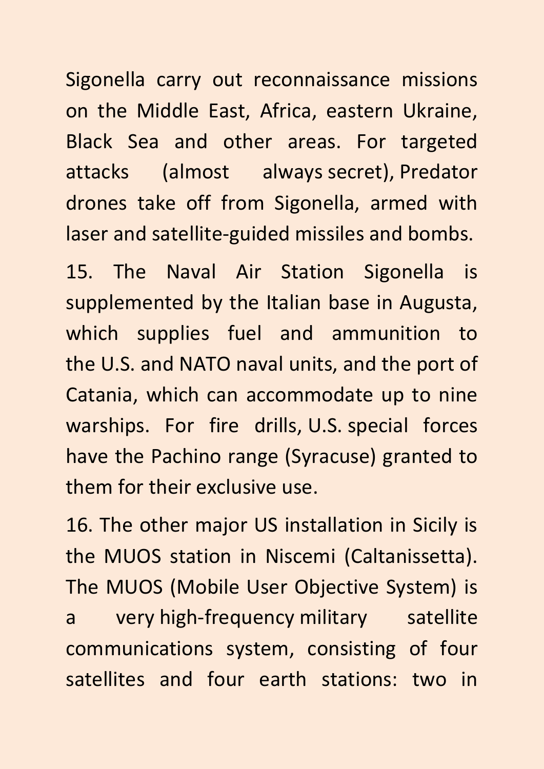Sigonella carry out reconnaissance missions on the Middle East, Africa, eastern Ukraine, Black Sea and other areas. For targeted attacks (almost always secret), Predator drones take off from Sigonella, armed with laser and satellite-guided missiles and bombs.

15. The Naval Air Station Sigonella is supplemented by the Italian base in Augusta, which supplies fuel and ammunition to the U.S. and NATO naval units, and the port of Catania, which can accommodate up to nine warships. For fire drills, U.S. special forces have the Pachino range (Syracuse) granted to them for their exclusive use.

16. The other major US installation in Sicily is the MUOS station in Niscemi (Caltanissetta). The MUOS (Mobile User Objective System) is a very high-frequency military satellite communications system, consisting of four satellites and four earth stations: two in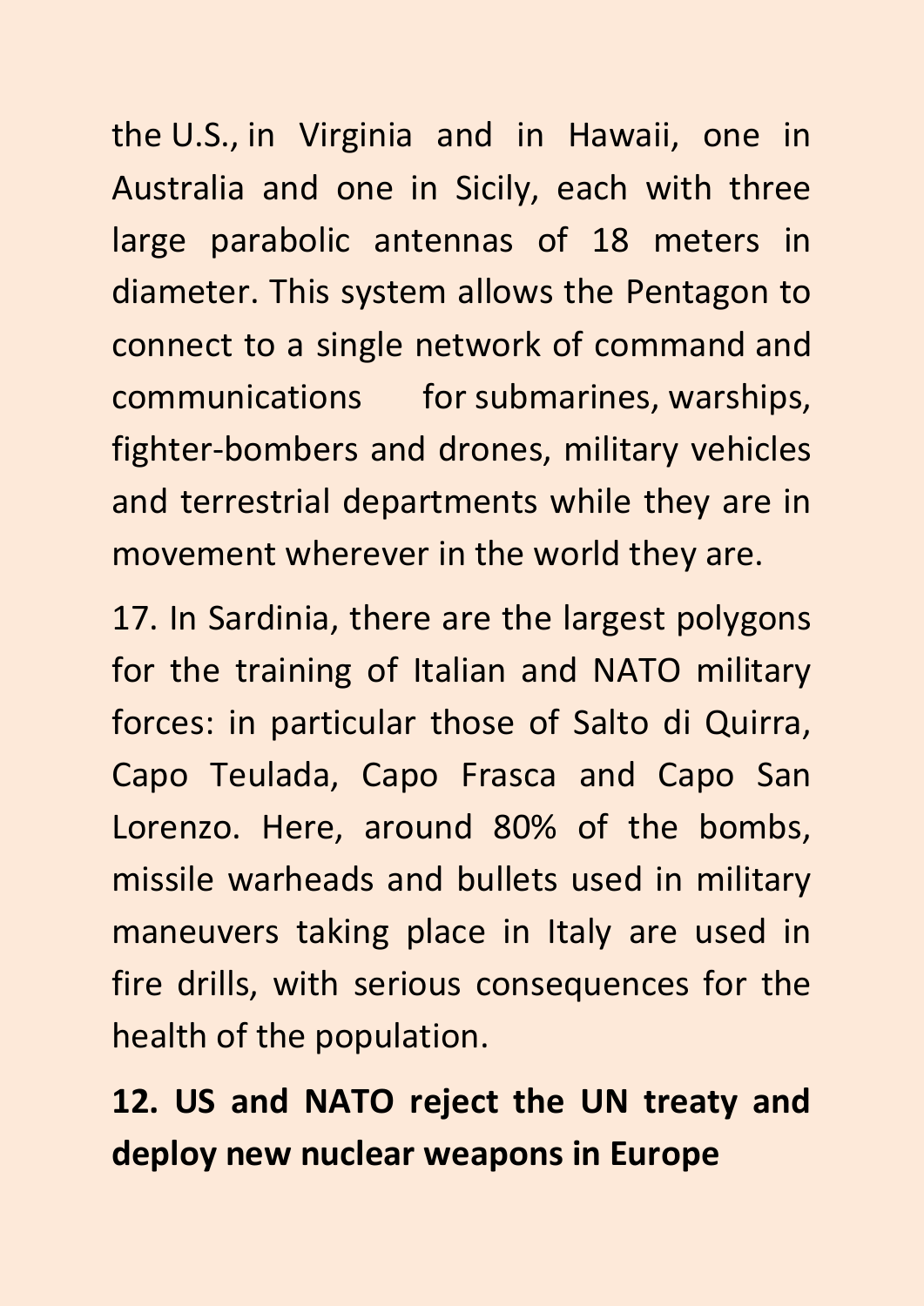the U.S., in Virginia and in Hawaii, one in Australia and one in Sicily, each with three large parabolic antennas of 18 meters in diameter. This system allows the Pentagon to connect to a single network of command and communications for submarines, warships, fighter-bombers and drones, military vehicles and terrestrial departments while they are in movement wherever in the world they are.

17. In Sardinia, there are the largest polygons for the training of Italian and NATO military forces: in particular those of Salto di Quirra, Capo Teulada, Capo Frasca and Capo San Lorenzo. Here, around 80% of the bombs, missile warheads and bullets used in military maneuvers taking place in Italy are used in fire drills, with serious consequences for the health of the population.

**12. US and NATO reject the UN treaty and deploy new nuclear weapons in Europe**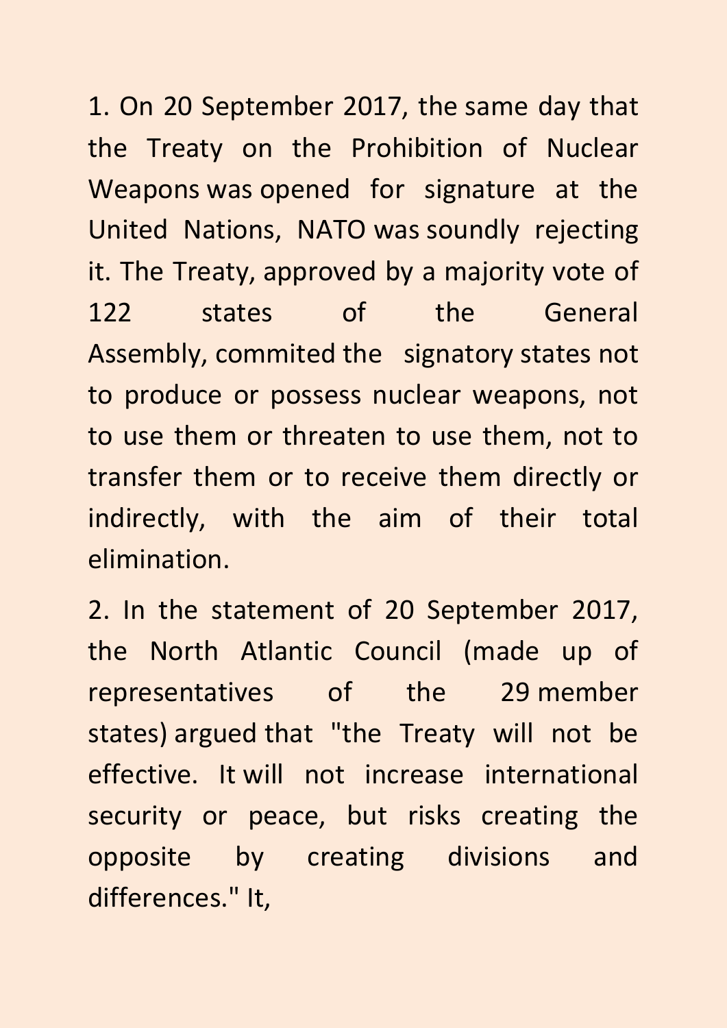1. On 20 September 2017, the same day that the Treaty on the Prohibition of Nuclear Weapons was opened for signature at the United Nations, NATO was soundly rejecting it. The Treaty, approved by a majority vote of 122 states of the General Assembly, commited the signatory states not to produce or possess nuclear weapons, not to use them or threaten to use them, not to transfer them or to receive them directly or indirectly, with the aim of their total elimination.

2. In the statement of 20 September 2017, the North Atlantic Council (made up of representatives of the 29 member states) argued that "the Treaty will not be effective. It will not increase international security or peace, but risks creating the opposite by creating divisions and differences." It,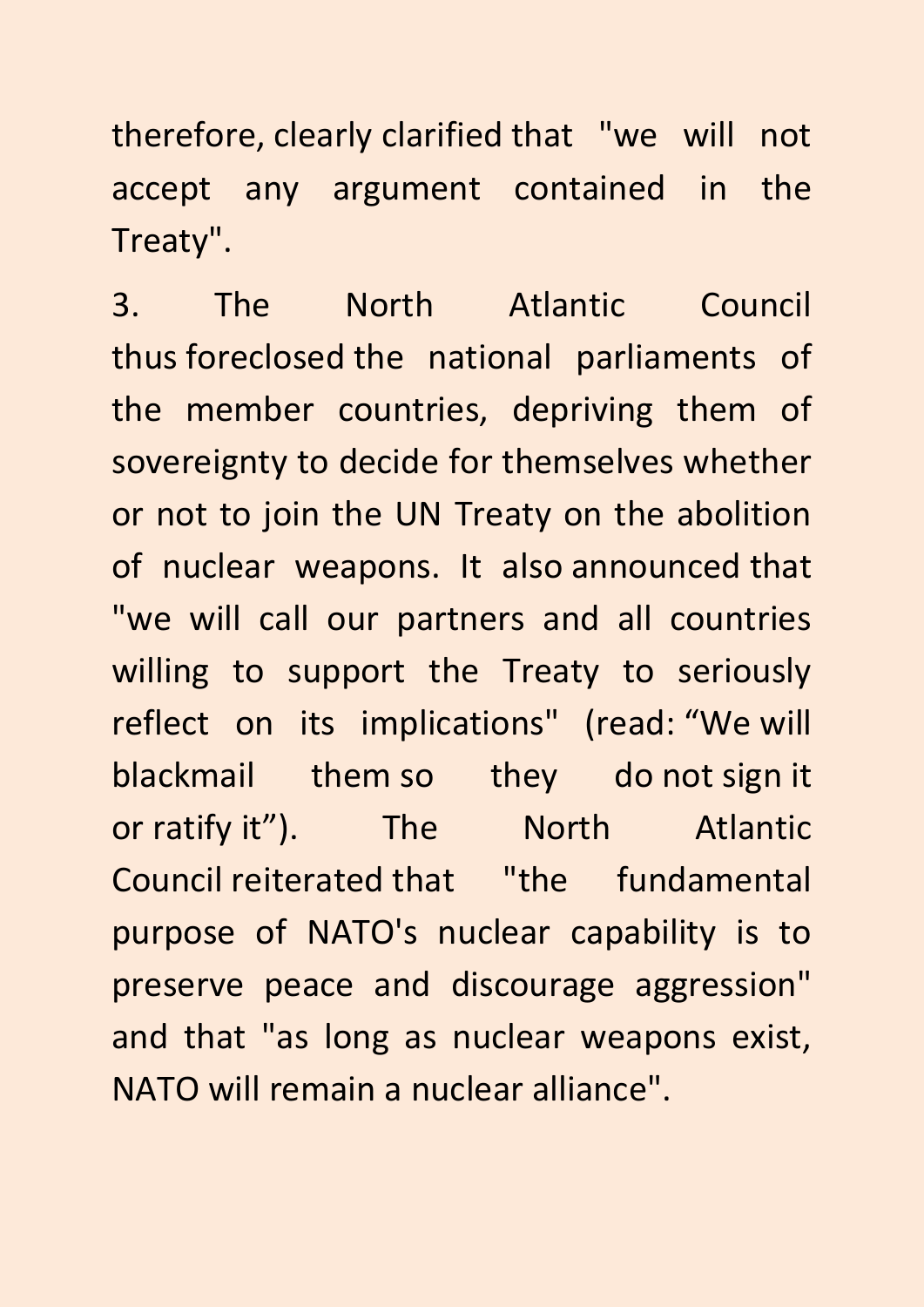therefore, clearly clarified that "we will not accept any argument contained in the Treaty".

3. The North Atlantic Council thus foreclosed the national parliaments of the member countries, depriving them of sovereignty to decide for themselves whether or not to join the UN Treaty on the abolition of nuclear weapons. It also announced that "we will call our partners and all countries willing to support the Treaty to seriously reflect on its implications" (read: “We will blackmail them so they do not sign it or ratify it”). The North Atlantic Council reiterated that "the fundamental purpose of NATO's nuclear capability is to preserve peace and discourage aggression" and that "as long as nuclear weapons exist, NATO will remain a nuclear alliance".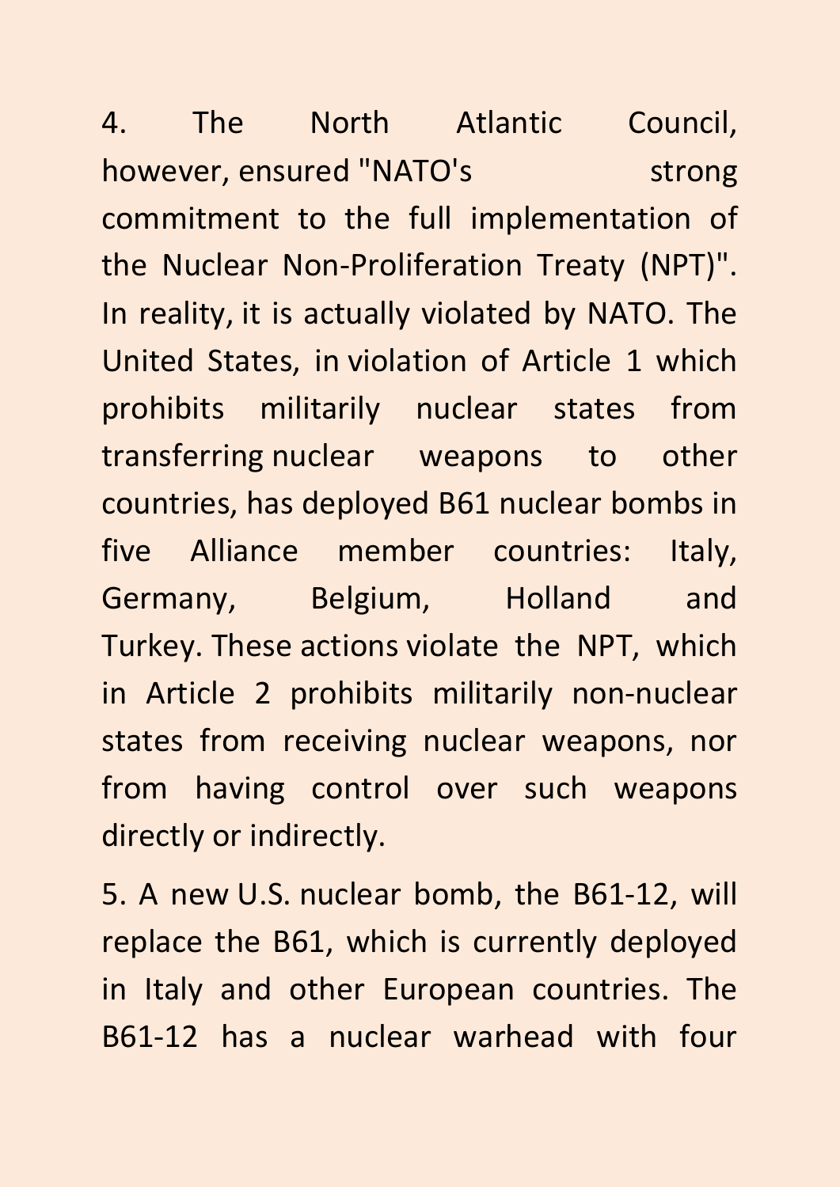4. The North Atlantic Council, however, ensured "NATO's strong commitment to the full implementation of the Nuclear Non-Proliferation Treaty (NPT)". In reality, it is actually violated by NATO. The United States, in violation of Article 1 which prohibits militarily nuclear states from transferring nuclear weapons to other countries, has deployed B61 nuclear bombs in five Alliance member countries: Italy, Germany, Belgium, Holland and Turkey. These actions violate the NPT, which in Article 2 prohibits militarily non-nuclear states from receiving nuclear weapons, nor from having control over such weapons directly or indirectly.

5. A new U.S. nuclear bomb, the B61-12, will replace the B61, which is currently deployed in Italy and other European countries. The B61-12 has a nuclear warhead with four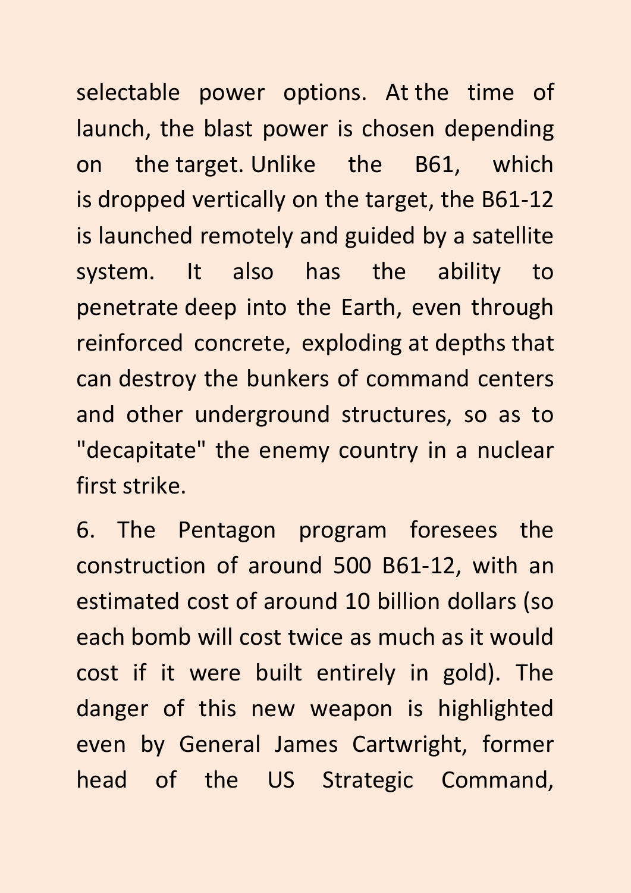selectable power options. At the time of launch, the blast power is chosen depending on the target. Unlike the B61, which is dropped vertically on the target, the B61-12 is launched remotely and guided by a satellite system. It also has the ability to penetrate deep into the Earth, even through reinforced concrete, exploding at depths that can destroy the bunkers of command centers and other underground structures, so as to "decapitate" the enemy country in a nuclear first strike.

6. The Pentagon program foresees the construction of around 500 B61-12, with an estimated cost of around 10 billion dollars (so each bomb will cost twice as much as it would cost if it were built entirely in gold). The danger of this new weapon is highlighted even by General James Cartwright, former head of the US Strategic Command,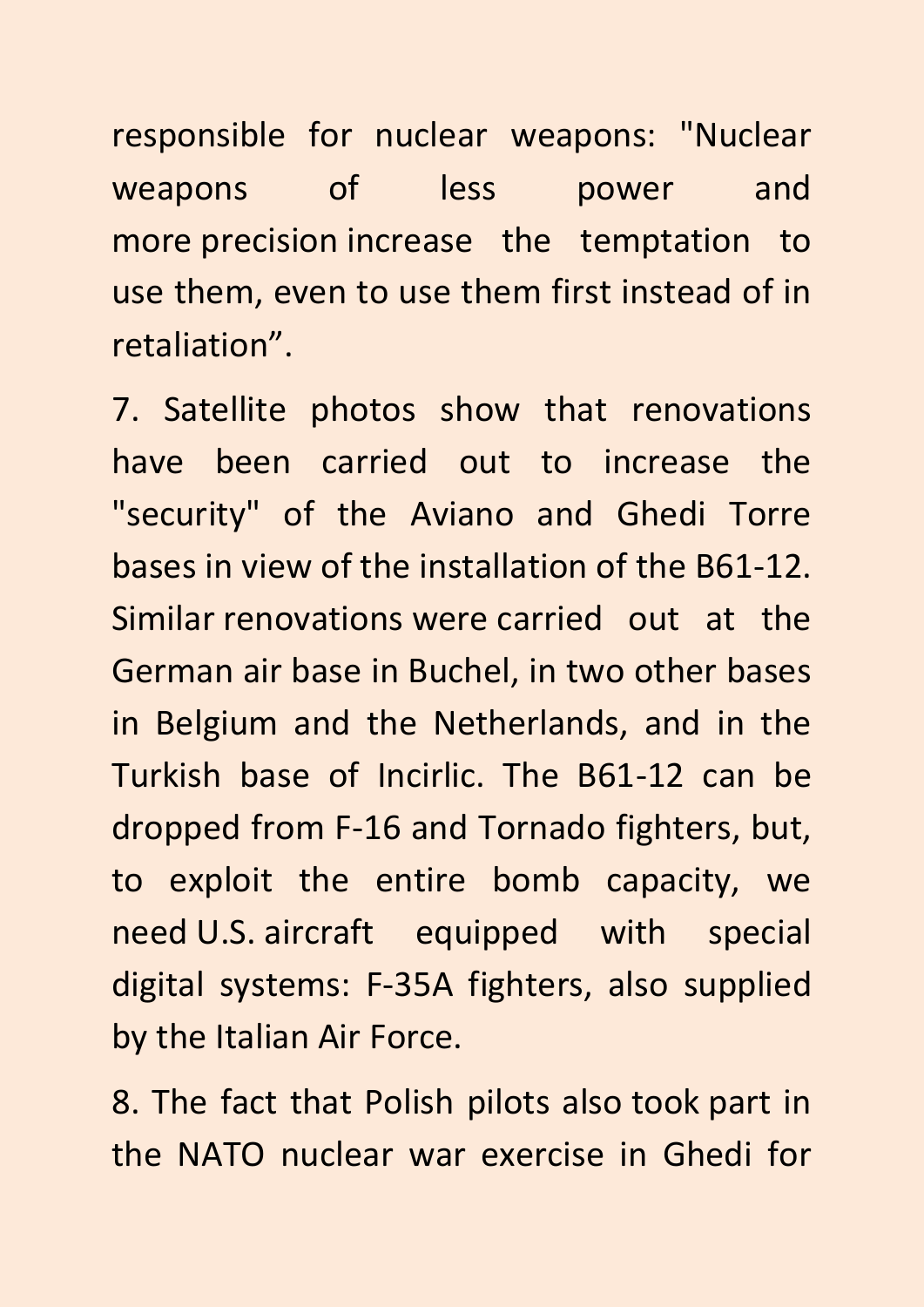responsible for nuclear weapons: "Nuclear weapons of less power and more precision increase the temptation to use them, even to use them first instead of in retaliation”.

7. Satellite photos show that renovations have been carried out to increase the "security" of the Aviano and Ghedi Torre bases in view of the installation of the B61-12. Similar renovations were carried out at the German air base in Buchel, in two other bases in Belgium and the Netherlands, and in the Turkish base of Incirlic. The B61-12 can be dropped from F-16 and Tornado fighters, but, to exploit the entire bomb capacity, we need U.S. aircraft equipped with special digital systems: F-35A fighters, also supplied by the Italian Air Force.

8. The fact that Polish pilots also took part in the NATO nuclear war exercise in Ghedi for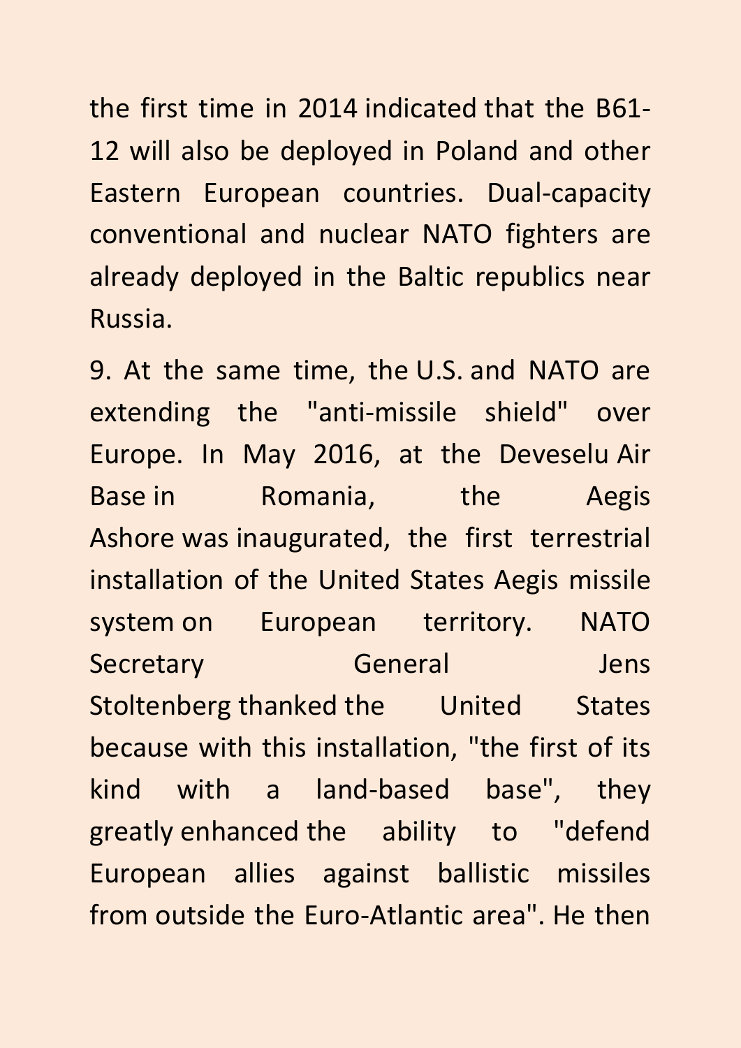the first time in 2014 indicated that the B61-12 will also be deployed in Poland and other Eastern European countries. Dual-capacity conventional and nuclear NATO fighters are already deployed in the Baltic republics near Russia.

9. At the same time, the U.S. and NATO are extending the "anti-missile shield" over Europe. In May 2016, at the Deveselu Air Base in Romania, the Aegis Ashore was inaugurated, the first terrestrial installation of the United States Aegis missile system on European territory. NATO Secretary General Jens Stoltenberg thanked the United States because with this installation, "the first of its kind with a land-based base", they greatly enhanced the ability to "defend European allies against ballistic missiles from outside the Euro-Atlantic area". He then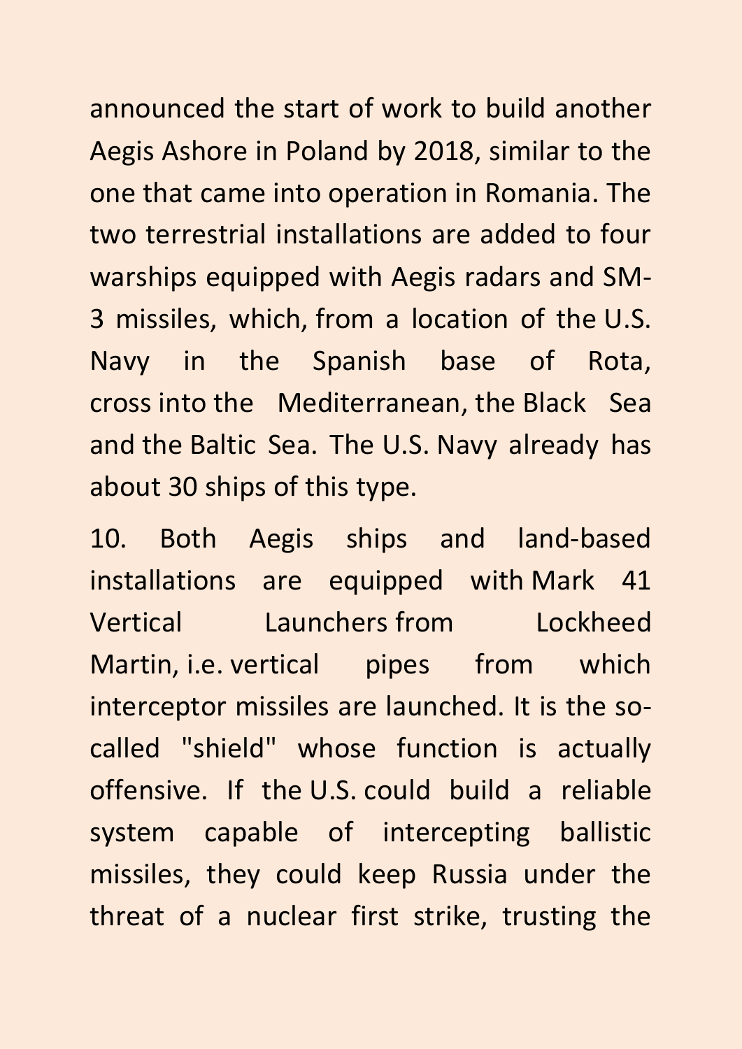announced the start of work to build another Aegis Ashore in Poland by 2018, similar to the one that came into operation in Romania. The two terrestrial installations are added to four warships equipped with Aegis radars and SM-3 missiles, which, from a location of the U.S. Navy in the Spanish base of Rota, cross into the Mediterranean, the Black Sea and the Baltic Sea. The U.S. Navy already has about 30 ships of this type.

10. Both Aegis ships and land-based installations are equipped with Mark 41 Vertical Launchers from Lockheed Martin, i.e. vertical pipes from which interceptor missiles are launched. It is the so-called "shield" whose function is actually offensive. If the U.S. could build a reliable system capable of intercepting ballistic missiles, they could keep Russia under the threat of a nuclear first strike, trusting the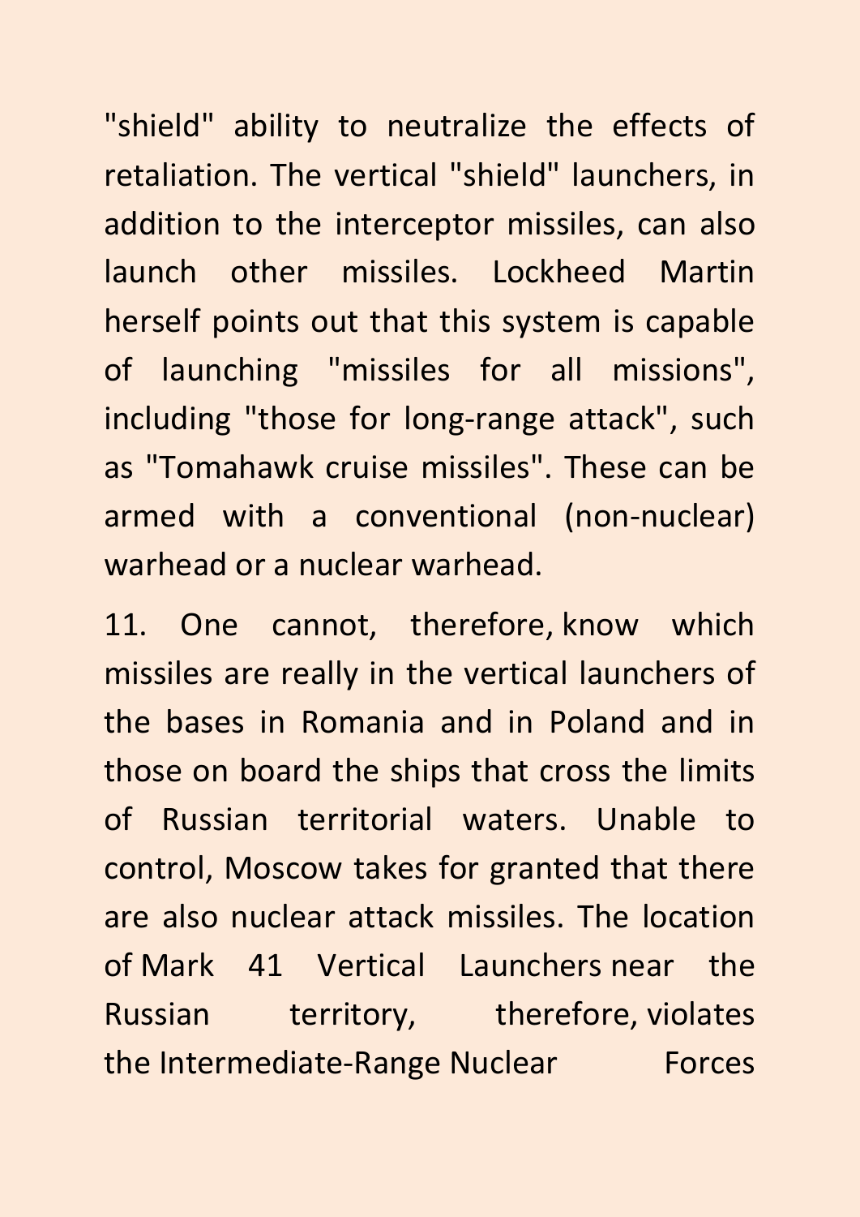"shield" ability to neutralize the effects of retaliation. The vertical "shield" launchers, in addition to the interceptor missiles, can also launch other missiles. Lockheed Martin herself points out that this system is capable of launching "missiles for all missions", including "those for long-range attack", such as "Tomahawk cruise missiles". These can be armed with a conventional (non-nuclear) warhead or a nuclear warhead.

11. One cannot, therefore, know which missiles are really in the vertical launchers of the bases in Romania and in Poland and in those on board the ships that cross the limits of Russian territorial waters. Unable to control, Moscow takes for granted that there are also nuclear attack missiles. The location of Mark 41 Vertical Launchers near the Russian territory, therefore, violates the Intermediate-Range Nuclear Forces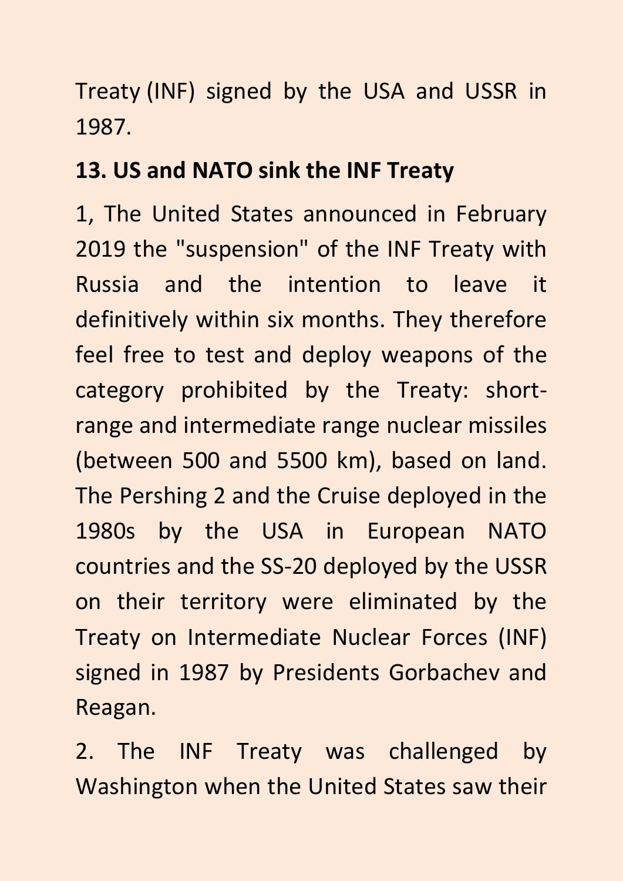Treaty (INF) signed by the USA and USSR in 1987.

**13. US and NATO sink the INF Treaty**

1, The United States announced in February 2019 the "suspension" of the INF Treaty with Russia and the intention to leave it definitively within six months. They therefore feel free to test and deploy weapons of the category prohibited by the Treaty: short-range and intermediate range nuclear missiles (between 500 and 5500 km), based on land. The Pershing 2 and the Cruise deployed in the 1980s by the USA in European NATO countries and the SS-20 deployed by the USSR on their territory were eliminated by the Treaty on Intermediate Nuclear Forces (INF) signed in 1987 by Presidents Gorbachev and Reagan.

2. The INF Treaty was challenged by Washington when the United States saw their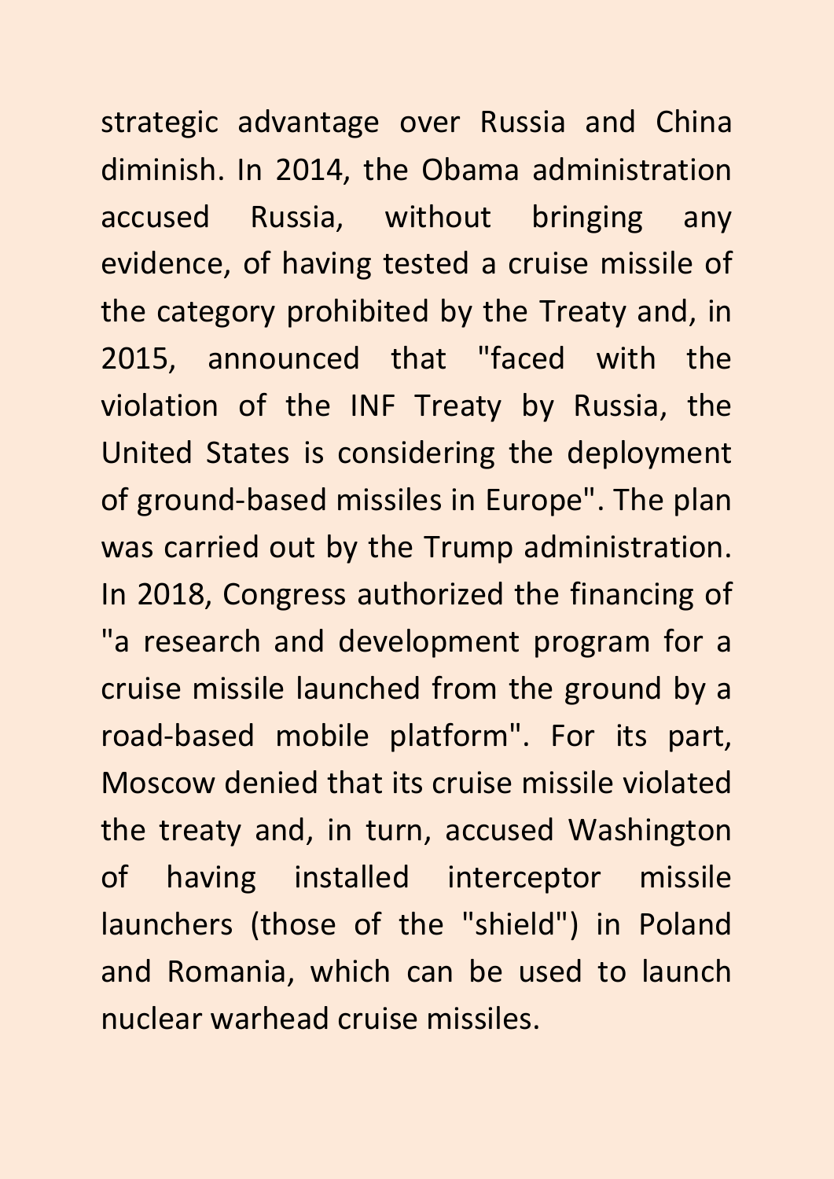strategic advantage over Russia and China diminish. In 2014, the Obama administration accused Russia, without bringing any evidence, of having tested a cruise missile of the category prohibited by the Treaty and, in 2015, announced that "faced with the violation of the INF Treaty by Russia, the United States is considering the deployment of ground-based missiles in Europe". The plan was carried out by the Trump administration. In 2018, Congress authorized the financing of "a research and development program for a cruise missile launched from the ground by a road-based mobile platform". For its part, Moscow denied that its cruise missile violated the treaty and, in turn, accused Washington of having installed interceptor missile launchers (those of the "shield") in Poland and Romania, which can be used to launch nuclear warhead cruise missiles.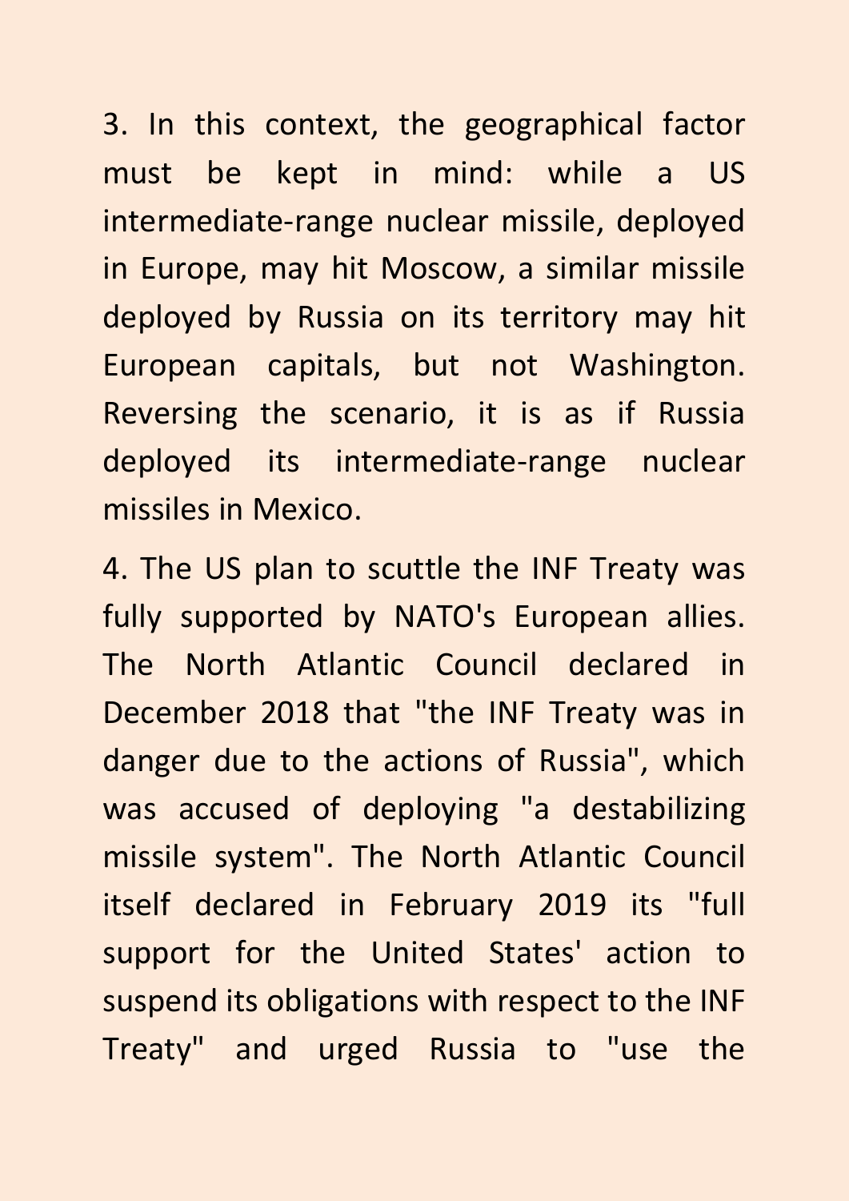3. In this context, the geographical factor must be kept in mind: while a US intermediate-range nuclear missile, deployed in Europe, may hit Moscow, a similar missile deployed by Russia on its territory may hit European capitals, but not Washington. Reversing the scenario, it is as if Russia deployed its intermediate-range nuclear missiles in Mexico.

4. The US plan to scuttle the INF Treaty was fully supported by NATO's European allies. The North Atlantic Council declared in December 2018 that "the INF Treaty was in danger due to the actions of Russia", which was accused of deploying "a destabilizing missile system". The North Atlantic Council itself declared in February 2019 its "full support for the United States' action to suspend its obligations with respect to the INF Treaty" and urged Russia to "use the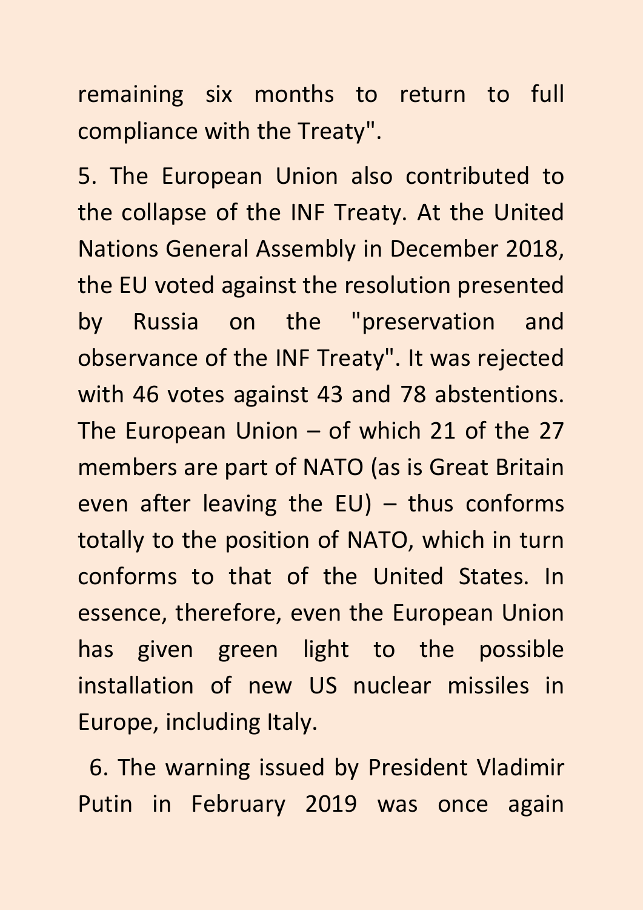remaining six months to return to full compliance with the Treaty".

5. The European Union also contributed to the collapse of the INF Treaty. At the United Nations General Assembly in December 2018, the EU voted against the resolution presented by Russia on the "preservation and observance of the INF Treaty". It was rejected with 46 votes against 43 and 78 abstentions. The European Union – of which 21 of the 27 members are part of NATO (as is Great Britain even after leaving the EU) – thus conforms totally to the position of NATO, which in turn conforms to that of the United States. In essence, therefore, even the European Union has given green light to the possible installation of new US nuclear missiles in Europe, including Italy.

6. The warning issued by President Vladimir Putin in February 2019 was once again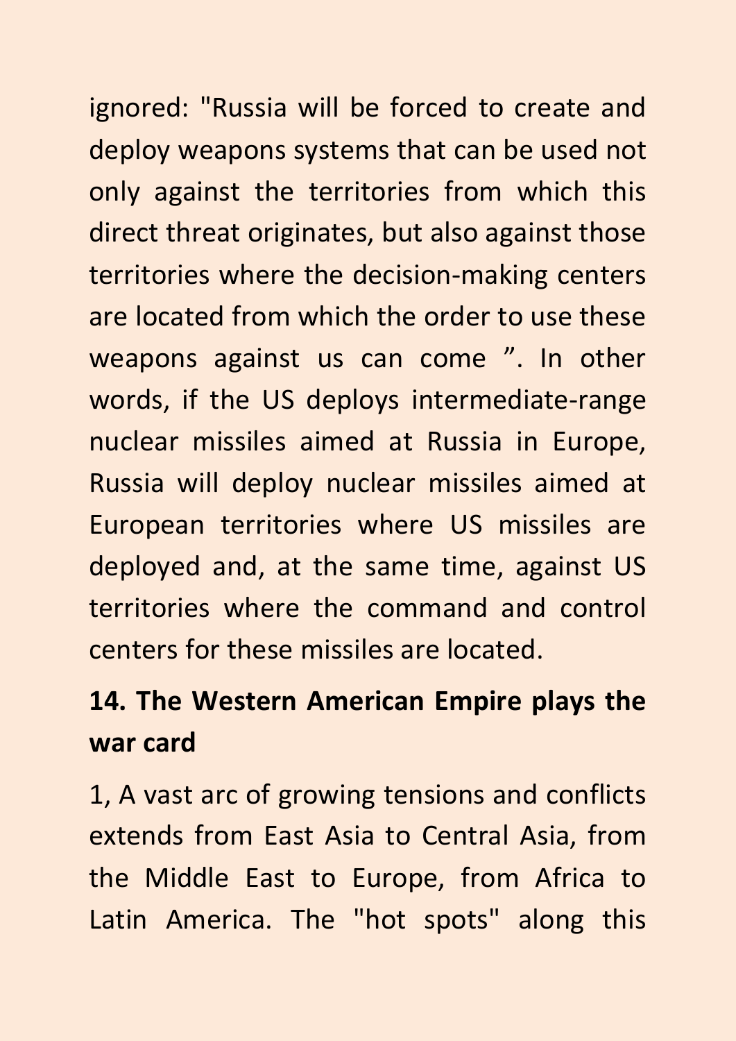ignored: "Russia will be forced to create and deploy weapons systems that can be used not only against the territories from which this direct threat originates, but also against those territories where the decision-making centers are located from which the order to use these weapons against us can come ”. In other words, if the US deploys intermediate-range nuclear missiles aimed at Russia in Europe, Russia will deploy nuclear missiles aimed at European territories where US missiles are deployed and, at the same time, against US territories where the command and control centers for these missiles are located.

## 14. The Western American Empire plays the war card

1, A vast arc of growing tensions and conflicts extends from East Asia to Central Asia, from the Middle East to Europe, from Africa to Latin America. The "hot spots" along this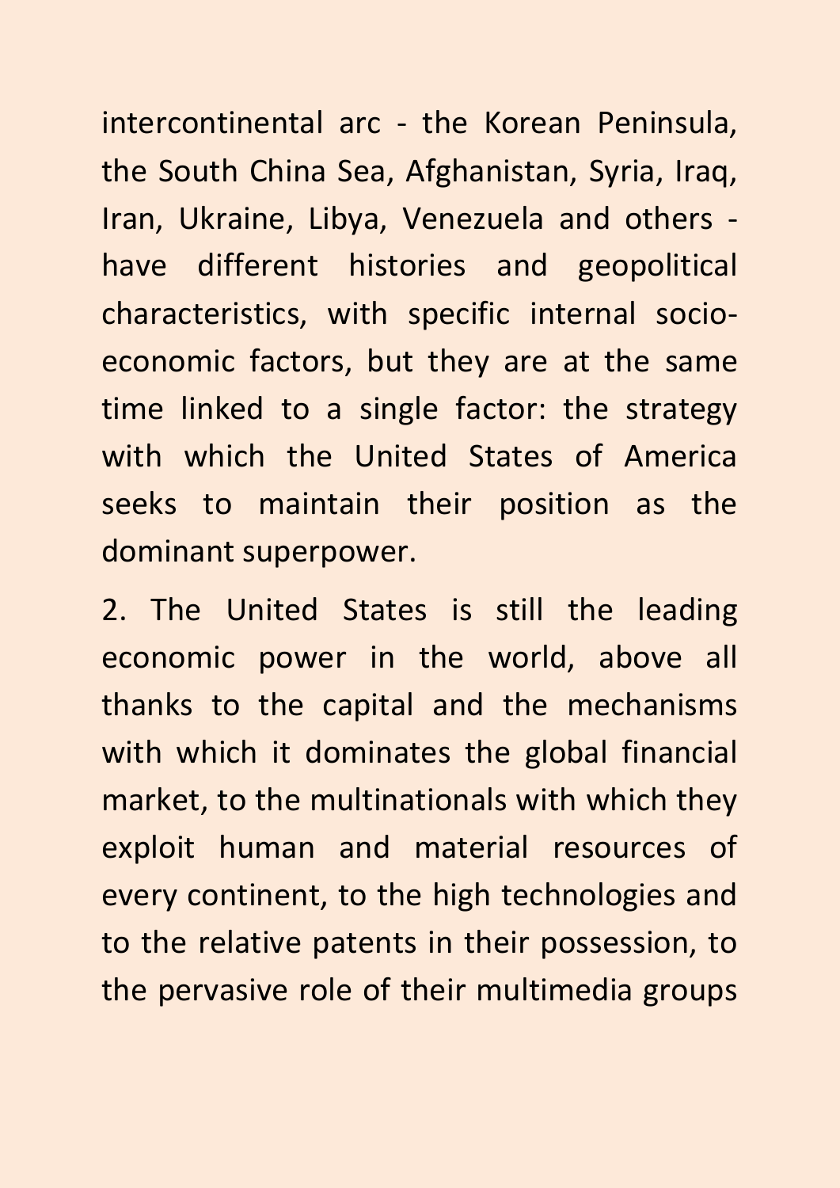intercontinental arc - the Korean Peninsula, the South China Sea, Afghanistan, Syria, Iraq, Iran, Ukraine, Libya, Venezuela and others - have different histories and geopolitical characteristics, with specific internal socio-economic factors, but they are at the same time linked to a single factor: the strategy with which the United States of America seeks to maintain their position as the dominant superpower.

2. The United States is still the leading economic power in the world, above all thanks to the capital and the mechanisms with which it dominates the global financial market, to the multinationals with which they exploit human and material resources of every continent, to the high technologies and to the relative patents in their possession, to the pervasive role of their multimedia groups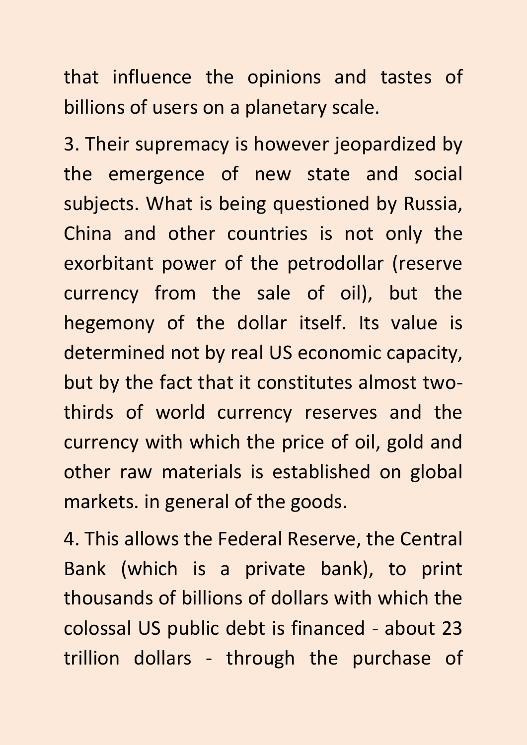that influence the opinions and tastes of billions of users on a planetary scale.

3. Their supremacy is however jeopardized by the emergence of new state and social subjects. What is being questioned by Russia, China and other countries is not only the exorbitant power of the petrodollar (reserve currency from the sale of oil), but the hegemony of the dollar itself. Its value is determined not by real US economic capacity, but by the fact that it constitutes almost two-thirds of world currency reserves and the currency with which the price of oil, gold and other raw materials is established on global markets. in general of the goods.

4. This allows the Federal Reserve, the Central Bank (which is a private bank), to print thousands of billions of dollars with which the colossal US public debt is financed - about 23 trillion dollars - through the purchase of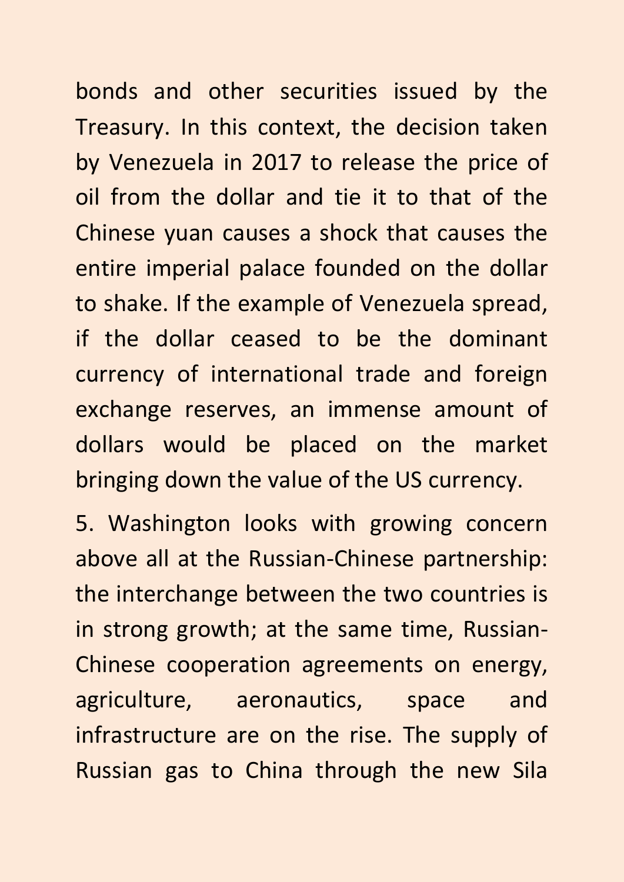bonds and other securities issued by the Treasury. In this context, the decision taken by Venezuela in 2017 to release the price of oil from the dollar and tie it to that of the Chinese yuan causes a shock that causes the entire imperial palace founded on the dollar to shake. If the example of Venezuela spread, if the dollar ceased to be the dominant currency of international trade and foreign exchange reserves, an immense amount of dollars would be placed on the market bringing down the value of the US currency.

5. Washington looks with growing concern above all at the Russian-Chinese partnership: the interchange between the two countries is in strong growth; at the same time, Russian-Chinese cooperation agreements on energy, agriculture, aeronautics, space and infrastructure are on the rise. The supply of Russian gas to China through the new Sila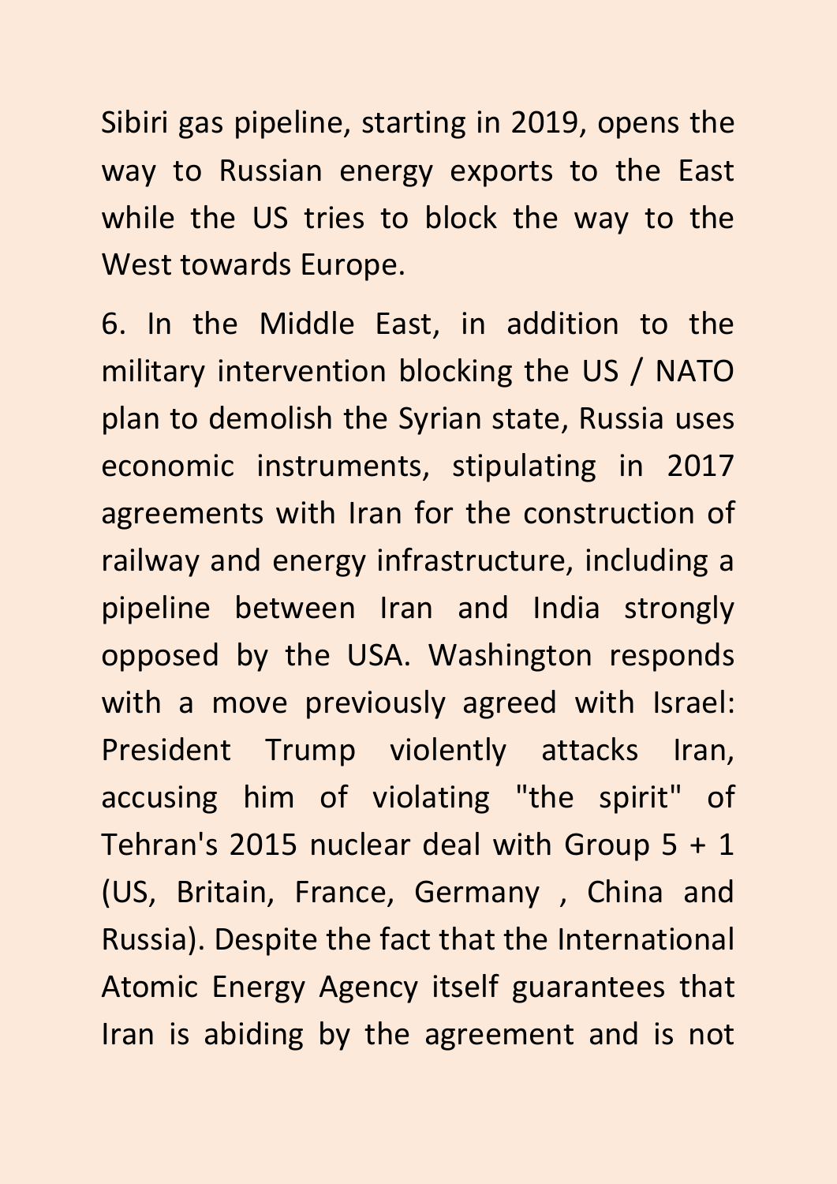Sibiri gas pipeline, starting in 2019, opens the way to Russian energy exports to the East while the US tries to block the way to the West towards Europe.

6. In the Middle East, in addition to the military intervention blocking the US / NATO plan to demolish the Syrian state, Russia uses economic instruments, stipulating in 2017 agreements with Iran for the construction of railway and energy infrastructure, including a pipeline between Iran and India strongly opposed by the USA. Washington responds with a move previously agreed with Israel: President Trump violently attacks Iran, accusing him of violating "the spirit" of Tehran's 2015 nuclear deal with Group 5 + 1 (US, Britain, France, Germany , China and Russia). Despite the fact that the International Atomic Energy Agency itself guarantees that Iran is abiding by the agreement and is not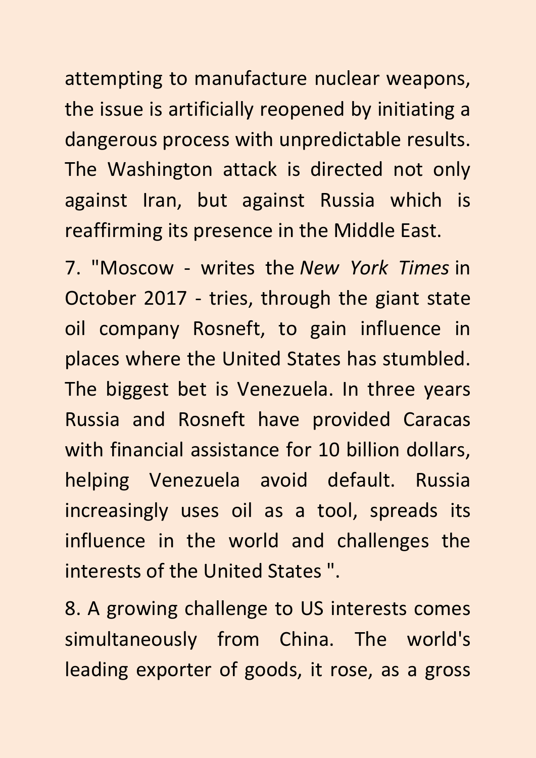attempting to manufacture nuclear weapons, the issue is artificially reopened by initiating a dangerous process with unpredictable results. The Washington attack is directed not only against Iran, but against Russia which is reaffirming its presence in the Middle East.

7. "Moscow - writes the *New York Times* in October 2017 - tries, through the giant state oil company Rosneft, to gain influence in places where the United States has stumbled. The biggest bet is Venezuela. In three years Russia and Rosneft have provided Caracas with financial assistance for 10 billion dollars, helping Venezuela avoid default. Russia increasingly uses oil as a tool, spreads its influence in the world and challenges the interests of the United States ".

8. A growing challenge to US interests comes simultaneously from China. The world's leading exporter of goods, it rose, as a gross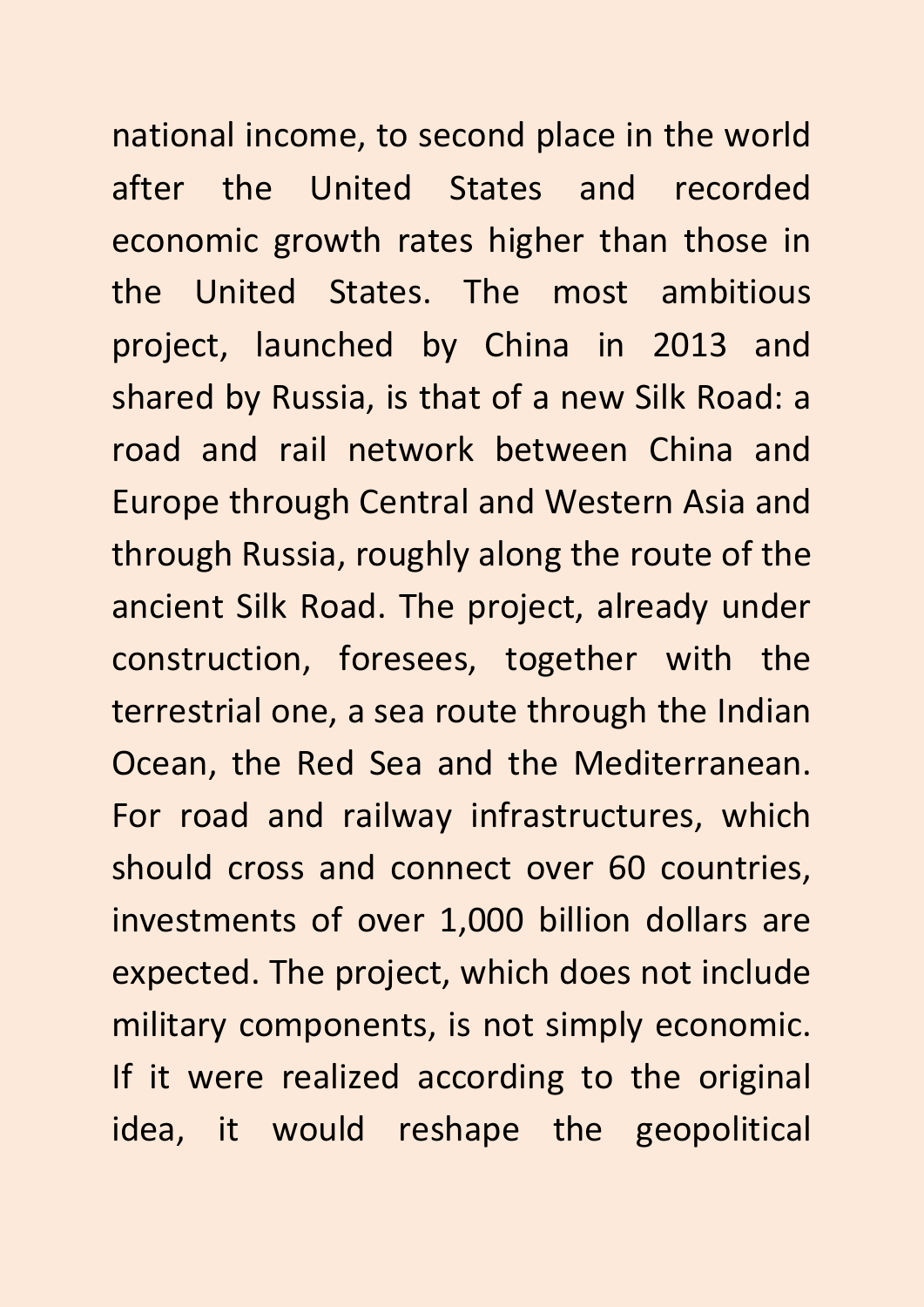national income, to second place in the world after the United States and recorded economic growth rates higher than those in the United States. The most ambitious project, launched by China in 2013 and shared by Russia, is that of a new Silk Road: a road and rail network between China and Europe through Central and Western Asia and through Russia, roughly along the route of the ancient Silk Road. The project, already under construction, foresees, together with the terrestrial one, a sea route through the Indian Ocean, the Red Sea and the Mediterranean. For road and railway infrastructures, which should cross and connect over 60 countries, investments of over 1,000 billion dollars are expected. The project, which does not include military components, is not simply economic. If it were realized according to the original idea, it would reshape the geopolitical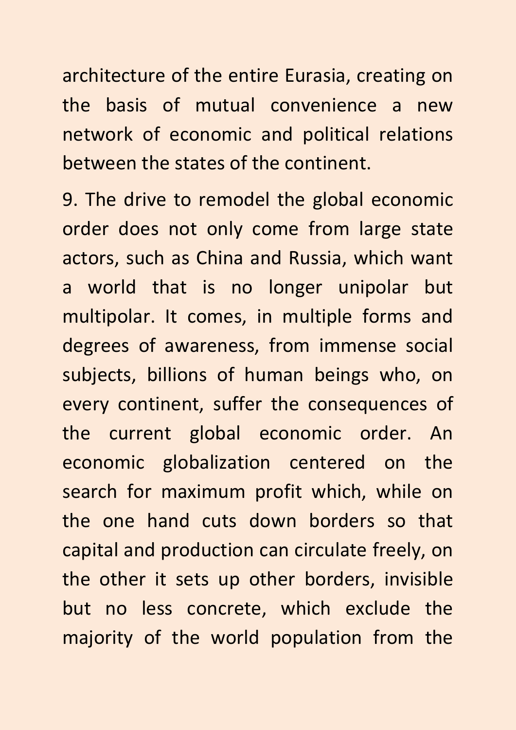architecture of the entire Eurasia, creating on the basis of mutual convenience a new network of economic and political relations between the states of the continent.

9. The drive to remodel the global economic order does not only come from large state actors, such as China and Russia, which want a world that is no longer unipolar but multipolar. It comes, in multiple forms and degrees of awareness, from immense social subjects, billions of human beings who, on every continent, suffer the consequences of the current global economic order. An economic globalization centered on the search for maximum profit which, while on the one hand cuts down borders so that capital and production can circulate freely, on the other it sets up other borders, invisible but no less concrete, which exclude the majority of the world population from the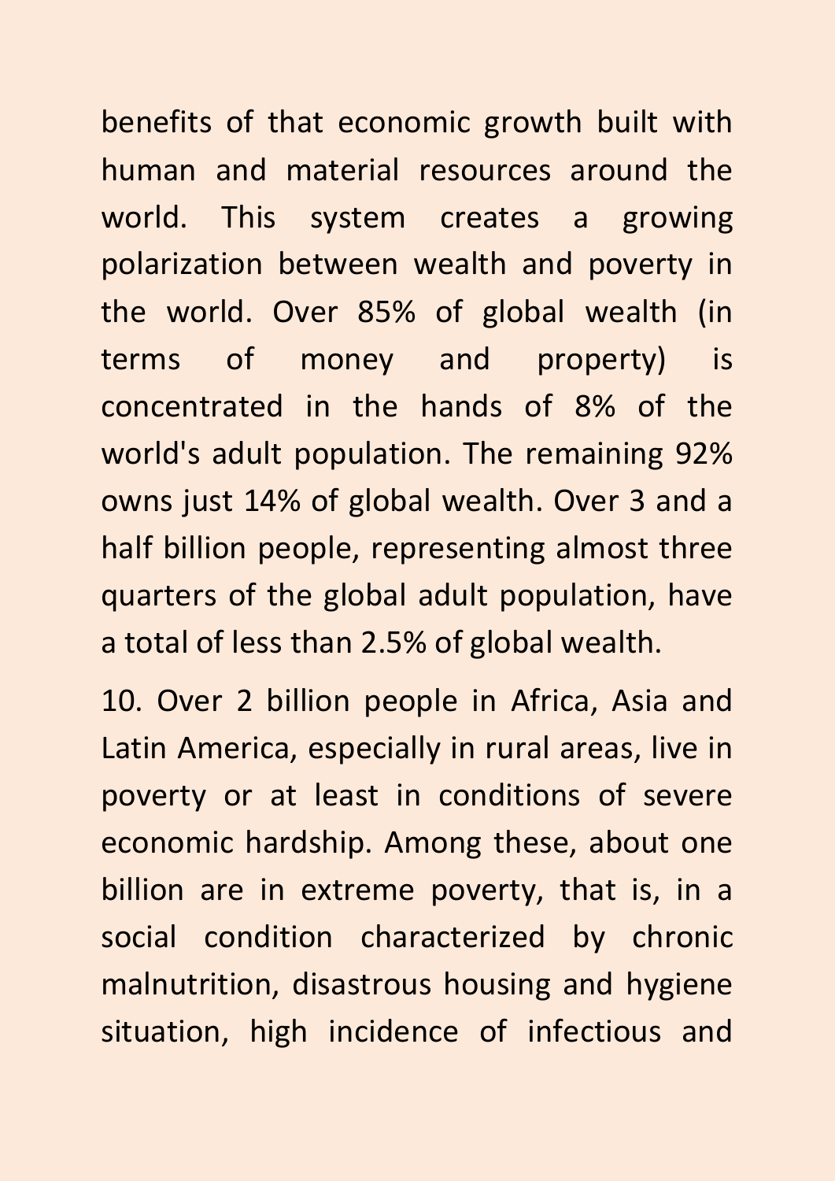benefits of that economic growth built with human and material resources around the world. This system creates a growing polarization between wealth and poverty in the world. Over 85% of global wealth (in terms of money and property) is concentrated in the hands of 8% of the world's adult population. The remaining 92% owns just 14% of global wealth. Over 3 and a half billion people, representing almost three quarters of the global adult population, have a total of less than 2.5% of global wealth.

10. Over 2 billion people in Africa, Asia and Latin America, especially in rural areas, live in poverty or at least in conditions of severe economic hardship. Among these, about one billion are in extreme poverty, that is, in a social condition characterized by chronic malnutrition, disastrous housing and hygiene situation, high incidence of infectious and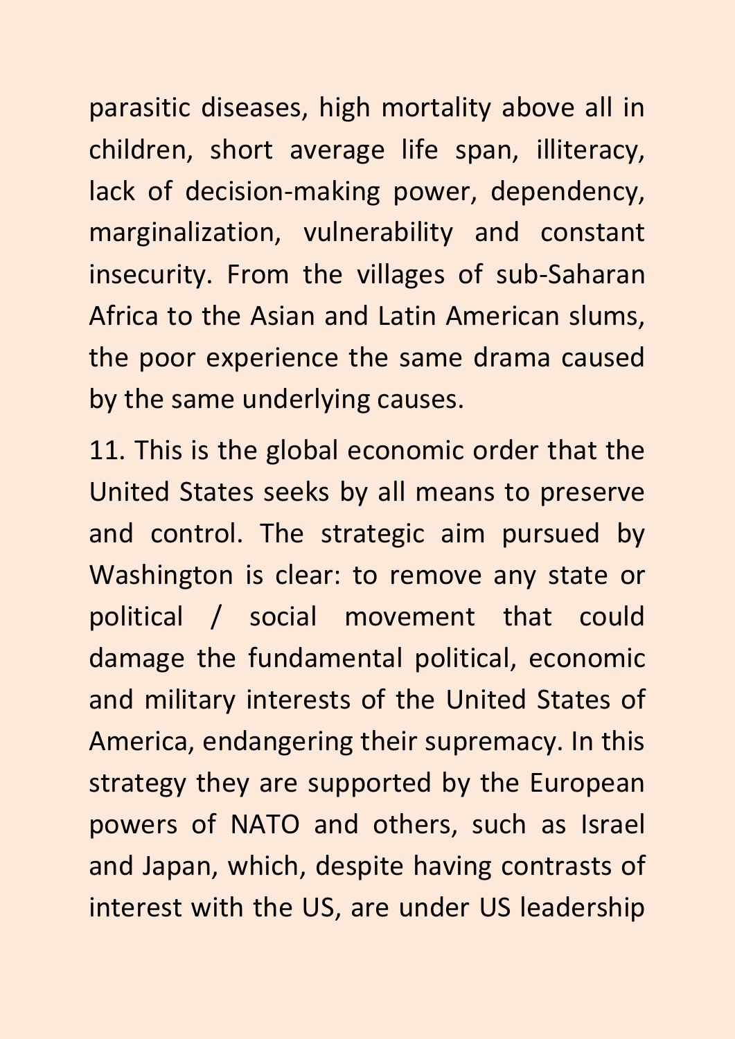parasitic diseases, high mortality above all in children, short average life span, illiteracy, lack of decision-making power, dependency, marginalization, vulnerability and constant insecurity. From the villages of sub-Saharan Africa to the Asian and Latin American slums, the poor experience the same drama caused by the same underlying causes.

11. This is the global economic order that the United States seeks by all means to preserve and control. The strategic aim pursued by Washington is clear: to remove any state or political / social movement that could damage the fundamental political, economic and military interests of the United States of America, endangering their supremacy. In this strategy they are supported by the European powers of NATO and others, such as Israel and Japan, which, despite having contrasts of interest with the US, are under US leadership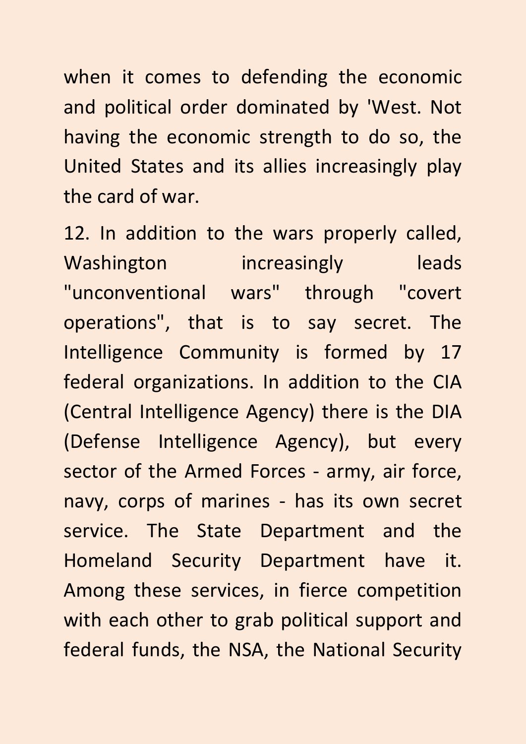when it comes to defending the economic and political order dominated by 'West. Not having the economic strength to do so, the United States and its allies increasingly play the card of war.

12. In addition to the wars properly called, Washington increasingly leads "unconventional wars" through "covert operations", that is to say secret. The Intelligence Community is formed by 17 federal organizations. In addition to the CIA (Central Intelligence Agency) there is the DIA (Defense Intelligence Agency), but every sector of the Armed Forces - army, air force, navy, corps of marines - has its own secret service. The State Department and the Homeland Security Department have it. Among these services, in fierce competition with each other to grab political support and federal funds, the NSA, the National Security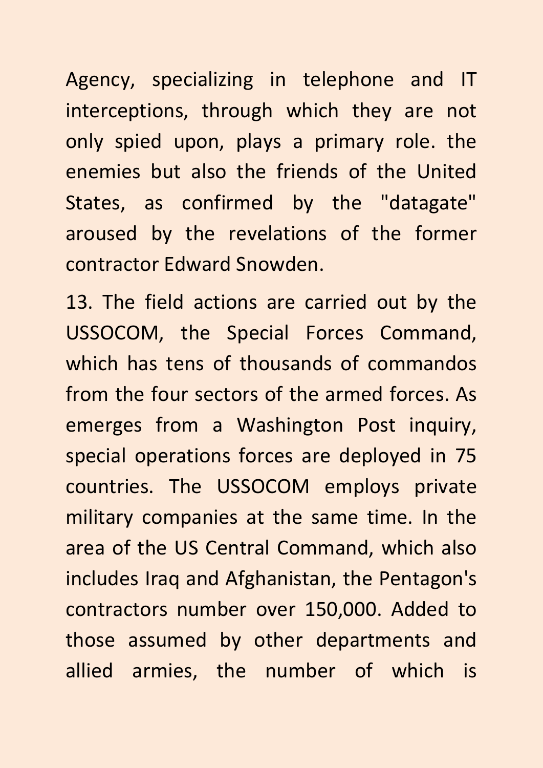Agency, specializing in telephone and IT interceptions, through which they are not only spied upon, plays a primary role. the enemies but also the friends of the United States, as confirmed by the "datagate" aroused by the revelations of the former contractor Edward Snowden.

13. The field actions are carried out by the USSOCOM, the Special Forces Command, which has tens of thousands of commandos from the four sectors of the armed forces. As emerges from a Washington Post inquiry, special operations forces are deployed in 75 countries. The USSOCOM employs private military companies at the same time. In the area of the US Central Command, which also includes Iraq and Afghanistan, the Pentagon's contractors number over 150,000. Added to those assumed by other departments and allied armies, the number of which is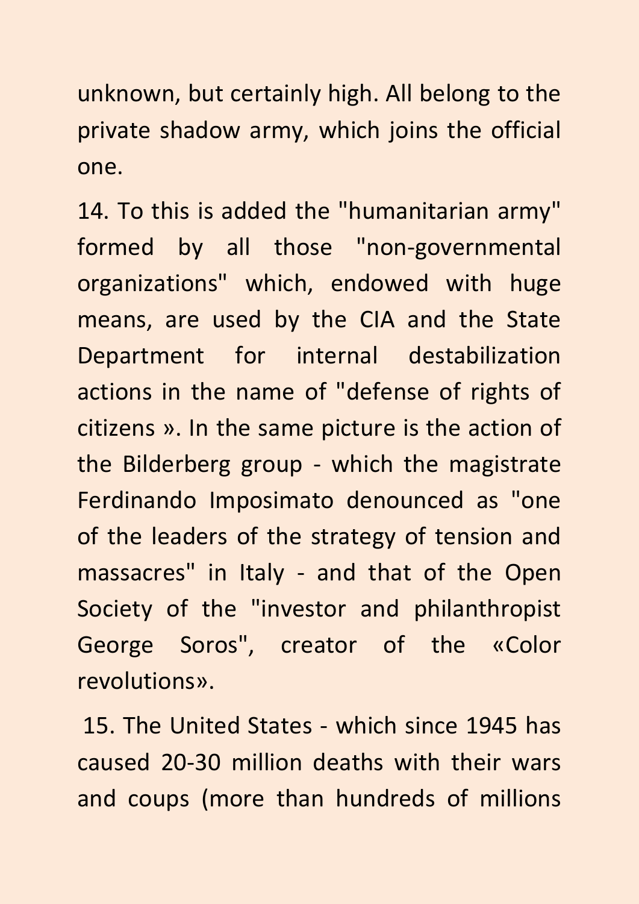unknown, but certainly high. All belong to the private shadow army, which joins the official one.

14. To this is added the "humanitarian army" formed by all those "non-governmental organizations" which, endowed with huge means, are used by the CIA and the State Department for internal destabilization actions in the name of "defense of rights of citizens ». In the same picture is the action of the Bilderberg group - which the magistrate Ferdinando Imposimato denounced as "one of the leaders of the strategy of tension and massacres" in Italy - and that of the Open Society of the "investor and philanthropist George Soros", creator of the «Color revolutions».

15. The United States - which since 1945 has caused 20-30 million deaths with their wars and coups (more than hundreds of millions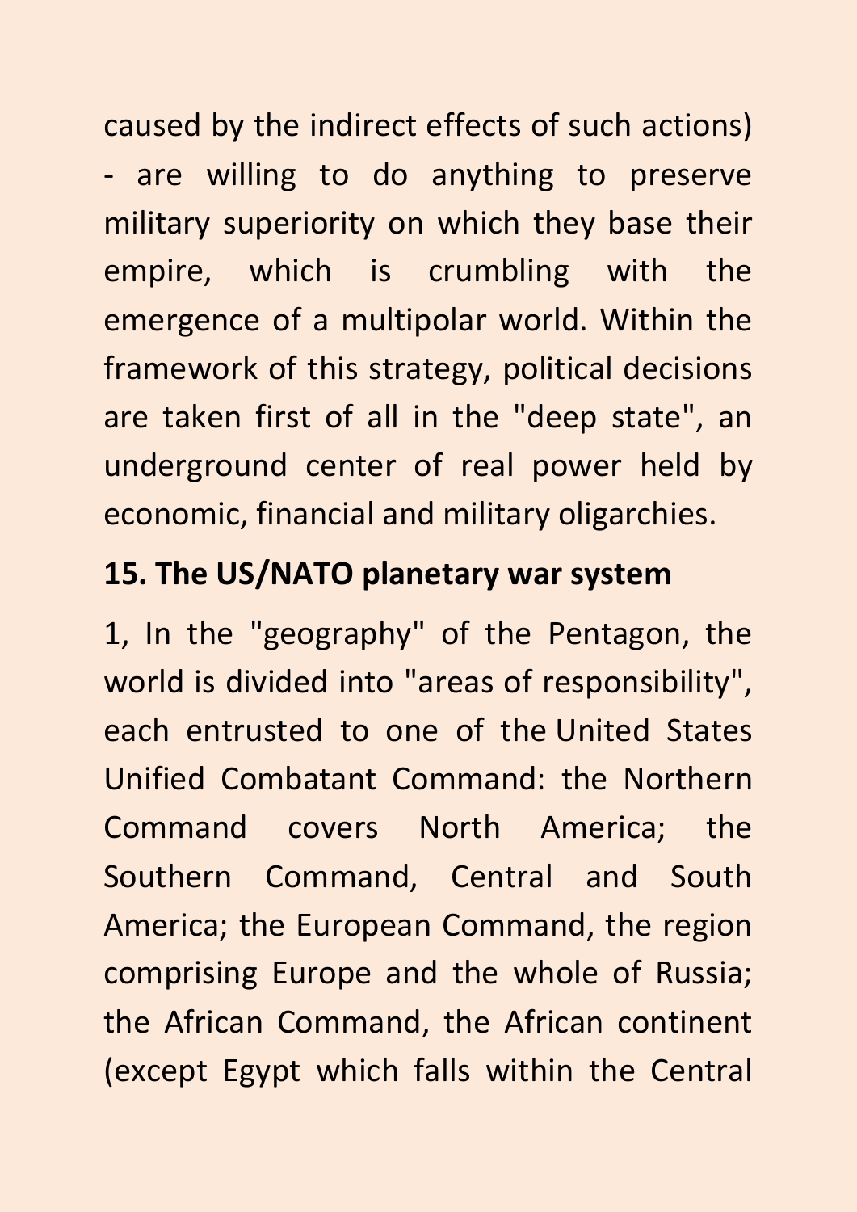caused by the indirect effects of such actions) - are willing to do anything to preserve military superiority on which they base their empire, which is crumbling with the emergence of a multipolar world. Within the framework of this strategy, political decisions are taken first of all in the "deep state", an underground center of real power held by economic, financial and military oligarchies.

## 15. The US/NATO planetary war system

1, In the "geography" of the Pentagon, the world is divided into "areas of responsibility", each entrusted to one of the United States Unified Combatant Command: the Northern Command covers North America; the Southern Command, Central and South America; the European Command, the region comprising Europe and the whole of Russia; the African Command, the African continent (except Egypt which falls within the Central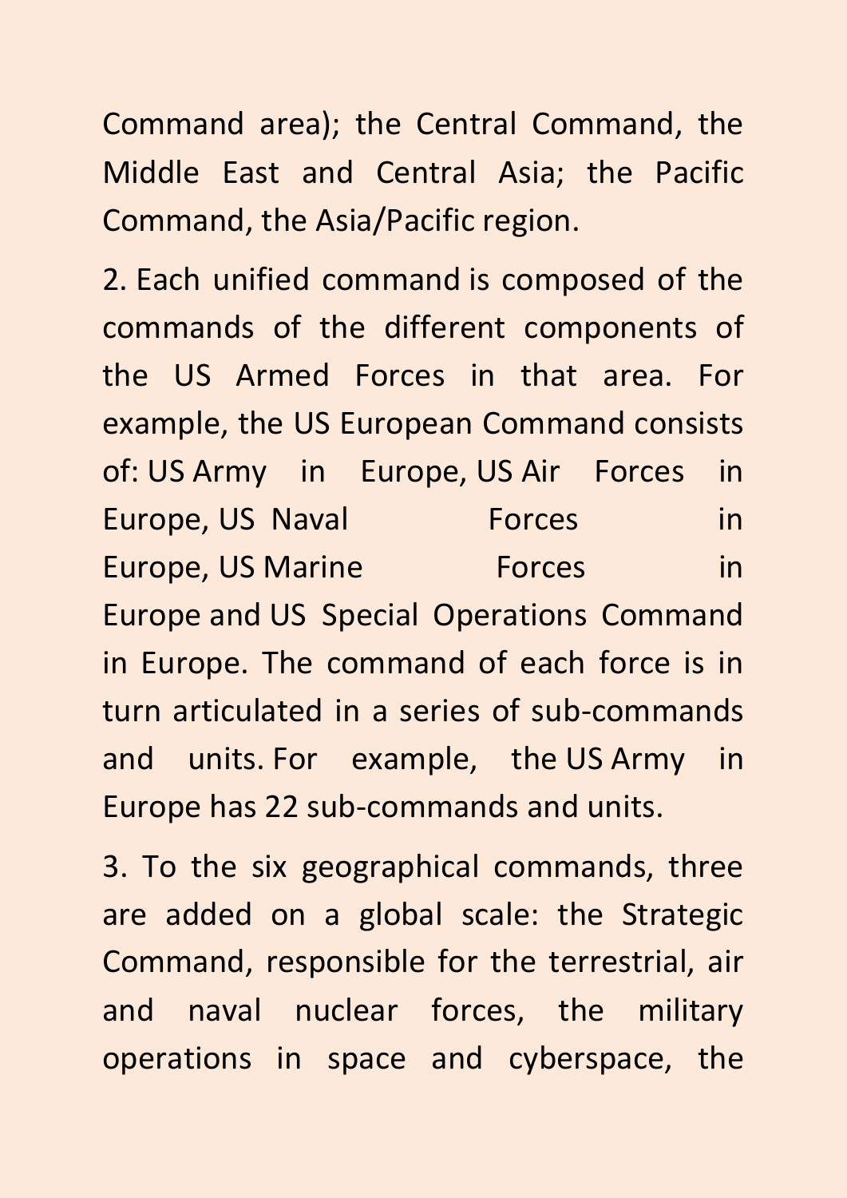Command area); the Central Command, the Middle East and Central Asia; the Pacific Command, the Asia/Pacific region.

2. Each unified command is composed of the commands of the different components of the US Armed Forces in that area. For example, the US European Command consists of: US Army in Europe, US Air Forces in Europe, US Naval Forces in Europe, US Marine Forces in Europe and US Special Operations Command in Europe. The command of each force is in turn articulated in a series of sub-commands and units. For example, the US Army in Europe has 22 sub-commands and units.

3. To the six geographical commands, three are added on a global scale: the Strategic Command, responsible for the terrestrial, air and naval nuclear forces, the military operations in space and cyberspace, the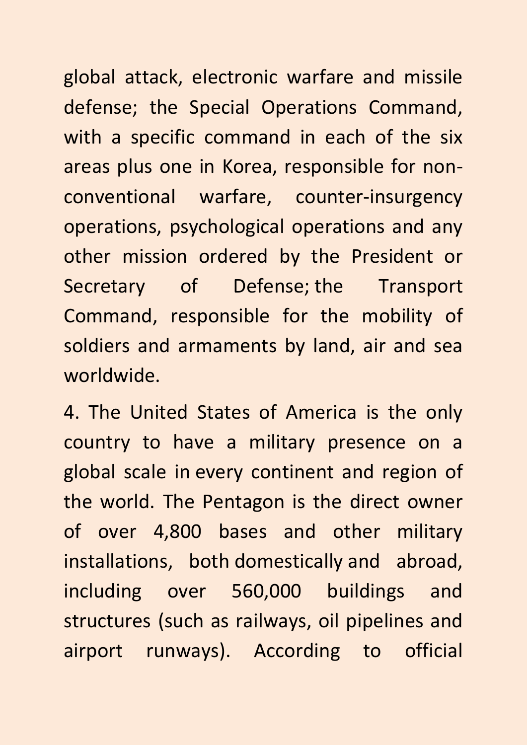global attack, electronic warfare and missile defense; the Special Operations Command, with a specific command in each of the six areas plus one in Korea, responsible for non-conventional warfare, counter-insurgency operations, psychological operations and any other mission ordered by the President or Secretary of Defense; the Transport Command, responsible for the mobility of soldiers and armaments by land, air and sea worldwide.

4. The United States of America is the only country to have a military presence on a global scale in every continent and region of the world. The Pentagon is the direct owner of over 4,800 bases and other military installations, both domestically and abroad, including over 560,000 buildings and structures (such as railways, oil pipelines and airport runways). According to official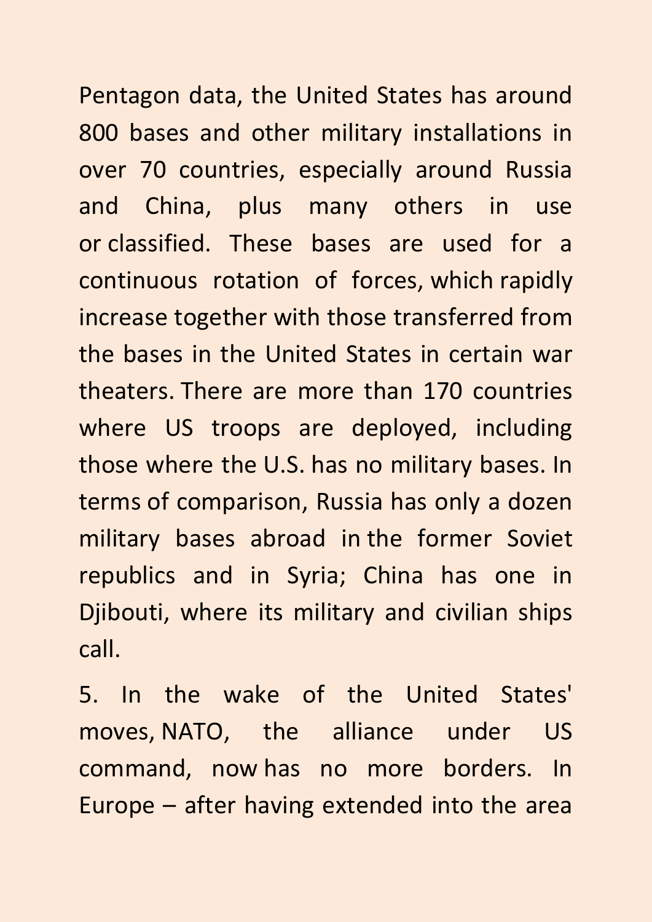Pentagon data, the United States has around 800 bases and other military installations in over 70 countries, especially around Russia and China, plus many others in use or classified. These bases are used for a continuous rotation of forces, which rapidly increase together with those transferred from the bases in the United States in certain war theaters. There are more than 170 countries where US troops are deployed, including those where the U.S. has no military bases. In terms of comparison, Russia has only a dozen military bases abroad in the former Soviet republics and in Syria; China has one in Djibouti, where its military and civilian ships call.

5. In the wake of the United States' moves, NATO, the alliance under US command, now has no more borders. In Europe – after having extended into the area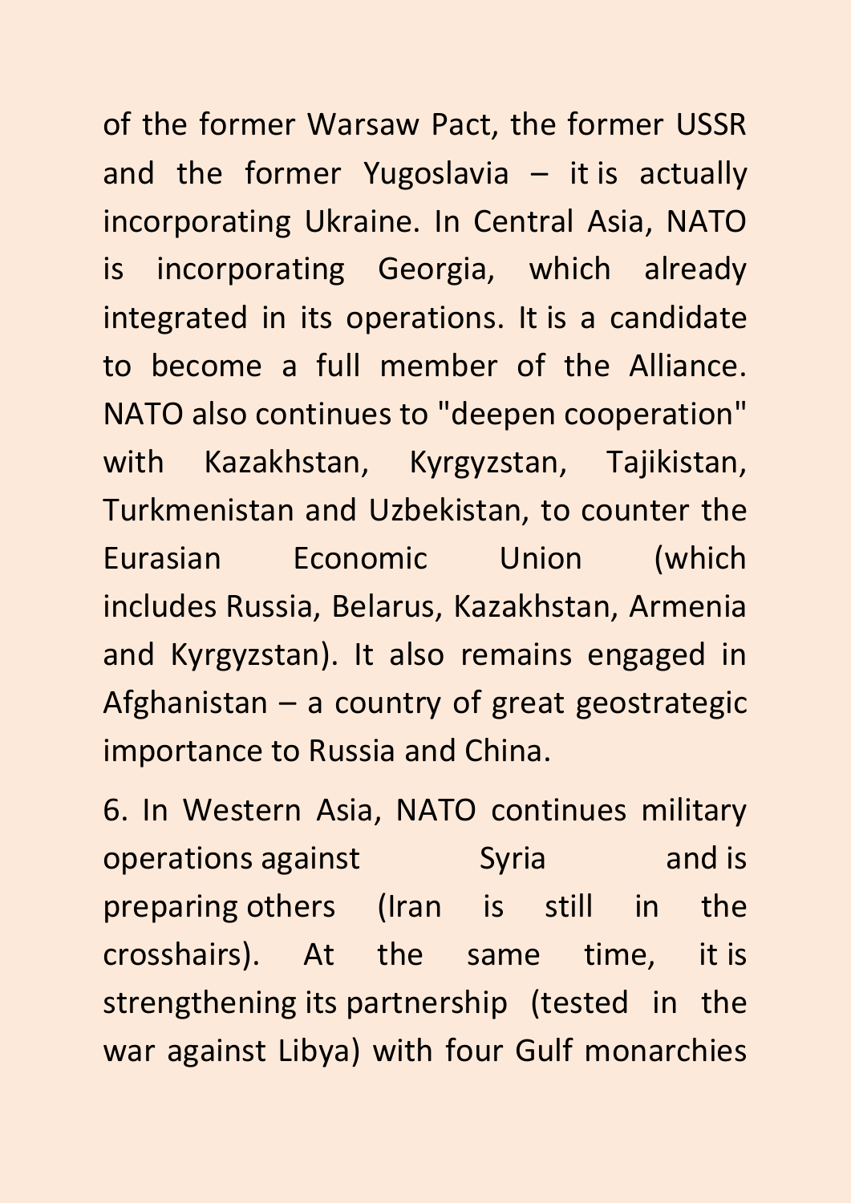of the former Warsaw Pact, the former USSR and the former Yugoslavia – it is actually incorporating Ukraine. In Central Asia, NATO is incorporating Georgia, which already integrated in its operations. It is a candidate to become a full member of the Alliance. NATO also continues to "deepen cooperation" with Kazakhstan, Kyrgyzstan, Tajikistan, Turkmenistan and Uzbekistan, to counter the Eurasian Economic Union (which includes Russia, Belarus, Kazakhstan, Armenia and Kyrgyzstan). It also remains engaged in Afghanistan – a country of great geostrategic importance to Russia and China.

6. In Western Asia, NATO continues military operations against Syria and is preparing others (Iran is still in the crosshairs). At the same time, it is strengthening its partnership (tested in the war against Libya) with four Gulf monarchies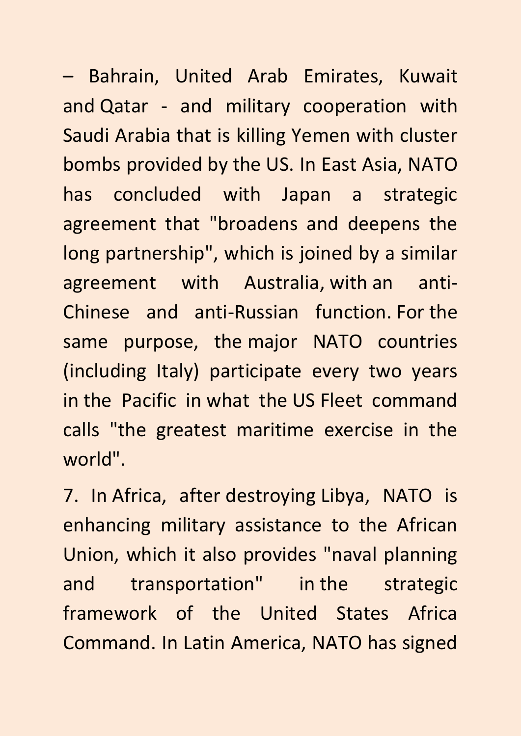– Bahrain, United Arab Emirates, Kuwait and Qatar - and military cooperation with Saudi Arabia that is killing Yemen with cluster bombs provided by the US. In East Asia, NATO has concluded with Japan a strategic agreement that "broadens and deepens the long partnership", which is joined by a similar agreement with Australia, with an anti-Chinese and anti-Russian function. For the same purpose, the major NATO countries (including Italy) participate every two years in the Pacific in what the US Fleet command calls "the greatest maritime exercise in the world".

7. In Africa, after destroying Libya, NATO is enhancing military assistance to the African Union, which it also provides "naval planning and transportation" in the strategic framework of the United States Africa Command. In Latin America, NATO has signed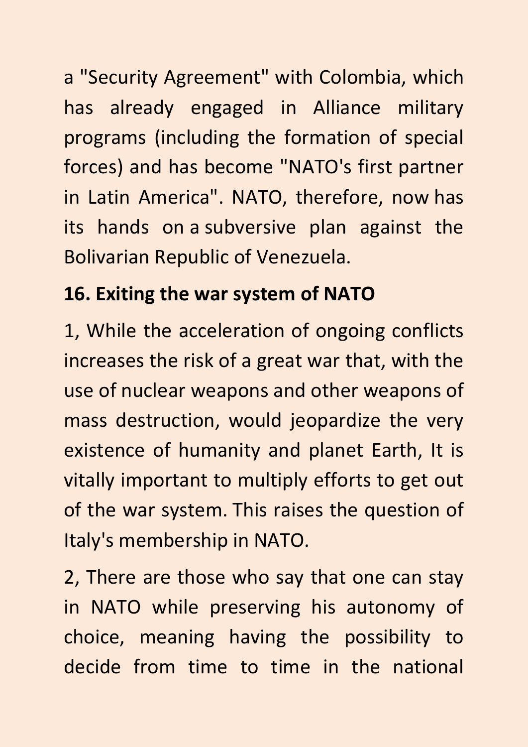a "Security Agreement" with Colombia, which has already engaged in Alliance military programs (including the formation of special forces) and has become "NATO's first partner in Latin America". NATO, therefore, now has its hands on a subversive plan against the Bolivarian Republic of Venezuela.

**16. Exiting the war system of NATO**

1, While the acceleration of ongoing conflicts increases the risk of a great war that, with the use of nuclear weapons and other weapons of mass destruction, would jeopardize the very existence of humanity and planet Earth, It is vitally important to multiply efforts to get out of the war system. This raises the question of Italy's membership in NATO.

2, There are those who say that one can stay in NATO while preserving his autonomy of choice, meaning having the possibility to decide from time to time in the national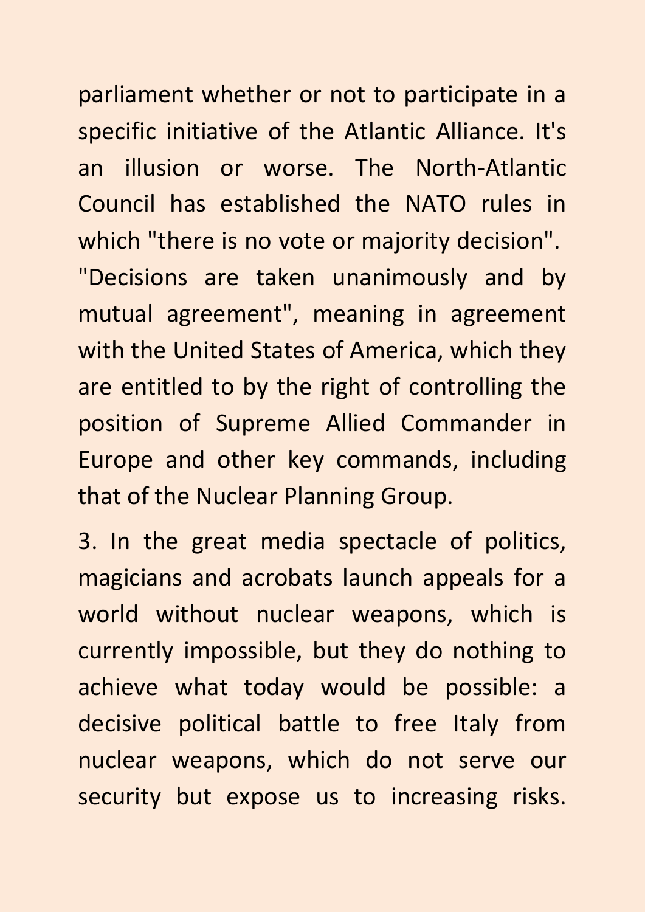parliament whether or not to participate in a specific initiative of the Atlantic Alliance. It's an illusion or worse. The North-Atlantic Council has established the NATO rules in which "there is no vote or majority decision". "Decisions are taken unanimously and by mutual agreement", meaning in agreement with the United States of America, which they are entitled to by the right of controlling the position of Supreme Allied Commander in Europe and other key commands, including that of the Nuclear Planning Group.

3. In the great media spectacle of politics, magicians and acrobats launch appeals for a world without nuclear weapons, which is currently impossible, but they do nothing to achieve what today would be possible: a decisive political battle to free Italy from nuclear weapons, which do not serve our security but expose us to increasing risks.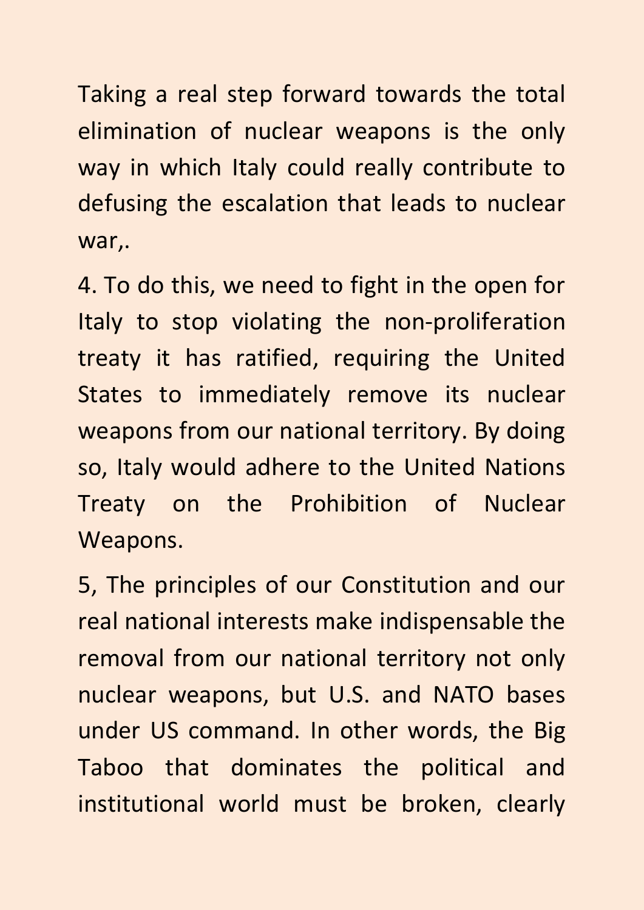Taking a real step forward towards the total elimination of nuclear weapons is the only way in which Italy could really contribute to defusing the escalation that leads to nuclear war,.

4. To do this, we need to fight in the open for Italy to stop violating the non-proliferation treaty it has ratified, requiring the United States to immediately remove its nuclear weapons from our national territory. By doing so, Italy would adhere to the United Nations Treaty on the Prohibition of Nuclear Weapons.

5, The principles of our Constitution and our real national interests make indispensable the removal from our national territory not only nuclear weapons, but U.S. and NATO bases under US command. In other words, the Big Taboo that dominates the political and institutional world must be broken, clearly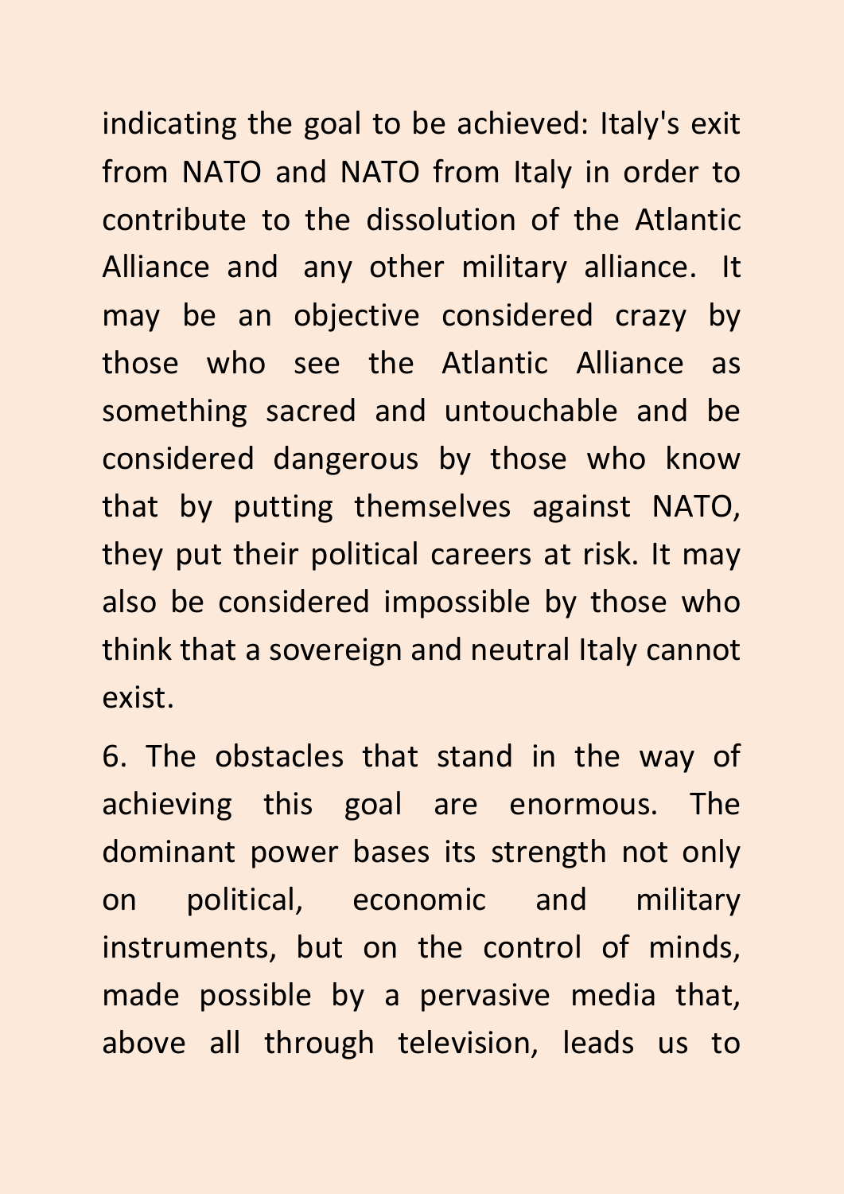indicating the goal to be achieved: Italy's exit from NATO and NATO from Italy in order to contribute to the dissolution of the Atlantic Alliance and any other military alliance. It may be an objective considered crazy by those who see the Atlantic Alliance as something sacred and untouchable and be considered dangerous by those who know that by putting themselves against NATO, they put their political careers at risk. It may also be considered impossible by those who think that a sovereign and neutral Italy cannot exist.

6. The obstacles that stand in the way of achieving this goal are enormous. The dominant power bases its strength not only on political, economic and military instruments, but on the control of minds, made possible by a pervasive media that, above all through television, leads us to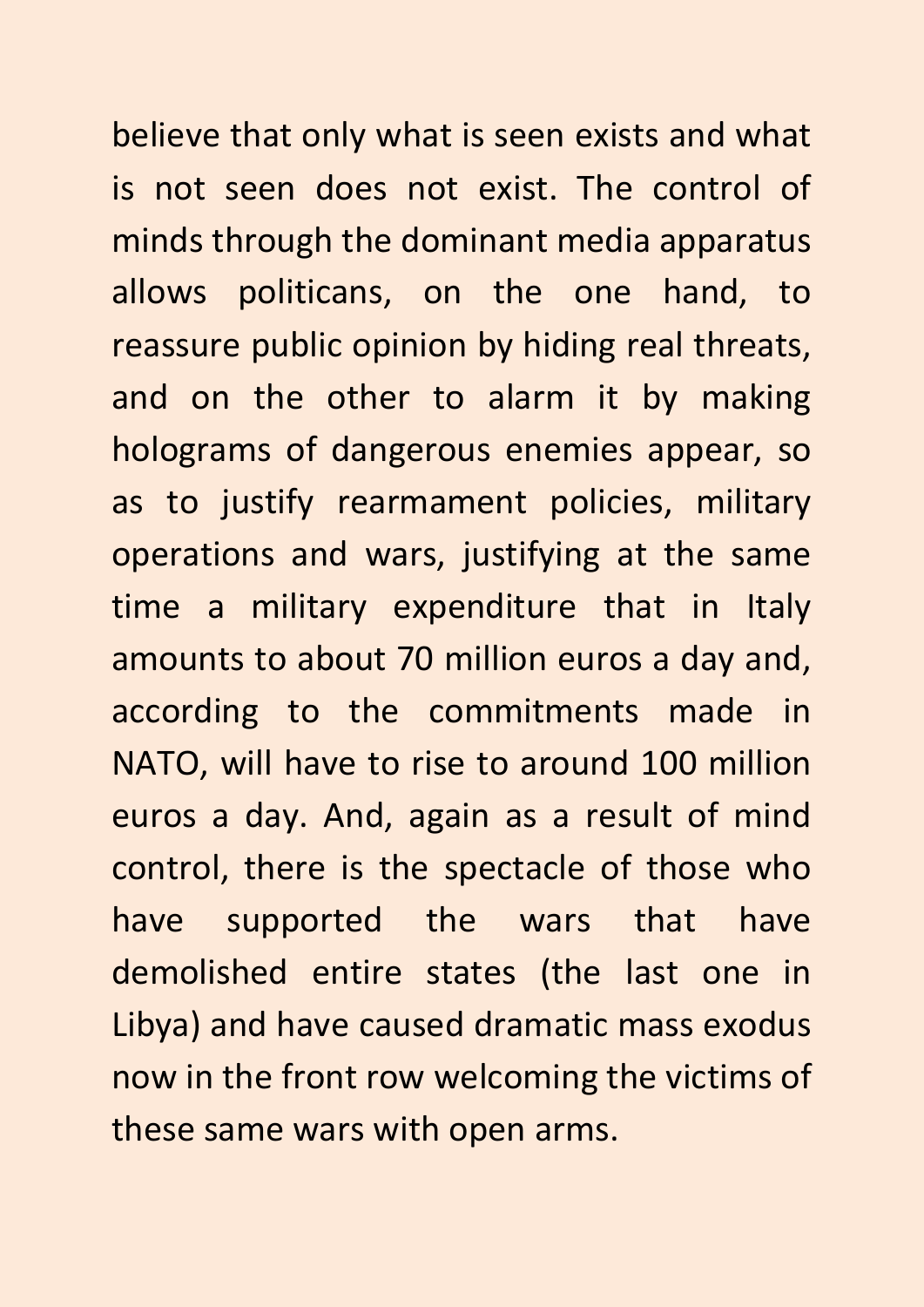believe that only what is seen exists and what is not seen does not exist. The control of minds through the dominant media apparatus allows politicans, on the one hand, to reassure public opinion by hiding real threats, and on the other to alarm it by making holograms of dangerous enemies appear, so as to justify rearmament policies, military operations and wars, justifying at the same time a military expenditure that in Italy amounts to about 70 million euros a day and, according to the commitments made in NATO, will have to rise to around 100 million euros a day. And, again as a result of mind control, there is the spectacle of those who have supported the wars that have demolished entire states (the last one in Libya) and have caused dramatic mass exodus now in the front row welcoming the victims of these same wars with open arms.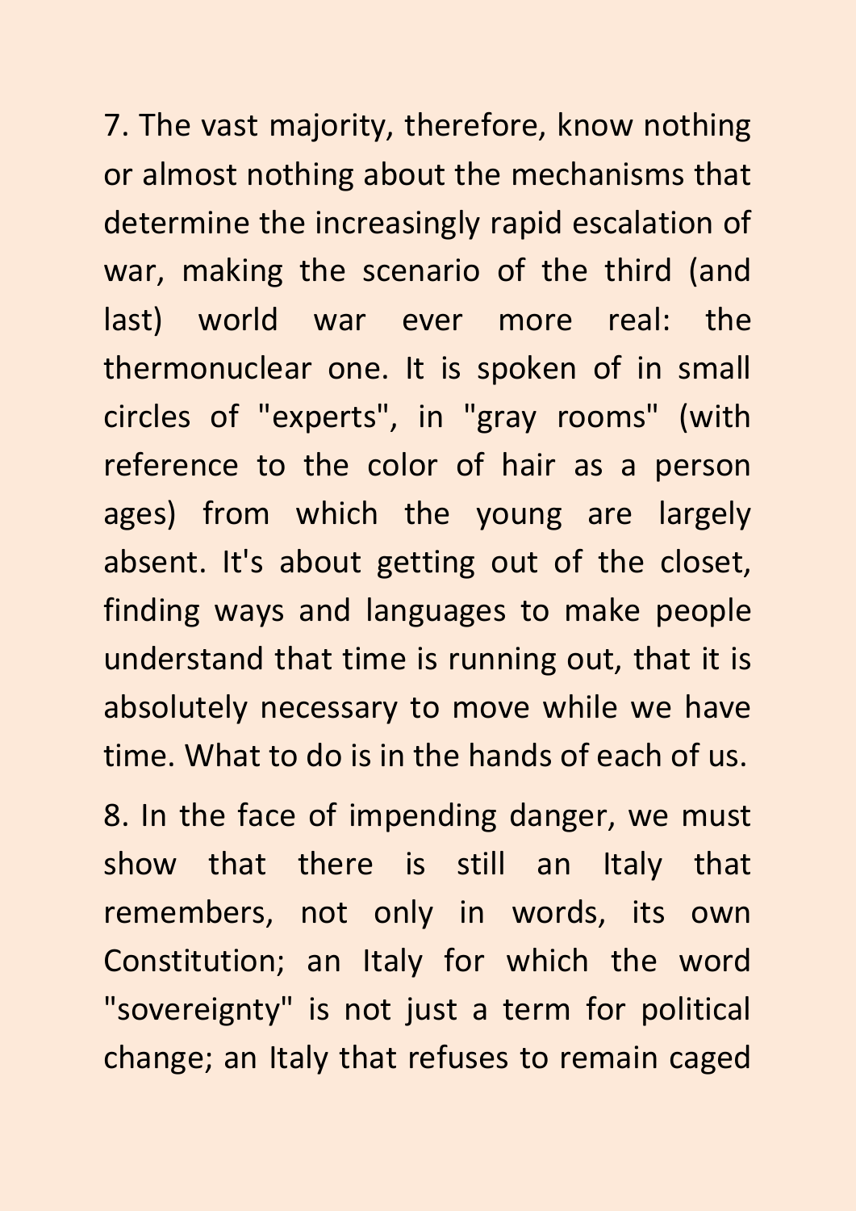7. The vast majority, therefore, know nothing or almost nothing about the mechanisms that determine the increasingly rapid escalation of war, making the scenario of the third (and last) world war ever more real: the thermonuclear one. It is spoken of in small circles of "experts", in "gray rooms" (with reference to the color of hair as a person ages) from which the young are largely absent. It's about getting out of the closet, finding ways and languages to make people understand that time is running out, that it is absolutely necessary to move while we have time. What to do is in the hands of each of us.

8. In the face of impending danger, we must show that there is still an Italy that remembers, not only in words, its own Constitution; an Italy for which the word "sovereignty" is not just a term for political change; an Italy that refuses to remain caged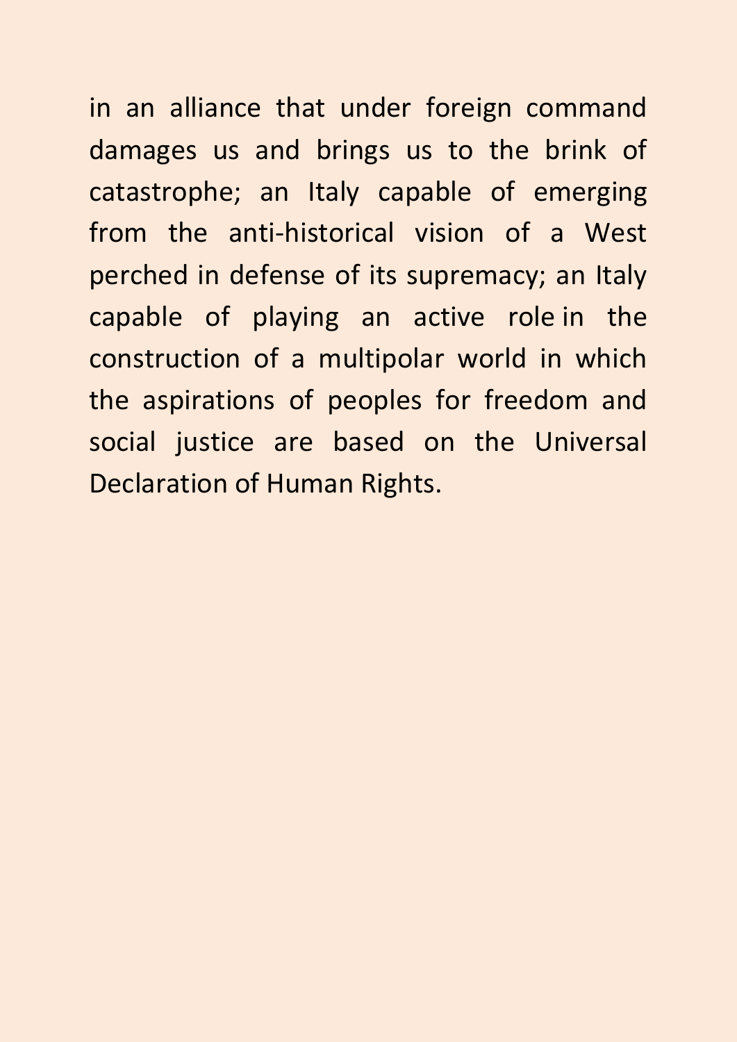in an alliance that under foreign command damages us and brings us to the brink of catastrophe; an Italy capable of emerging from the anti-historical vision of a West perched in defense of its supremacy; an Italy capable of playing an active role in the construction of a multipolar world in which the aspirations of peoples for freedom and social justice are based on the Universal Declaration of Human Rights.